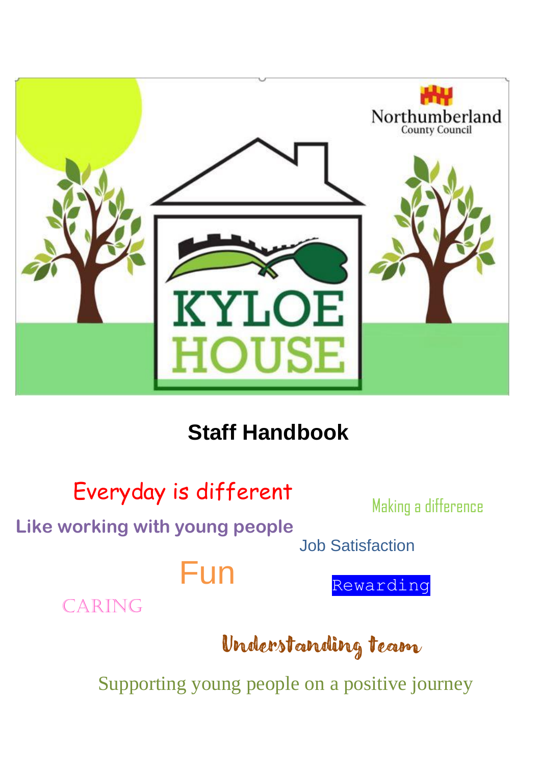Northumberland County Council

KYLOE HOUSE

# Staff Handbook

Everyday is different

Making a difference

Like working with young people

Job Satisfaction

Fun

Rewarding

CARING

Understanding team

Supporting young people on a positive journey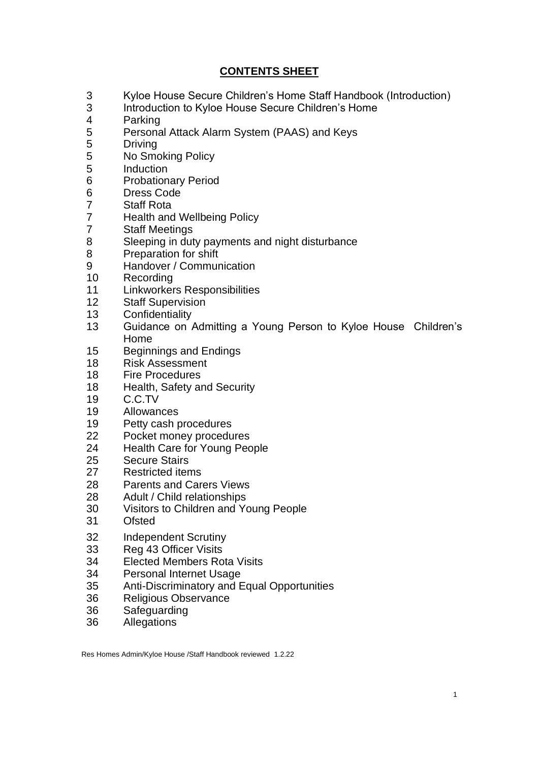## CONTENTS SHEET

| | |
|---|---|
| 3 | Kyloe House Secure Children's Home Staff Handbook (Introduction) |
| 3 | Introduction to Kyloe House Secure Children's Home |
| 4 | Parking |
| 5 | Personal Attack Alarm System (PAAS) and Keys |
| 5 | Driving |
| 5 | No Smoking Policy |
| 5 | Induction |
| 6 | Probationary Period |
| 6 | Dress Code |
| 7 | Staff Rota |
| 7 | Health and Wellbeing Policy |
| 7 | Staff Meetings |
| 8 | Sleeping in duty payments and night disturbance |
| 8 | Preparation for shift |
| 9 | Handover / Communication |
| 10 | Recording |
| 11 | Linkworkers Responsibilities |
| 12 | Staff Supervision |
| 13 | Confidentiality |
| 13 | Guidance on Admitting a Young Person to Kyloe House Children's Home |
| 15 | Beginnings and Endings |
| 18 | Risk Assessment |
| 18 | Fire Procedures |
| 18 | Health, Safety and Security |
| 19 | C.C.TV |
| 19 | Allowances |
| 19 | Petty cash procedures |
| 22 | Pocket money procedures |
| 24 | Health Care for Young People |
| 25 | Secure Stairs |
| 27 | Restricted items |
| 28 | Parents and Carers Views |
| 28 | Adult / Child relationships |
| 30 | Visitors to Children and Young People |
| 31 | Ofsted |
| 32 | Independent Scrutiny |
| 33 | Reg 43 Officer Visits |
| 34 | Elected Members Rota Visits |
| 34 | Personal Internet Usage |
| 35 | Anti-Discriminatory and Equal Opportunities |
| 36 | Religious Observance |
| 36 | Safeguarding |
| 36 | Allegations |

Res Homes Admin/Kyloe House /Staff Handbook reviewed 1.2.22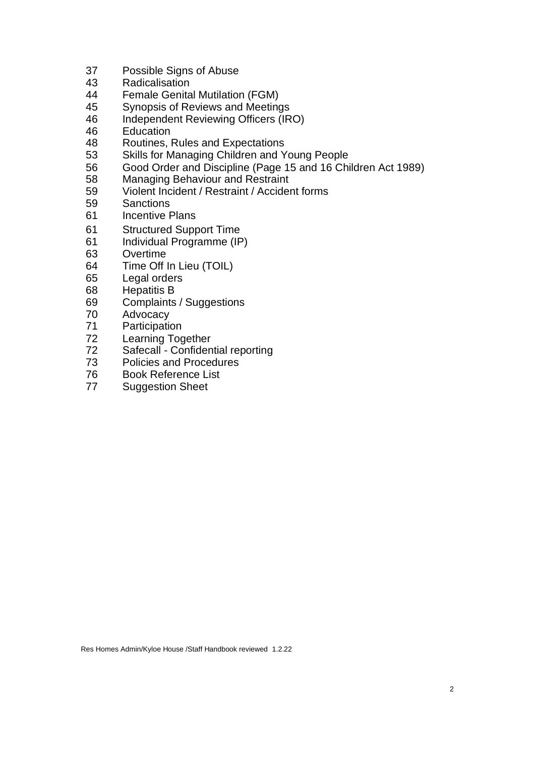| | |
|---|---|
| 37 | Possible Signs of Abuse |
| 43 | Radicalisation |
| 44 | Female Genital Mutilation (FGM) |
| 45 | Synopsis of Reviews and Meetings |
| 46 | Independent Reviewing Officers (IRO) |
| 46 | Education |
| 48 | Routines, Rules and Expectations |
| 53 | Skills for Managing Children and Young People |
| 56 | Good Order and Discipline (Page 15 and 16 Children Act 1989) |
| 58 | Managing Behaviour and Restraint |
| 59 | Violent Incident / Restraint / Accident forms |
| 59 | Sanctions |
| 61 | Incentive Plans |
| 61 | Structured Support Time |
| 61 | Individual Programme (IP) |
| 63 | Overtime |
| 64 | Time Off In Lieu (TOIL) |
| 65 | Legal orders |
| 68 | Hepatitis B |
| 69 | Complaints / Suggestions |
| 70 | Advocacy |
| 71 | Participation |
| 72 | Learning Together |
| 72 | Safecall - Confidential reporting |
| 73 | Policies and Procedures |
| 76 | Book Reference List |
| 77 | Suggestion Sheet |

Res Homes Admin/Kyloe House /Staff Handbook reviewed 1.2.22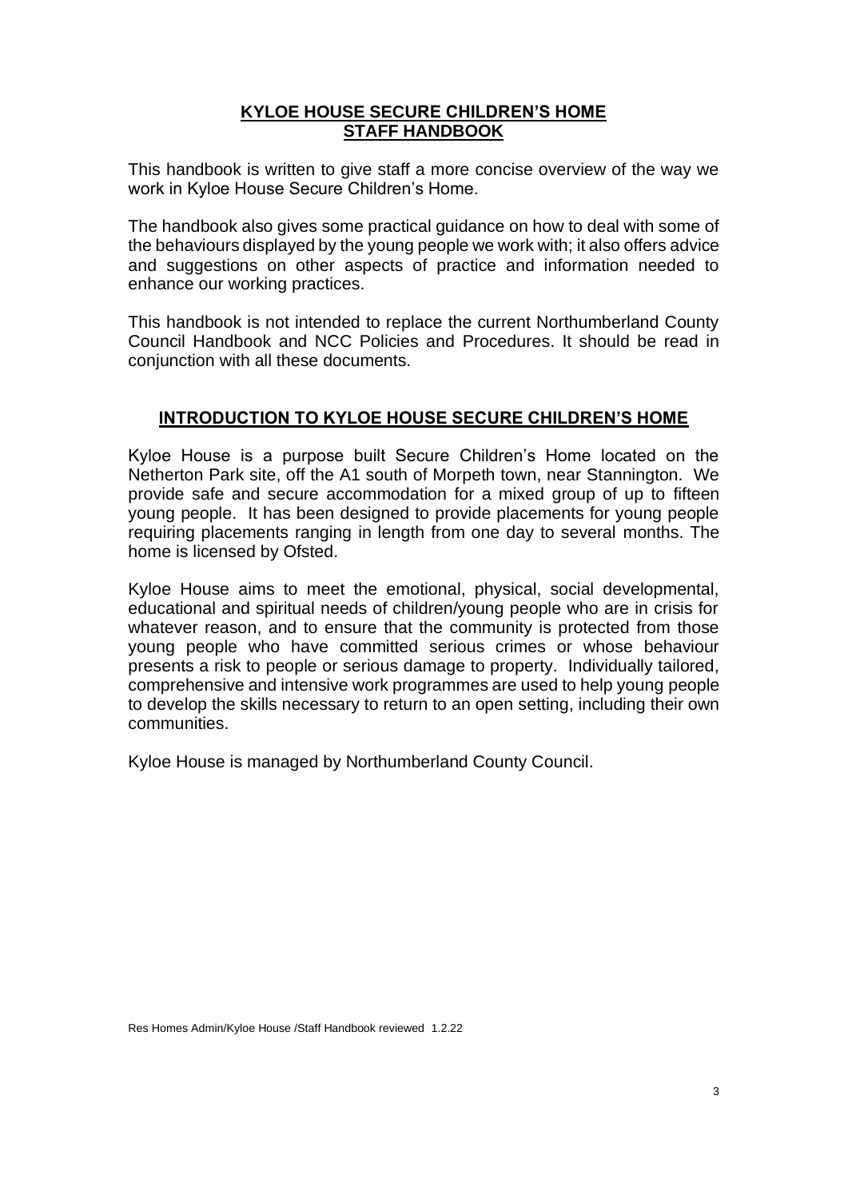# KYLOE HOUSE SECURE CHILDREN'S HOME
## STAFF HANDBOOK

This handbook is written to give staff a more concise overview of the way we work in Kyloe House Secure Children's Home.

The handbook also gives some practical guidance on how to deal with some of the behaviours displayed by the young people we work with; it also offers advice and suggestions on other aspects of practice and information needed to enhance our working practices.

This handbook is not intended to replace the current Northumberland County Council Handbook and NCC Policies and Procedures. It should be read in conjunction with all these documents.

## INTRODUCTION TO KYLOE HOUSE SECURE CHILDREN'S HOME

Kyloe House is a purpose built Secure Children's Home located on the Netherton Park site, off the A1 south of Morpeth town, near Stannington. We provide safe and secure accommodation for a mixed group of up to fifteen young people. It has been designed to provide placements for young people requiring placements ranging in length from one day to several months. The home is licensed by Ofsted.

Kyloe House aims to meet the emotional, physical, social developmental, educational and spiritual needs of children/young people who are in crisis for whatever reason, and to ensure that the community is protected from those young people who have committed serious crimes or whose behaviour presents a risk to people or serious damage to property. Individually tailored, comprehensive and intensive work programmes are used to help young people to develop the skills necessary to return to an open setting, including their own communities.

Kyloe House is managed by Northumberland County Council.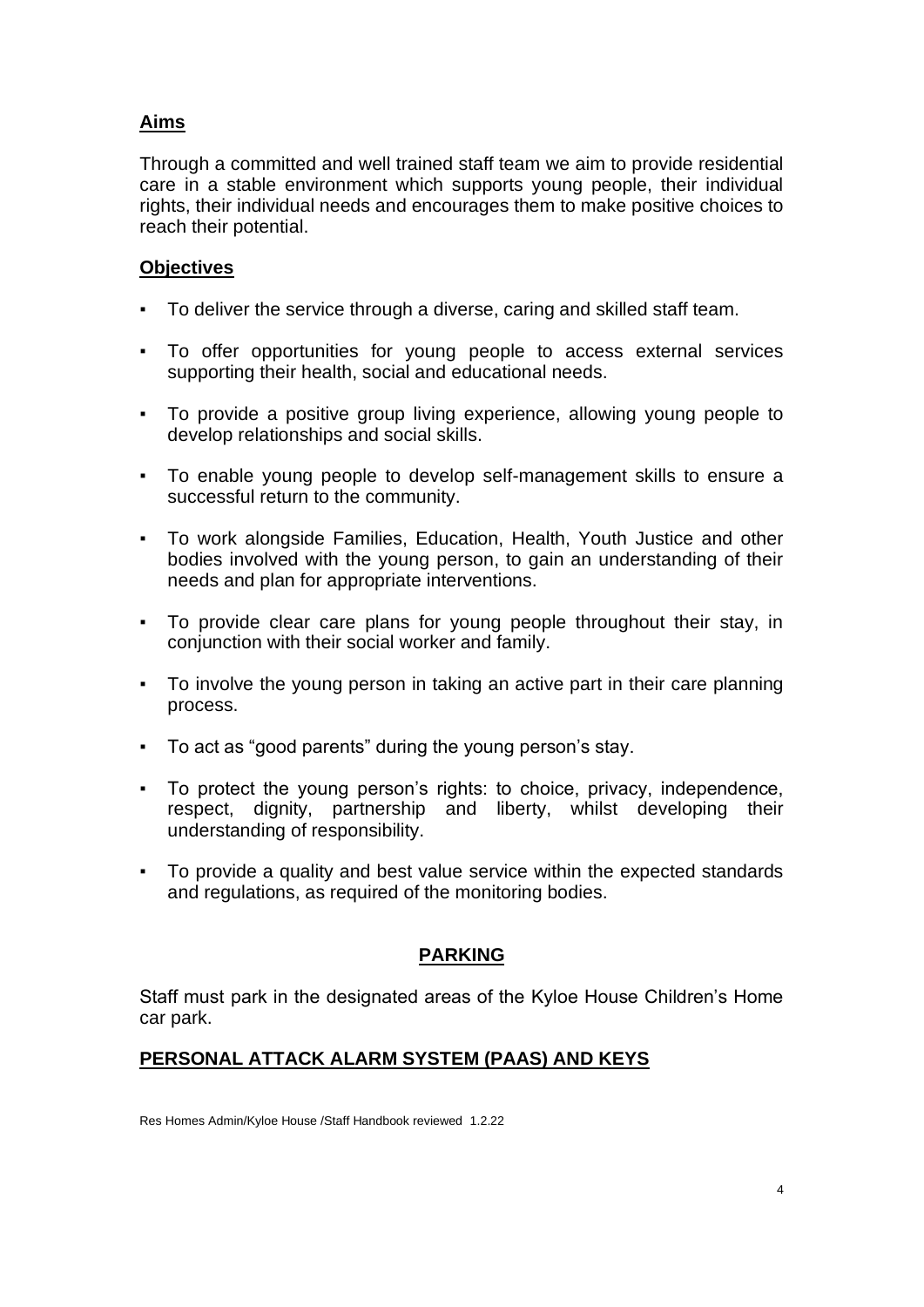## Aims

Through a committed and well trained staff team we aim to provide residential care in a stable environment which supports young people, their individual rights, their individual needs and encourages them to make positive choices to reach their potential.

## Objectives

- To deliver the service through a diverse, caring and skilled staff team.
- To offer opportunities for young people to access external services supporting their health, social and educational needs.
- To provide a positive group living experience, allowing young people to develop relationships and social skills.
- To enable young people to develop self-management skills to ensure a successful return to the community.
- To work alongside Families, Education, Health, Youth Justice and other bodies involved with the young person, to gain an understanding of their needs and plan for appropriate interventions.
- To provide clear care plans for young people throughout their stay, in conjunction with their social worker and family.
- To involve the young person in taking an active part in their care planning process.
- To act as "good parents" during the young person's stay.
- To protect the young person's rights: to choice, privacy, independence, respect, dignity, partnership and liberty, whilst developing their understanding of responsibility.
- To provide a quality and best value service within the expected standards and regulations, as required of the monitoring bodies.

## PARKING

Staff must park in the designated areas of the Kyloe House Children's Home car park.

## PERSONAL ATTACK ALARM SYSTEM (PAAS) AND KEYS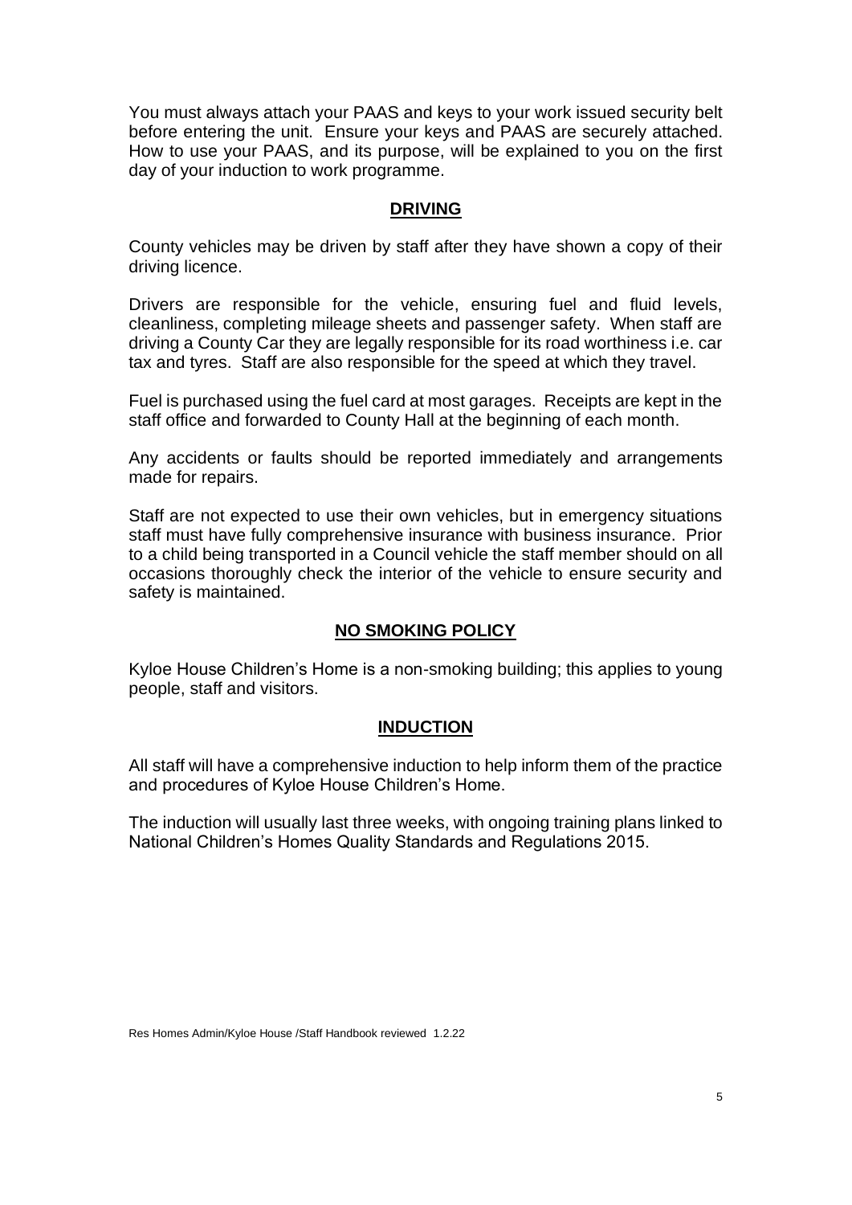You must always attach your PAAS and keys to your work issued security belt before entering the unit. Ensure your keys and PAAS are securely attached. How to use your PAAS, and its purpose, will be explained to you on the first day of your induction to work programme.

## **DRIVING**

County vehicles may be driven by staff after they have shown a copy of their driving licence.

Drivers are responsible for the vehicle, ensuring fuel and fluid levels, cleanliness, completing mileage sheets and passenger safety. When staff are driving a County Car they are legally responsible for its road worthiness i.e. car tax and tyres. Staff are also responsible for the speed at which they travel.

Fuel is purchased using the fuel card at most garages. Receipts are kept in the staff office and forwarded to County Hall at the beginning of each month.

Any accidents or faults should be reported immediately and arrangements made for repairs.

Staff are not expected to use their own vehicles, but in emergency situations staff must have fully comprehensive insurance with business insurance. Prior to a child being transported in a Council vehicle the staff member should on all occasions thoroughly check the interior of the vehicle to ensure security and safety is maintained.

## **NO SMOKING POLICY**

Kyloe House Children's Home is a non-smoking building; this applies to young people, staff and visitors.

## **INDUCTION**

All staff will have a comprehensive induction to help inform them of the practice and procedures of Kyloe House Children's Home.

The induction will usually last three weeks, with ongoing training plans linked to National Children's Homes Quality Standards and Regulations 2015.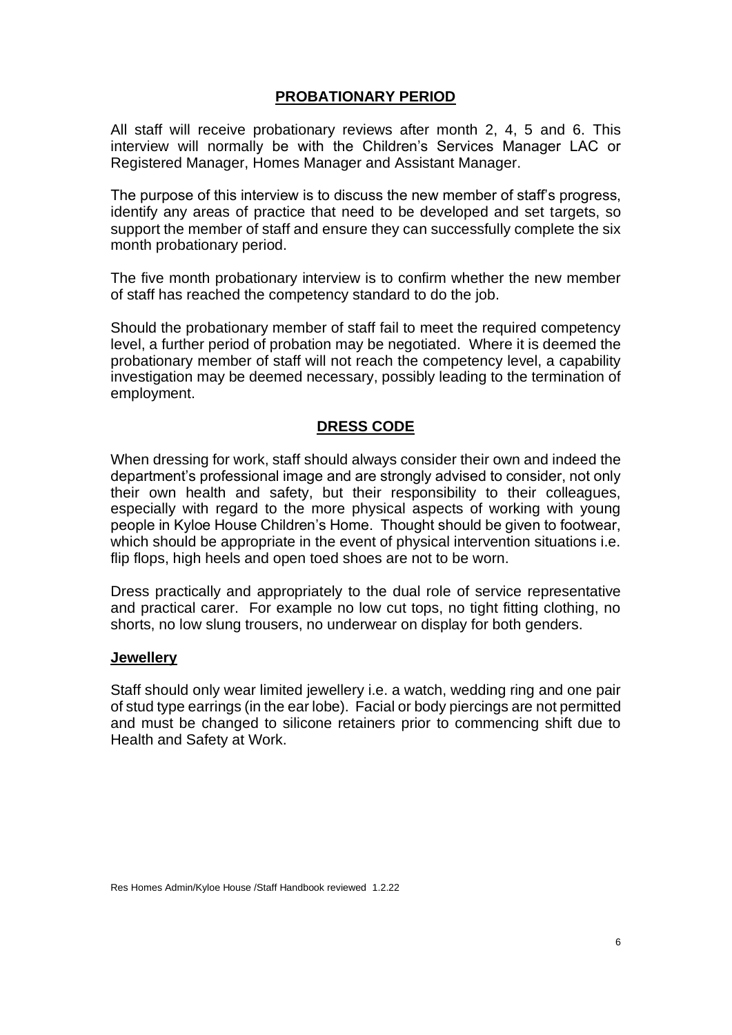## PROBATIONARY PERIOD

All staff will receive probationary reviews after month 2, 4, 5 and 6. This interview will normally be with the Children's Services Manager LAC or Registered Manager, Homes Manager and Assistant Manager.

The purpose of this interview is to discuss the new member of staff's progress, identify any areas of practice that need to be developed and set targets, so support the member of staff and ensure they can successfully complete the six month probationary period.

The five month probationary interview is to confirm whether the new member of staff has reached the competency standard to do the job.

Should the probationary member of staff fail to meet the required competency level, a further period of probation may be negotiated. Where it is deemed the probationary member of staff will not reach the competency level, a capability investigation may be deemed necessary, possibly leading to the termination of employment.

## DRESS CODE

When dressing for work, staff should always consider their own and indeed the department's professional image and are strongly advised to consider, not only their own health and safety, but their responsibility to their colleagues, especially with regard to the more physical aspects of working with young people in Kyloe House Children's Home. Thought should be given to footwear, which should be appropriate in the event of physical intervention situations i.e. flip flops, high heels and open toed shoes are not to be worn.

Dress practically and appropriately to the dual role of service representative and practical carer. For example no low cut tops, no tight fitting clothing, no shorts, no low slung trousers, no underwear on display for both genders.

### Jewellery

Staff should only wear limited jewellery i.e. a watch, wedding ring and one pair of stud type earrings (in the ear lobe). Facial or body piercings are not permitted and must be changed to silicone retainers prior to commencing shift due to Health and Safety at Work.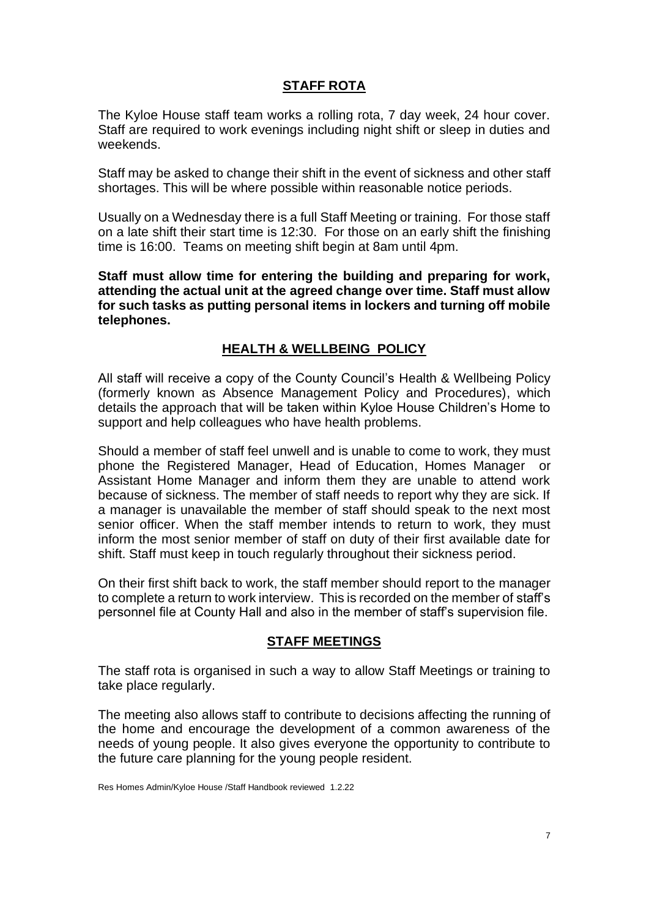## STAFF ROTA

The Kyloe House staff team works a rolling rota, 7 day week, 24 hour cover. Staff are required to work evenings including night shift or sleep in duties and weekends.

Staff may be asked to change their shift in the event of sickness and other staff shortages. This will be where possible within reasonable notice periods.

Usually on a Wednesday there is a full Staff Meeting or training. For those staff on a late shift their start time is 12:30. For those on an early shift the finishing time is 16:00. Teams on meeting shift begin at 8am until 4pm.

**Staff must allow time for entering the building and preparing for work, attending the actual unit at the agreed change over time. Staff must allow for such tasks as putting personal items in lockers and turning off mobile telephones.**

## HEALTH & WELLBEING POLICY

All staff will receive a copy of the County Council's Health & Wellbeing Policy (formerly known as Absence Management Policy and Procedures), which details the approach that will be taken within Kyloe House Children's Home to support and help colleagues who have health problems.

Should a member of staff feel unwell and is unable to come to work, they must phone the Registered Manager, Head of Education, Homes Manager or Assistant Home Manager and inform them they are unable to attend work because of sickness. The member of staff needs to report why they are sick. If a manager is unavailable the member of staff should speak to the next most senior officer. When the staff member intends to return to work, they must inform the most senior member of staff on duty of their first available date for shift. Staff must keep in touch regularly throughout their sickness period.

On their first shift back to work, the staff member should report to the manager to complete a return to work interview. This is recorded on the member of staff's personnel file at County Hall and also in the member of staff's supervision file.

## STAFF MEETINGS

The staff rota is organised in such a way to allow Staff Meetings or training to take place regularly.

The meeting also allows staff to contribute to decisions affecting the running of the home and encourage the development of a common awareness of the needs of young people. It also gives everyone the opportunity to contribute to the future care planning for the young people resident.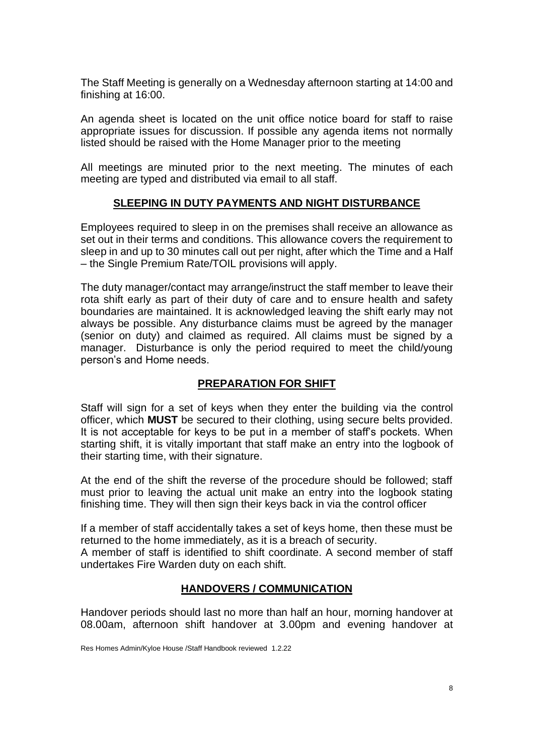The Staff Meeting is generally on a Wednesday afternoon starting at 14:00 and finishing at 16:00.

An agenda sheet is located on the unit office notice board for staff to raise appropriate issues for discussion. If possible any agenda items not normally listed should be raised with the Home Manager prior to the meeting

All meetings are minuted prior to the next meeting. The minutes of each meeting are typed and distributed via email to all staff.

## SLEEPING IN DUTY PAYMENTS AND NIGHT DISTURBANCE

Employees required to sleep in on the premises shall receive an allowance as set out in their terms and conditions. This allowance covers the requirement to sleep in and up to 30 minutes call out per night, after which the Time and a Half – the Single Premium Rate/TOIL provisions will apply.

The duty manager/contact may arrange/instruct the staff member to leave their rota shift early as part of their duty of care and to ensure health and safety boundaries are maintained. It is acknowledged leaving the shift early may not always be possible. Any disturbance claims must be agreed by the manager (senior on duty) and claimed as required. All claims must be signed by a manager. Disturbance is only the period required to meet the child/young person's and Home needs.

## PREPARATION FOR SHIFT

Staff will sign for a set of keys when they enter the building via the control officer, which **MUST** be secured to their clothing, using secure belts provided. It is not acceptable for keys to be put in a member of staff's pockets. When starting shift, it is vitally important that staff make an entry into the logbook of their starting time, with their signature.

At the end of the shift the reverse of the procedure should be followed; staff must prior to leaving the actual unit make an entry into the logbook stating finishing time. They will then sign their keys back in via the control officer

If a member of staff accidentally takes a set of keys home, then these must be returned to the home immediately, as it is a breach of security.
A member of staff is identified to shift coordinate. A second member of staff undertakes Fire Warden duty on each shift.

## HANDOVERS / COMMUNICATION

Handover periods should last no more than half an hour, morning handover at 08.00am, afternoon shift handover at 3.00pm and evening handover at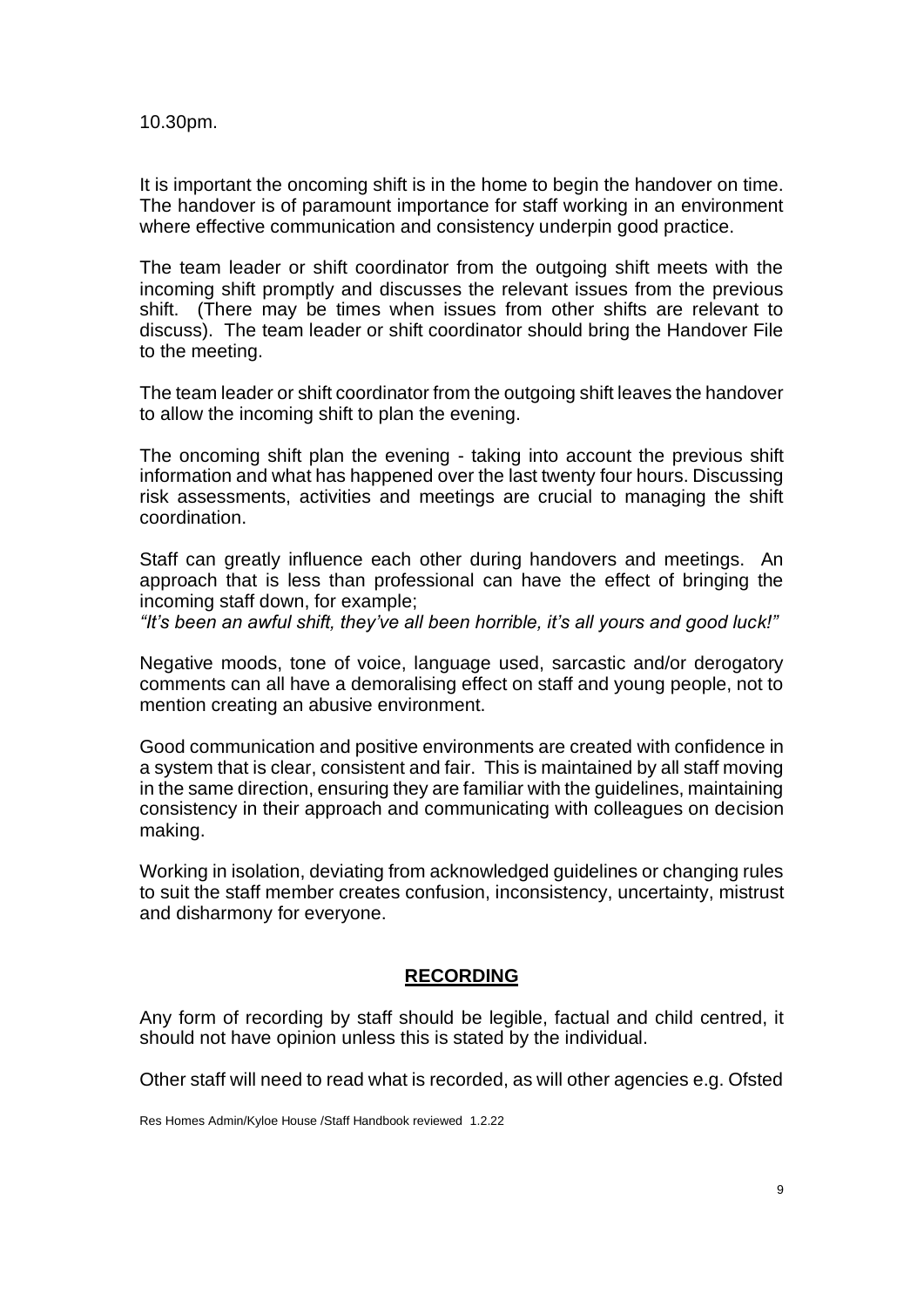10.30pm.

It is important the oncoming shift is in the home to begin the handover on time. The handover is of paramount importance for staff working in an environment where effective communication and consistency underpin good practice.

The team leader or shift coordinator from the outgoing shift meets with the incoming shift promptly and discusses the relevant issues from the previous shift. (There may be times when issues from other shifts are relevant to discuss). The team leader or shift coordinator should bring the Handover File to the meeting.

The team leader or shift coordinator from the outgoing shift leaves the handover to allow the incoming shift to plan the evening.

The oncoming shift plan the evening - taking into account the previous shift information and what has happened over the last twenty four hours. Discussing risk assessments, activities and meetings are crucial to managing the shift coordination.

Staff can greatly influence each other during handovers and meetings. An approach that is less than professional can have the effect of bringing the incoming staff down, for example;
*"It's been an awful shift, they've all been horrible, it's all yours and good luck!"*

Negative moods, tone of voice, language used, sarcastic and/or derogatory comments can all have a demoralising effect on staff and young people, not to mention creating an abusive environment.

Good communication and positive environments are created with confidence in a system that is clear, consistent and fair. This is maintained by all staff moving in the same direction, ensuring they are familiar with the guidelines, maintaining consistency in their approach and communicating with colleagues on decision making.

Working in isolation, deviating from acknowledged guidelines or changing rules to suit the staff member creates confusion, inconsistency, uncertainty, mistrust and disharmony for everyone.

## RECORDING

Any form of recording by staff should be legible, factual and child centred, it should not have opinion unless this is stated by the individual.

Other staff will need to read what is recorded, as will other agencies e.g. Ofsted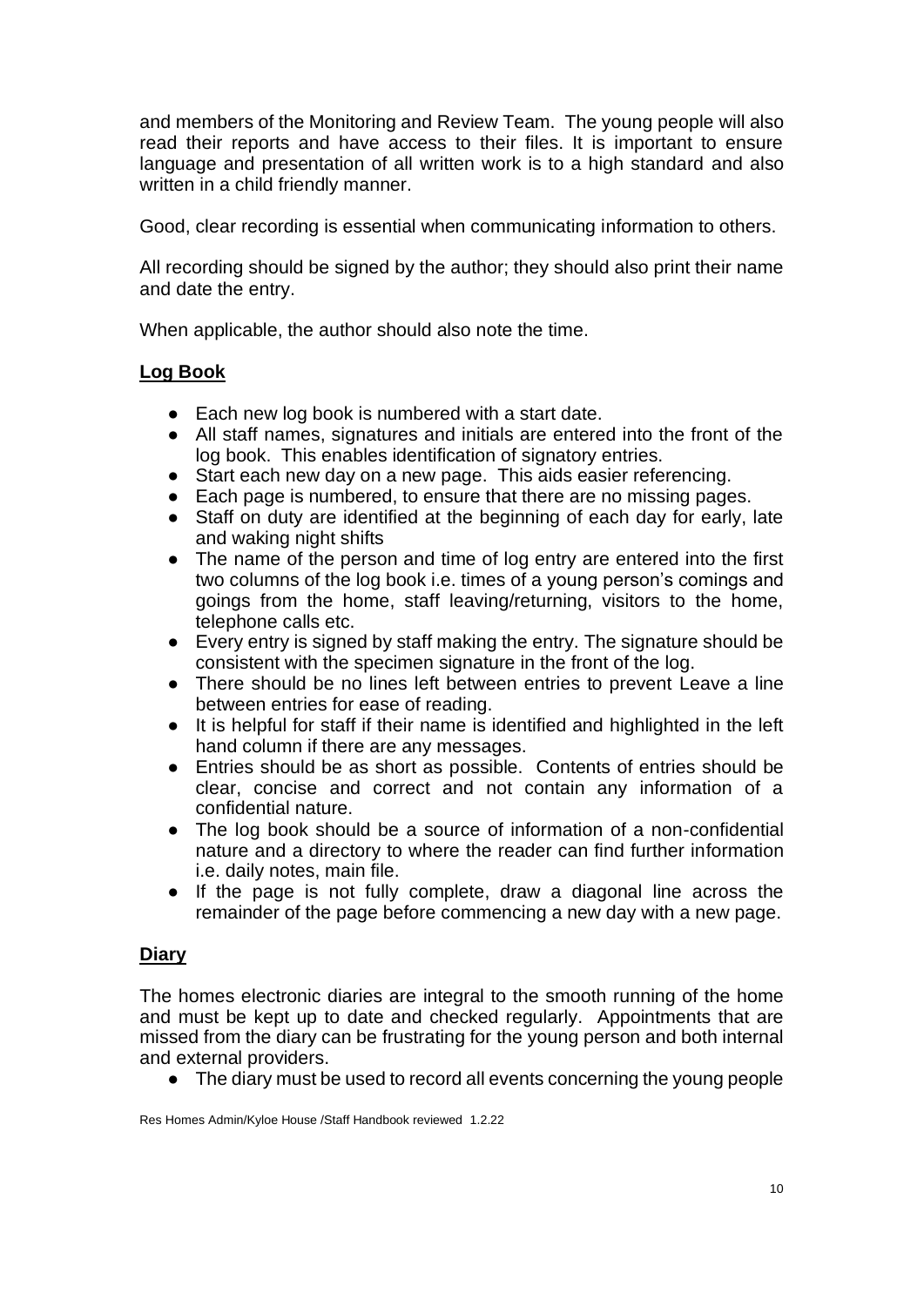and members of the Monitoring and Review Team. The young people will also read their reports and have access to their files. It is important to ensure language and presentation of all written work is to a high standard and also written in a child friendly manner.

Good, clear recording is essential when communicating information to others.

All recording should be signed by the author; they should also print their name and date the entry.

When applicable, the author should also note the time.

## **Log Book**

- Each new log book is numbered with a start date.
- All staff names, signatures and initials are entered into the front of the log book. This enables identification of signatory entries.
- Start each new day on a new page. This aids easier referencing.
- Each page is numbered, to ensure that there are no missing pages.
- Staff on duty are identified at the beginning of each day for early, late and waking night shifts
- The name of the person and time of log entry are entered into the first two columns of the log book i.e. times of a young person's comings and goings from the home, staff leaving/returning, visitors to the home, telephone calls etc.
- Every entry is signed by staff making the entry. The signature should be consistent with the specimen signature in the front of the log.
- There should be no lines left between entries to prevent Leave a line between entries for ease of reading.
- It is helpful for staff if their name is identified and highlighted in the left hand column if there are any messages.
- Entries should be as short as possible. Contents of entries should be clear, concise and correct and not contain any information of a confidential nature.
- The log book should be a source of information of a non-confidential nature and a directory to where the reader can find further information i.e. daily notes, main file.
- If the page is not fully complete, draw a diagonal line across the remainder of the page before commencing a new day with a new page.

## **Diary**

The homes electronic diaries are integral to the smooth running of the home and must be kept up to date and checked regularly. Appointments that are missed from the diary can be frustrating for the young person and both internal and external providers.

- The diary must be used to record all events concerning the young people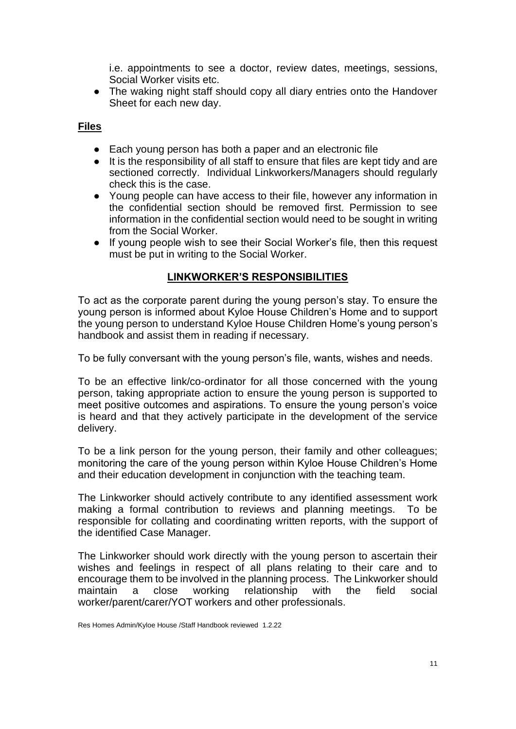i.e. appointments to see a doctor, review dates, meetings, sessions, Social Worker visits etc.

- The waking night staff should copy all diary entries onto the Handover Sheet for each new day.

## Files

- Each young person has both a paper and an electronic file
- It is the responsibility of all staff to ensure that files are kept tidy and are sectioned correctly. Individual Linkworkers/Managers should regularly check this is the case.
- Young people can have access to their file, however any information in the confidential section should be removed first. Permission to see information in the confidential section would need to be sought in writing from the Social Worker.
- If young people wish to see their Social Worker's file, then this request must be put in writing to the Social Worker.

## LINKWORKER'S RESPONSIBILITIES

To act as the corporate parent during the young person's stay. To ensure the young person is informed about Kyloe House Children's Home and to support the young person to understand Kyloe House Children Home's young person's handbook and assist them in reading if necessary.

To be fully conversant with the young person's file, wants, wishes and needs.

To be an effective link/co-ordinator for all those concerned with the young person, taking appropriate action to ensure the young person is supported to meet positive outcomes and aspirations. To ensure the young person's voice is heard and that they actively participate in the development of the service delivery.

To be a link person for the young person, their family and other colleagues; monitoring the care of the young person within Kyloe House Children's Home and their education development in conjunction with the teaching team.

The Linkworker should actively contribute to any identified assessment work making a formal contribution to reviews and planning meetings. To be responsible for collating and coordinating written reports, with the support of the identified Case Manager.

The Linkworker should work directly with the young person to ascertain their wishes and feelings in respect of all plans relating to their care and to encourage them to be involved in the planning process. The Linkworker should maintain a close working relationship with the field social worker/parent/carer/YOT workers and other professionals.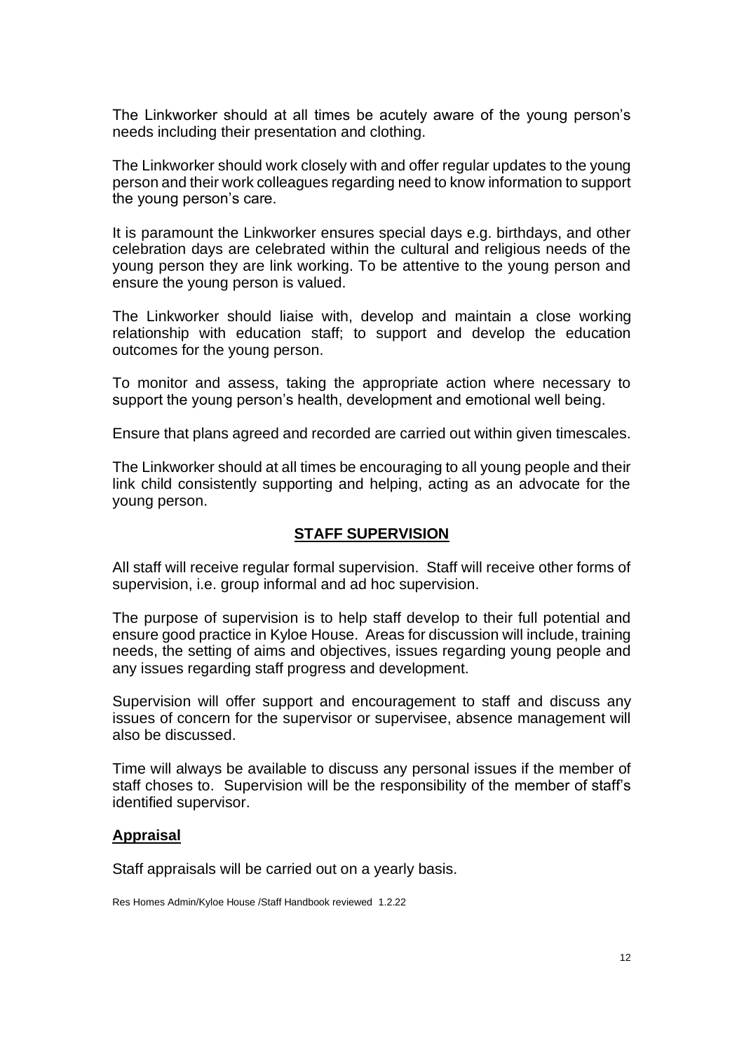The Linkworker should at all times be acutely aware of the young person's needs including their presentation and clothing.

The Linkworker should work closely with and offer regular updates to the young person and their work colleagues regarding need to know information to support the young person's care.

It is paramount the Linkworker ensures special days e.g. birthdays, and other celebration days are celebrated within the cultural and religious needs of the young person they are link working. To be attentive to the young person and ensure the young person is valued.

The Linkworker should liaise with, develop and maintain a close working relationship with education staff; to support and develop the education outcomes for the young person.

To monitor and assess, taking the appropriate action where necessary to support the young person's health, development and emotional well being.

Ensure that plans agreed and recorded are carried out within given timescales.

The Linkworker should at all times be encouraging to all young people and their link child consistently supporting and helping, acting as an advocate for the young person.

## STAFF SUPERVISION

All staff will receive regular formal supervision. Staff will receive other forms of supervision, i.e. group informal and ad hoc supervision.

The purpose of supervision is to help staff develop to their full potential and ensure good practice in Kyloe House. Areas for discussion will include, training needs, the setting of aims and objectives, issues regarding young people and any issues regarding staff progress and development.

Supervision will offer support and encouragement to staff and discuss any issues of concern for the supervisor or supervisee, absence management will also be discussed.

Time will always be available to discuss any personal issues if the member of staff choses to. Supervision will be the responsibility of the member of staff's identified supervisor.

### Appraisal

Staff appraisals will be carried out on a yearly basis.

Res Homes Admin/Kyloe House /Staff Handbook reviewed 1.2.22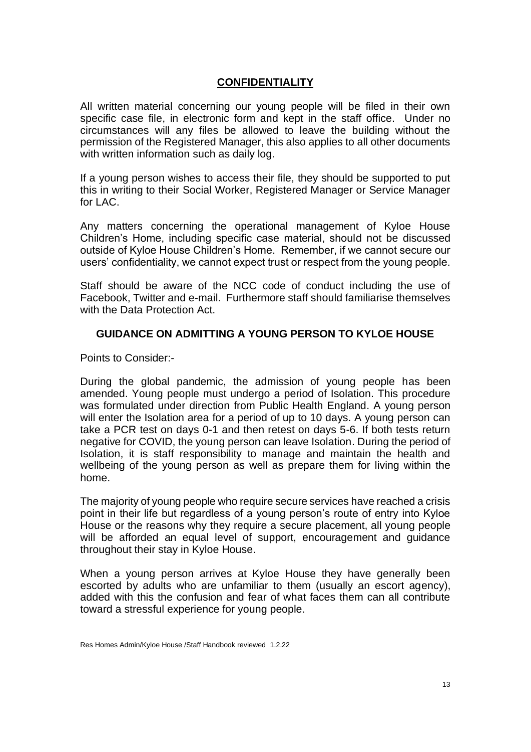## CONFIDENTIALITY

All written material concerning our young people will be filed in their own specific case file, in electronic form and kept in the staff office. Under no circumstances will any files be allowed to leave the building without the permission of the Registered Manager, this also applies to all other documents with written information such as daily log.

If a young person wishes to access their file, they should be supported to put this in writing to their Social Worker, Registered Manager or Service Manager for LAC.

Any matters concerning the operational management of Kyloe House Children's Home, including specific case material, should not be discussed outside of Kyloe House Children's Home. Remember, if we cannot secure our users' confidentiality, we cannot expect trust or respect from the young people.

Staff should be aware of the NCC code of conduct including the use of Facebook, Twitter and e-mail. Furthermore staff should familiarise themselves with the Data Protection Act.

## GUIDANCE ON ADMITTING A YOUNG PERSON TO KYLOE HOUSE

Points to Consider:-

During the global pandemic, the admission of young people has been amended. Young people must undergo a period of Isolation. This procedure was formulated under direction from Public Health England. A young person will enter the Isolation area for a period of up to 10 days. A young person can take a PCR test on days 0-1 and then retest on days 5-6. If both tests return negative for COVID, the young person can leave Isolation. During the period of Isolation, it is staff responsibility to manage and maintain the health and wellbeing of the young person as well as prepare them for living within the home.

The majority of young people who require secure services have reached a crisis point in their life but regardless of a young person's route of entry into Kyloe House or the reasons why they require a secure placement, all young people will be afforded an equal level of support, encouragement and guidance throughout their stay in Kyloe House.

When a young person arrives at Kyloe House they have generally been escorted by adults who are unfamiliar to them (usually an escort agency), added with this the confusion and fear of what faces them can all contribute toward a stressful experience for young people.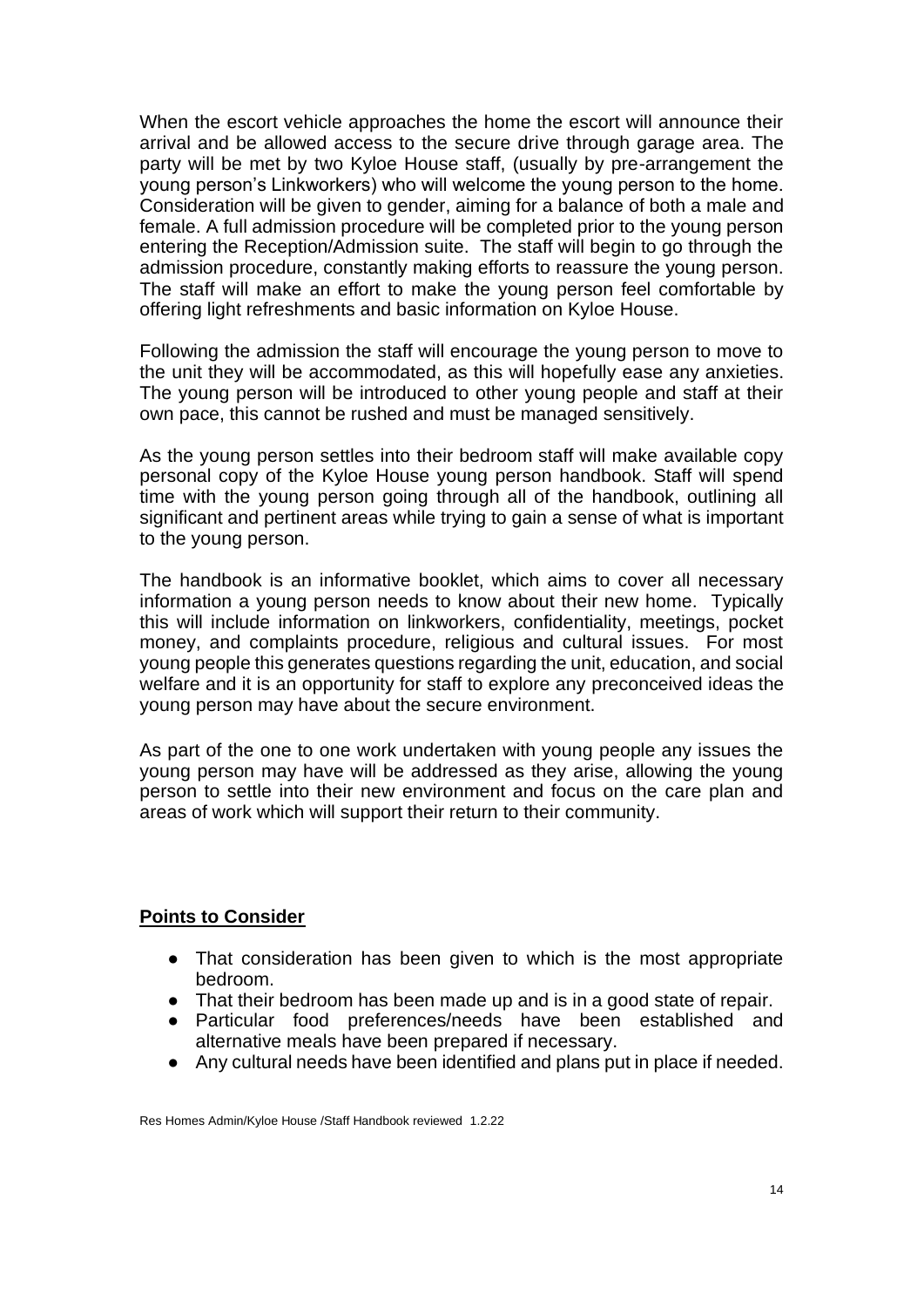When the escort vehicle approaches the home the escort will announce their arrival and be allowed access to the secure drive through garage area. The party will be met by two Kyloe House staff, (usually by pre-arrangement the young person's Linkworkers) who will welcome the young person to the home. Consideration will be given to gender, aiming for a balance of both a male and female. A full admission procedure will be completed prior to the young person entering the Reception/Admission suite. The staff will begin to go through the admission procedure, constantly making efforts to reassure the young person. The staff will make an effort to make the young person feel comfortable by offering light refreshments and basic information on Kyloe House.

Following the admission the staff will encourage the young person to move to the unit they will be accommodated, as this will hopefully ease any anxieties. The young person will be introduced to other young people and staff at their own pace, this cannot be rushed and must be managed sensitively.

As the young person settles into their bedroom staff will make available copy personal copy of the Kyloe House young person handbook. Staff will spend time with the young person going through all of the handbook, outlining all significant and pertinent areas while trying to gain a sense of what is important to the young person.

The handbook is an informative booklet, which aims to cover all necessary information a young person needs to know about their new home. Typically this will include information on linkworkers, confidentiality, meetings, pocket money, and complaints procedure, religious and cultural issues. For most young people this generates questions regarding the unit, education, and social welfare and it is an opportunity for staff to explore any preconceived ideas the young person may have about the secure environment.

As part of the one to one work undertaken with young people any issues the young person may have will be addressed as they arise, allowing the young person to settle into their new environment and focus on the care plan and areas of work which will support their return to their community.

**Points to Consider**

- That consideration has been given to which is the most appropriate bedroom.
- That their bedroom has been made up and is in a good state of repair.
- Particular food preferences/needs have been established and alternative meals have been prepared if necessary.
- Any cultural needs have been identified and plans put in place if needed.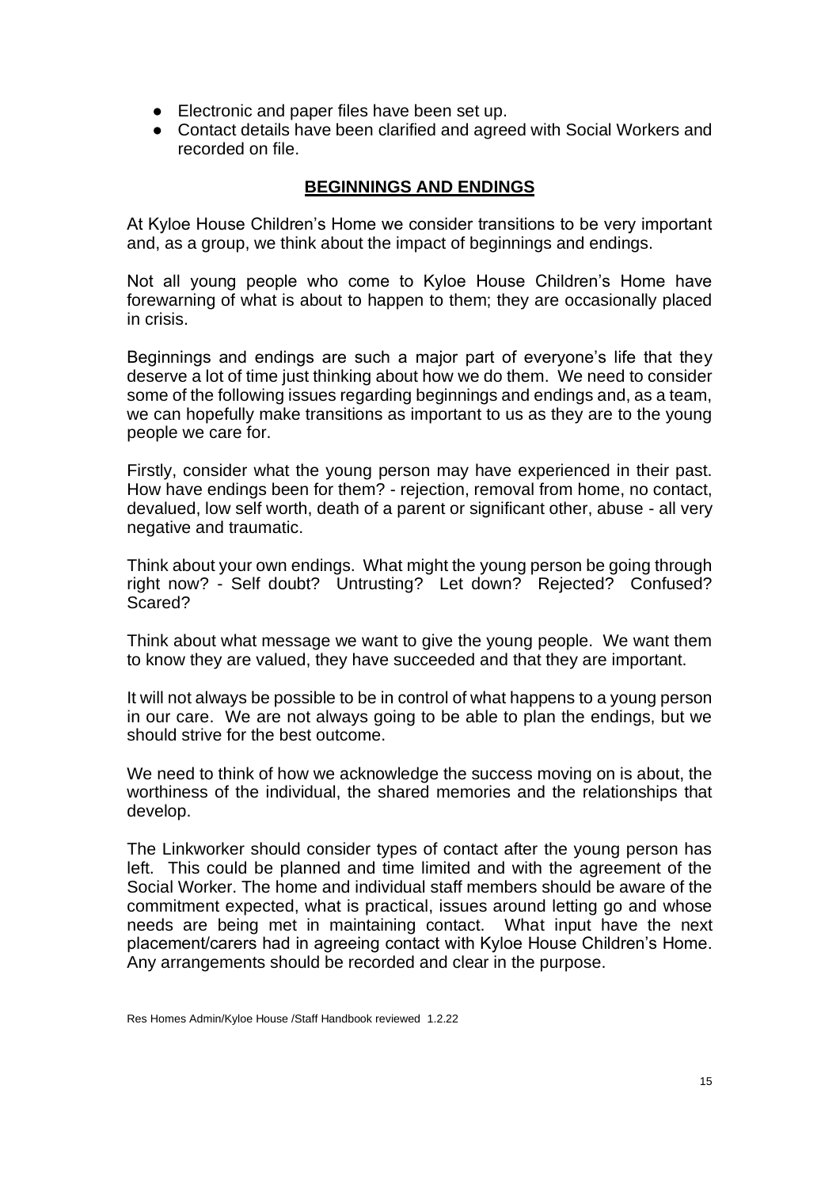- Electronic and paper files have been set up.
- Contact details have been clarified and agreed with Social Workers and recorded on file.

## BEGINNINGS AND ENDINGS

At Kyloe House Children's Home we consider transitions to be very important and, as a group, we think about the impact of beginnings and endings.

Not all young people who come to Kyloe House Children's Home have forewarning of what is about to happen to them; they are occasionally placed in crisis.

Beginnings and endings are such a major part of everyone's life that they deserve a lot of time just thinking about how we do them. We need to consider some of the following issues regarding beginnings and endings and, as a team, we can hopefully make transitions as important to us as they are to the young people we care for.

Firstly, consider what the young person may have experienced in their past. How have endings been for them? - rejection, removal from home, no contact, devalued, low self worth, death of a parent or significant other, abuse - all very negative and traumatic.

Think about your own endings. What might the young person be going through right now? - Self doubt? Untrusting? Let down? Rejected? Confused? Scared?

Think about what message we want to give the young people. We want them to know they are valued, they have succeeded and that they are important.

It will not always be possible to be in control of what happens to a young person in our care. We are not always going to be able to plan the endings, but we should strive for the best outcome.

We need to think of how we acknowledge the success moving on is about, the worthiness of the individual, the shared memories and the relationships that develop.

The Linkworker should consider types of contact after the young person has left. This could be planned and time limited and with the agreement of the Social Worker. The home and individual staff members should be aware of the commitment expected, what is practical, issues around letting go and whose needs are being met in maintaining contact. What input have the next placement/carers had in agreeing contact with Kyloe House Children's Home. Any arrangements should be recorded and clear in the purpose.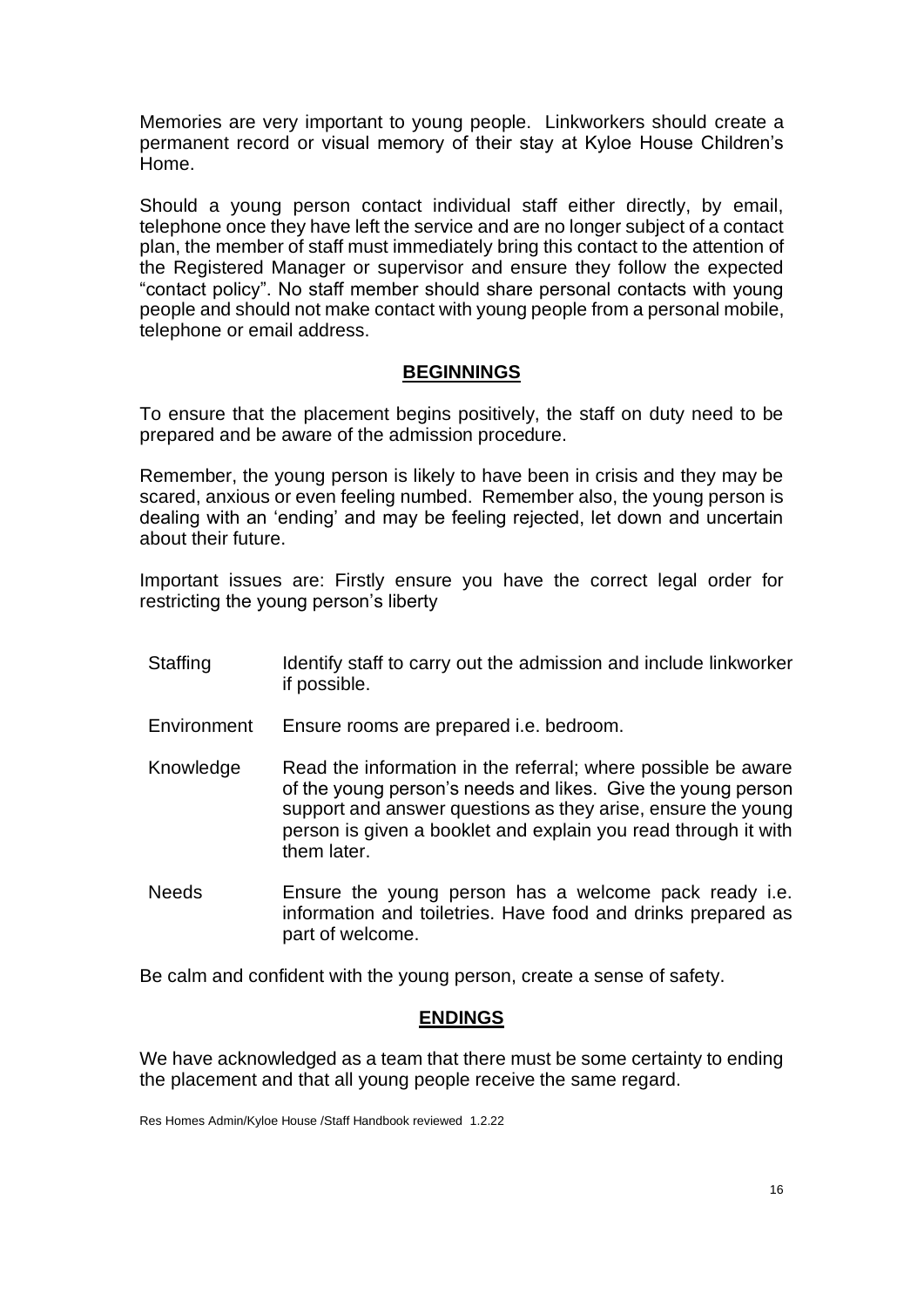Memories are very important to young people. Linkworkers should create a permanent record or visual memory of their stay at Kyloe House Children's Home.

Should a young person contact individual staff either directly, by email, telephone once they have left the service and are no longer subject of a contact plan, the member of staff must immediately bring this contact to the attention of the Registered Manager or supervisor and ensure they follow the expected "contact policy". No staff member should share personal contacts with young people and should not make contact with young people from a personal mobile, telephone or email address.

## BEGINNINGS

To ensure that the placement begins positively, the staff on duty need to be prepared and be aware of the admission procedure.

Remember, the young person is likely to have been in crisis and they may be scared, anxious or even feeling numbed. Remember also, the young person is dealing with an 'ending' and may be feeling rejected, let down and uncertain about their future.

Important issues are: Firstly ensure you have the correct legal order for restricting the young person's liberty

| | |
|---|---|
| Staffing | Identify staff to carry out the admission and include linkworker if possible. |
| Environment | Ensure rooms are prepared i.e. bedroom. |
| Knowledge | Read the information in the referral; where possible be aware of the young person's needs and likes. Give the young person support and answer questions as they arise, ensure the young person is given a booklet and explain you read through it with them later. |
| Needs | Ensure the young person has a welcome pack ready i.e. information and toiletries. Have food and drinks prepared as part of welcome. |

Be calm and confident with the young person, create a sense of safety.

## ENDINGS

We have acknowledged as a team that there must be some certainty to ending the placement and that all young people receive the same regard.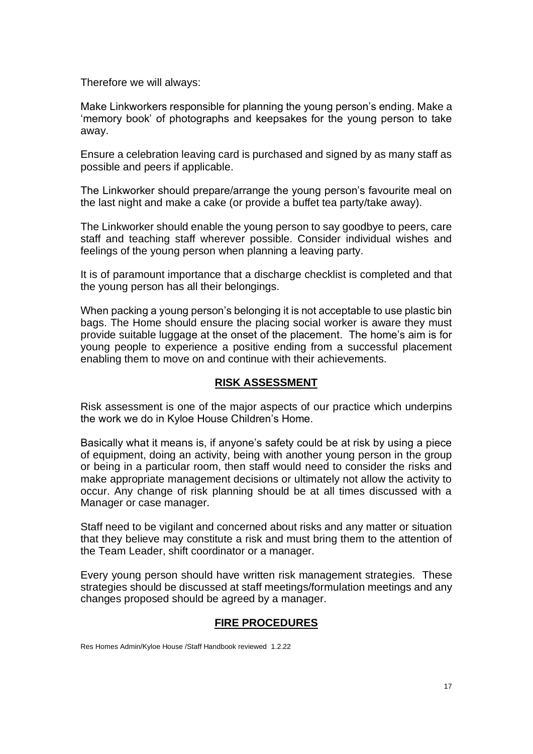Therefore we will always:

Make Linkworkers responsible for planning the young person's ending. Make a 'memory book' of photographs and keepsakes for the young person to take away.

Ensure a celebration leaving card is purchased and signed by as many staff as possible and peers if applicable.

The Linkworker should prepare/arrange the young person's favourite meal on the last night and make a cake (or provide a buffet tea party/take away).

The Linkworker should enable the young person to say goodbye to peers, care staff and teaching staff wherever possible. Consider individual wishes and feelings of the young person when planning a leaving party.

It is of paramount importance that a discharge checklist is completed and that the young person has all their belongings.

When packing a young person's belonging it is not acceptable to use plastic bin bags. The Home should ensure the placing social worker is aware they must provide suitable luggage at the onset of the placement. The home's aim is for young people to experience a positive ending from a successful placement enabling them to move on and continue with their achievements.

## RISK ASSESSMENT

Risk assessment is one of the major aspects of our practice which underpins the work we do in Kyloe House Children's Home.

Basically what it means is, if anyone's safety could be at risk by using a piece of equipment, doing an activity, being with another young person in the group or being in a particular room, then staff would need to consider the risks and make appropriate management decisions or ultimately not allow the activity to occur. Any change of risk planning should be at all times discussed with a Manager or case manager.

Staff need to be vigilant and concerned about risks and any matter or situation that they believe may constitute a risk and must bring them to the attention of the Team Leader, shift coordinator or a manager.

Every young person should have written risk management strategies. These strategies should be discussed at staff meetings/formulation meetings and any changes proposed should be agreed by a manager.

## FIRE PROCEDURES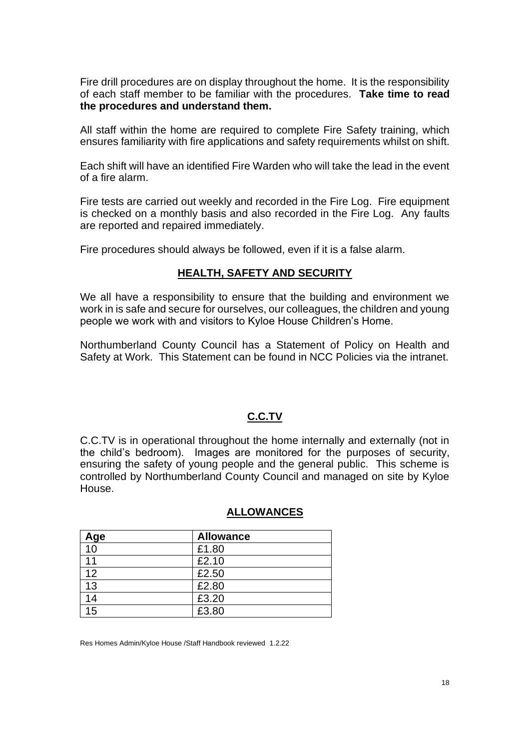Fire drill procedures are on display throughout the home. It is the responsibility of each staff member to be familiar with the procedures. **Take time to read the procedures and understand them.**

All staff within the home are required to complete Fire Safety training, which ensures familiarity with fire applications and safety requirements whilst on shift.

Each shift will have an identified Fire Warden who will take the lead in the event of a fire alarm.

Fire tests are carried out weekly and recorded in the Fire Log. Fire equipment is checked on a monthly basis and also recorded in the Fire Log. Any faults are reported and repaired immediately.

Fire procedures should always be followed, even if it is a false alarm.

## HEALTH, SAFETY AND SECURITY

We all have a responsibility to ensure that the building and environment we work in is safe and secure for ourselves, our colleagues, the children and young people we work with and visitors to Kyloe House Children's Home.

Northumberland County Council has a Statement of Policy on Health and Safety at Work. This Statement can be found in NCC Policies via the intranet.

## C.C.TV

C.C.TV is in operational throughout the home internally and externally (not in the child's bedroom). Images are monitored for the purposes of security, ensuring the safety of young people and the general public. This scheme is controlled by Northumberland County Council and managed on site by Kyloe House.

## ALLOWANCES

| Age | Allowance |
|---|---|
| 10 | £1.80 |
| 11 | £2.10 |
| 12 | £2.50 |
| 13 | £2.80 |
| 14 | £3.20 |
| 15 | £3.80 |

Res Homes Admin/Kyloe House /Staff Handbook reviewed 1.2.22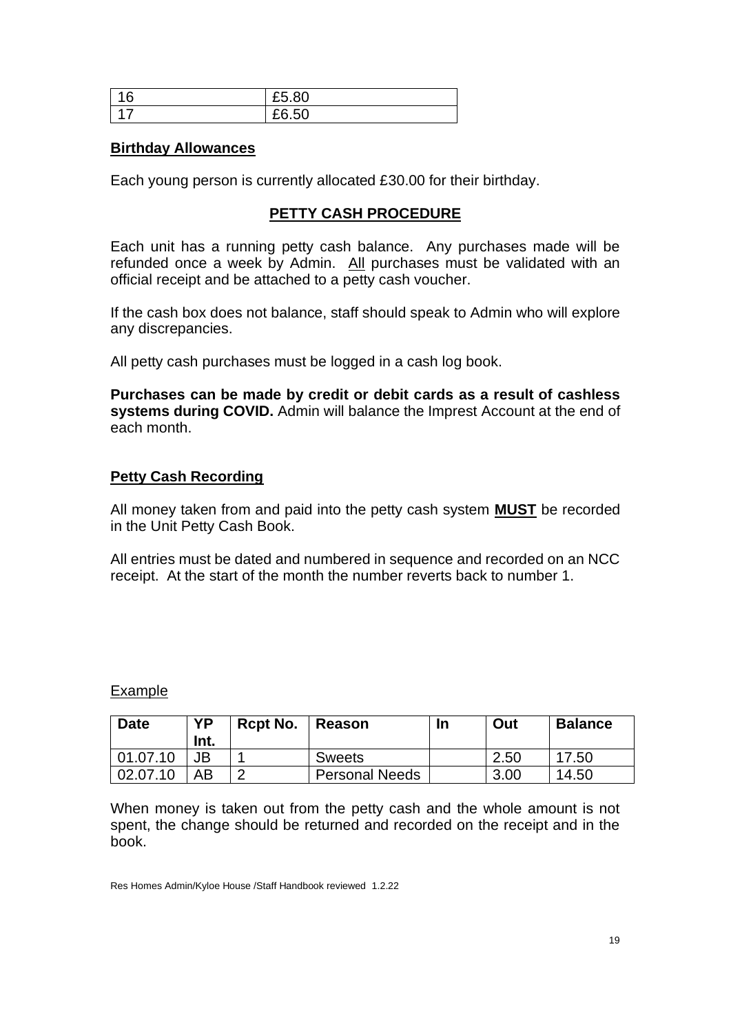| 16 | £5.80 |
| --- | --- |
| 17 | £6.50 |

**Birthday Allowances**

Each young person is currently allocated £30.00 for their birthday.

## PETTY CASH PROCEDURE

Each unit has a running petty cash balance. Any purchases made will be refunded once a week by Admin. All purchases must be validated with an official receipt and be attached to a petty cash voucher.

If the cash box does not balance, staff should speak to Admin who will explore any discrepancies.

All petty cash purchases must be logged in a cash log book.

**Purchases can be made by credit or debit cards as a result of cashless systems during COVID.** Admin will balance the Imprest Account at the end of each month.

**Petty Cash Recording**

All money taken from and paid into the petty cash system **MUST** be recorded in the Unit Petty Cash Book.

All entries must be dated and numbered in sequence and recorded on an NCC receipt. At the start of the month the number reverts back to number 1.

Example

| Date | YP Int. | Rcpt No. | Reason | In | Out | Balance |
| --- | --- | --- | --- | --- | --- | --- |
| 01.07.10 | JB | 1 | Sweets | | 2.50 | 17.50 |
| 02.07.10 | AB | 2 | Personal Needs | | 3.00 | 14.50 |

When money is taken out from the petty cash and the whole amount is not spent, the change should be returned and recorded on the receipt and in the book.

Res Homes Admin/Kyloe House /Staff Handbook reviewed 1.2.22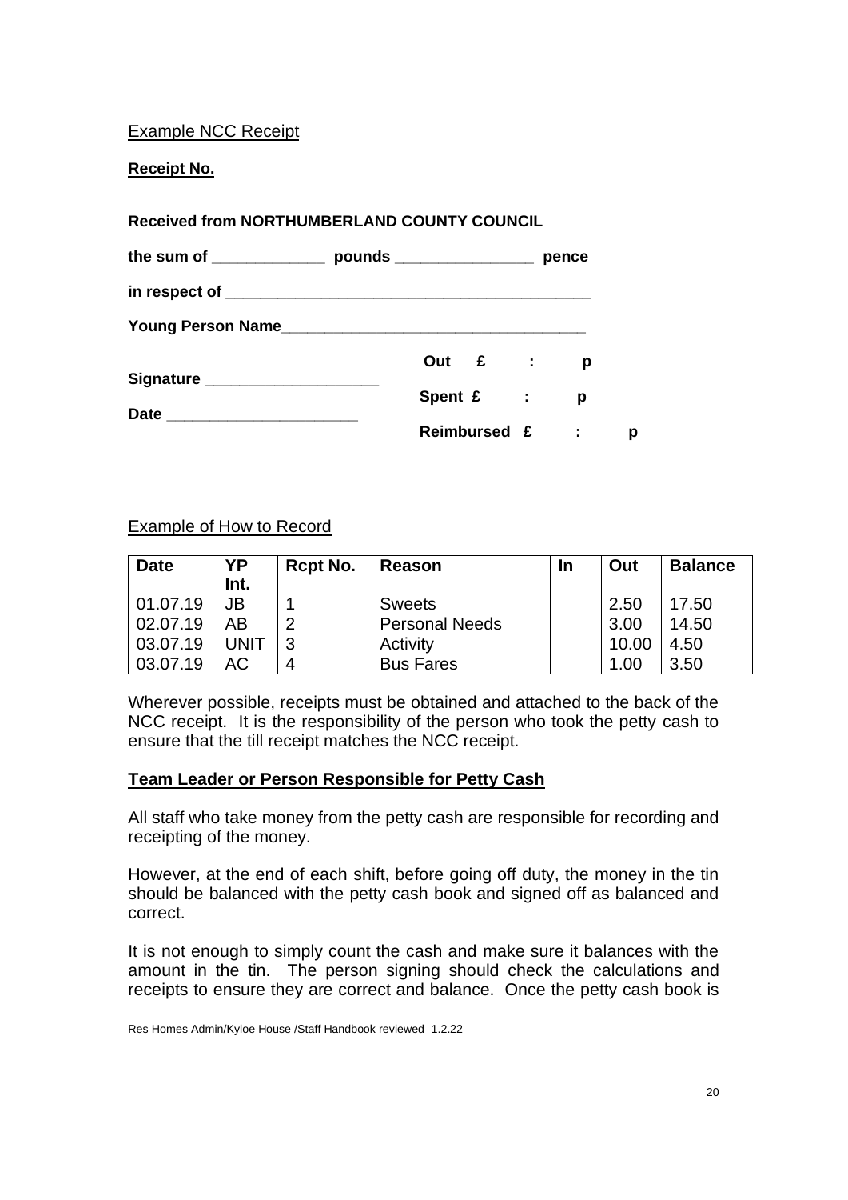Example NCC Receipt

**Receipt No.**

**Received from NORTHUMBERLAND COUNTY COUNCIL**

**the sum of _____________ pounds _______________ pence**

**in respect of _________________________________________**

**Young Person Name__________________________________**

**Signature ___________________**

**Date _____________________**

**Out £ : p**

**Spent £ : p**

**Reimbursed £ : p**

Example of How to Record

| Date | YP Int. | Rcpt No. | Reason | In | Out | Balance |
|---|---|---|---|---|---|---|
| 01.07.19 | JB | 1 | Sweets | | 2.50 | 17.50 |
| 02.07.19 | AB | 2 | Personal Needs | | 3.00 | 14.50 |
| 03.07.19 | UNIT | 3 | Activity | | 10.00 | 4.50 |
| 03.07.19 | AC | 4 | Bus Fares | | 1.00 | 3.50 |

Wherever possible, receipts must be obtained and attached to the back of the NCC receipt. It is the responsibility of the person who took the petty cash to ensure that the till receipt matches the NCC receipt.

**Team Leader or Person Responsible for Petty Cash**

All staff who take money from the petty cash are responsible for recording and receipting of the money.

However, at the end of each shift, before going off duty, the money in the tin should be balanced with the petty cash book and signed off as balanced and correct.

It is not enough to simply count the cash and make sure it balances with the amount in the tin. The person signing should check the calculations and receipts to ensure they are correct and balance. Once the petty cash book is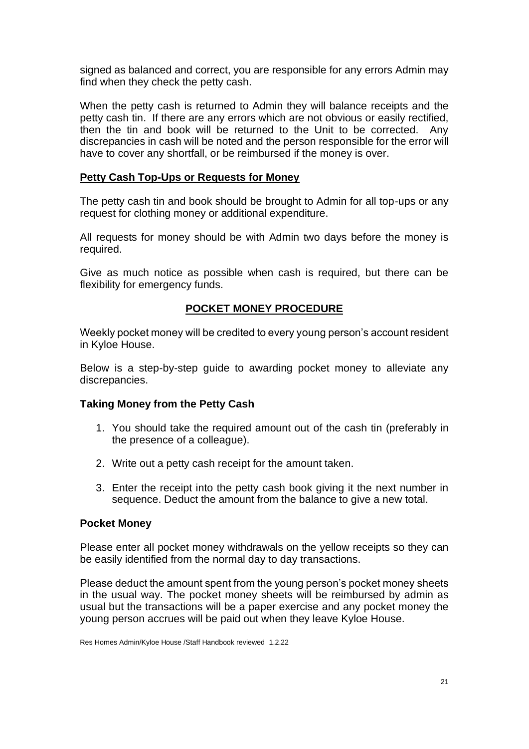signed as balanced and correct, you are responsible for any errors Admin may find when they check the petty cash.

When the petty cash is returned to Admin they will balance receipts and the petty cash tin. If there are any errors which are not obvious or easily rectified, then the tin and book will be returned to the Unit to be corrected. Any discrepancies in cash will be noted and the person responsible for the error will have to cover any shortfall, or be reimbursed if the money is over.

**<u>Petty Cash Top-Ups or Requests for Money</u>**

The petty cash tin and book should be brought to Admin for all top-ups or any request for clothing money or additional expenditure.

All requests for money should be with Admin two days before the money is required.

Give as much notice as possible when cash is required, but there can be flexibility for emergency funds.

## <u>POCKET MONEY PROCEDURE</u>

Weekly pocket money will be credited to every young person's account resident in Kyloe House.

Below is a step-by-step guide to awarding pocket money to alleviate any discrepancies.

### Taking Money from the Petty Cash

1. You should take the required amount out of the cash tin (preferably in the presence of a colleague).
2. Write out a petty cash receipt for the amount taken.
3. Enter the receipt into the petty cash book giving it the next number in sequence. Deduct the amount from the balance to give a new total.

### Pocket Money

Please enter all pocket money withdrawals on the yellow receipts so they can be easily identified from the normal day to day transactions.

Please deduct the amount spent from the young person's pocket money sheets in the usual way. The pocket money sheets will be reimbursed by admin as usual but the transactions will be a paper exercise and any pocket money the young person accrues will be paid out when they leave Kyloe House.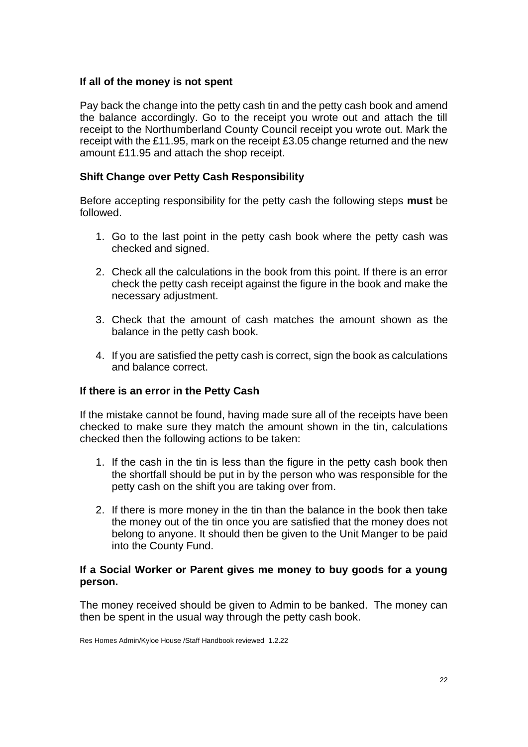**If all of the money is not spent**

Pay back the change into the petty cash tin and the petty cash book and amend the balance accordingly. Go to the receipt you wrote out and attach the till receipt to the Northumberland County Council receipt you wrote out. Mark the receipt with the £11.95, mark on the receipt £3.05 change returned and the new amount £11.95 and attach the shop receipt.

**Shift Change over Petty Cash Responsibility**

Before accepting responsibility for the petty cash the following steps **must** be followed.

1. Go to the last point in the petty cash book where the petty cash was checked and signed.

2. Check all the calculations in the book from this point. If there is an error check the petty cash receipt against the figure in the book and make the necessary adjustment.

3. Check that the amount of cash matches the amount shown as the balance in the petty cash book.

4. If you are satisfied the petty cash is correct, sign the book as calculations and balance correct.

**If there is an error in the Petty Cash**

If the mistake cannot be found, having made sure all of the receipts have been checked to make sure they match the amount shown in the tin, calculations checked then the following actions to be taken:

1. If the cash in the tin is less than the figure in the petty cash book then the shortfall should be put in by the person who was responsible for the petty cash on the shift you are taking over from.

2. If there is more money in the tin than the balance in the book then take the money out of the tin once you are satisfied that the money does not belong to anyone. It should then be given to the Unit Manger to be paid into the County Fund.

**If a Social Worker or Parent gives me money to buy goods for a young person.**

The money received should be given to Admin to be banked. The money can then be spent in the usual way through the petty cash book.

Res Homes Admin/Kyloe House /Staff Handbook reviewed 1.2.22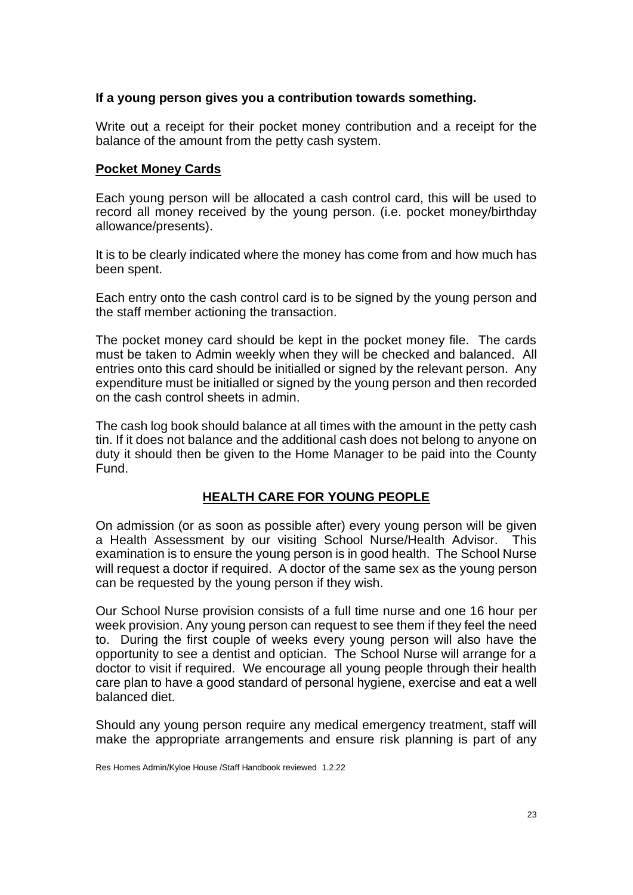**If a young person gives you a contribution towards something.**

Write out a receipt for their pocket money contribution and a receipt for the balance of the amount from the petty cash system.

**Pocket Money Cards**

Each young person will be allocated a cash control card, this will be used to record all money received by the young person. (i.e. pocket money/birthday allowance/presents).

It is to be clearly indicated where the money has come from and how much has been spent.

Each entry onto the cash control card is to be signed by the young person and the staff member actioning the transaction.

The pocket money card should be kept in the pocket money file. The cards must be taken to Admin weekly when they will be checked and balanced. All entries onto this card should be initialled or signed by the relevant person. Any expenditure must be initialled or signed by the young person and then recorded on the cash control sheets in admin.

The cash log book should balance at all times with the amount in the petty cash tin. If it does not balance and the additional cash does not belong to anyone on duty it should then be given to the Home Manager to be paid into the County Fund.

## HEALTH CARE FOR YOUNG PEOPLE

On admission (or as soon as possible after) every young person will be given a Health Assessment by our visiting School Nurse/Health Advisor. This examination is to ensure the young person is in good health. The School Nurse will request a doctor if required. A doctor of the same sex as the young person can be requested by the young person if they wish.

Our School Nurse provision consists of a full time nurse and one 16 hour per week provision. Any young person can request to see them if they feel the need to. During the first couple of weeks every young person will also have the opportunity to see a dentist and optician. The School Nurse will arrange for a doctor to visit if required. We encourage all young people through their health care plan to have a good standard of personal hygiene, exercise and eat a well balanced diet.

Should any young person require any medical emergency treatment, staff will make the appropriate arrangements and ensure risk planning is part of any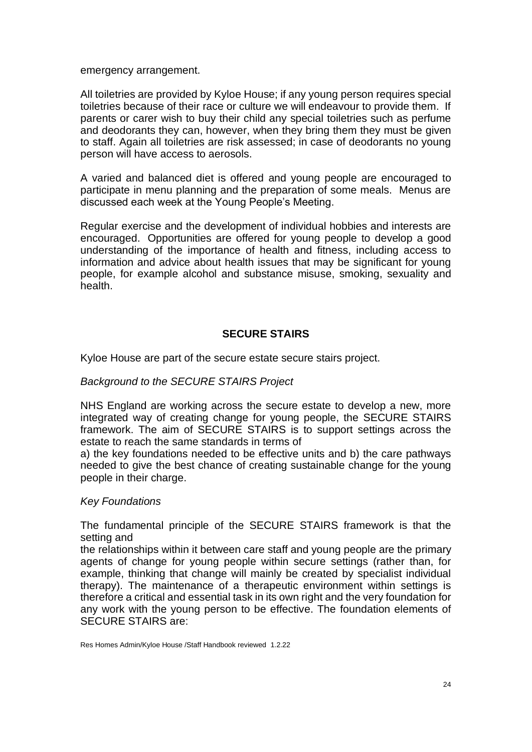emergency arrangement.

All toiletries are provided by Kyloe House; if any young person requires special toiletries because of their race or culture we will endeavour to provide them. If parents or carer wish to buy their child any special toiletries such as perfume and deodorants they can, however, when they bring them they must be given to staff. Again all toiletries are risk assessed; in case of deodorants no young person will have access to aerosols.

A varied and balanced diet is offered and young people are encouraged to participate in menu planning and the preparation of some meals. Menus are discussed each week at the Young People's Meeting.

Regular exercise and the development of individual hobbies and interests are encouraged. Opportunities are offered for young people to develop a good understanding of the importance of health and fitness, including access to information and advice about health issues that may be significant for young people, for example alcohol and substance misuse, smoking, sexuality and health.

## SECURE STAIRS

Kyloe House are part of the secure estate secure stairs project.

*Background to the SECURE STAIRS Project*

NHS England are working across the secure estate to develop a new, more integrated way of creating change for young people, the SECURE STAIRS framework. The aim of SECURE STAIRS is to support settings across the estate to reach the same standards in terms of
a) the key foundations needed to be effective units and b) the care pathways needed to give the best chance of creating sustainable change for the young people in their charge.

*Key Foundations*

The fundamental principle of the SECURE STAIRS framework is that the setting and
the relationships within it between care staff and young people are the primary agents of change for young people within secure settings (rather than, for example, thinking that change will mainly be created by specialist individual therapy). The maintenance of a therapeutic environment within settings is therefore a critical and essential task in its own right and the very foundation for any work with the young person to be effective. The foundation elements of SECURE STAIRS are: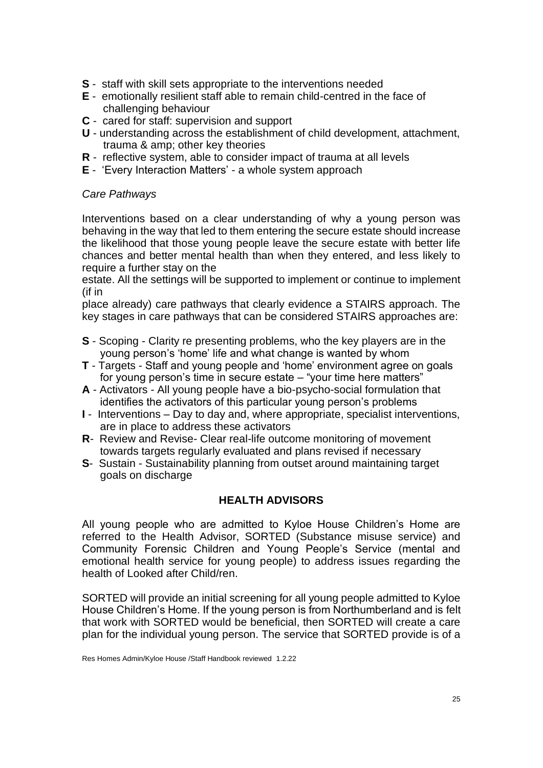- **S** - staff with skill sets appropriate to the interventions needed
- **E** - emotionally resilient staff able to remain child-centred in the face of challenging behaviour
- **C** - cared for staff: supervision and support
- **U** - understanding across the establishment of child development, attachment, trauma & amp; other key theories
- **R** - reflective system, able to consider impact of trauma at all levels
- **E** - 'Every Interaction Matters' - a whole system approach

*Care Pathways*

Interventions based on a clear understanding of why a young person was behaving in the way that led to them entering the secure estate should increase the likelihood that those young people leave the secure estate with better life chances and better mental health than when they entered, and less likely to require a further stay on the
estate. All the settings will be supported to implement or continue to implement (if in
place already) care pathways that clearly evidence a STAIRS approach. The key stages in care pathways that can be considered STAIRS approaches are:

- **S** - Scoping - Clarity re presenting problems, who the key players are in the young person's 'home' life and what change is wanted by whom
- **T** - Targets - Staff and young people and 'home' environment agree on goals for young person's time in secure estate – "your time here matters"
- **A** - Activators - All young people have a bio-psycho-social formulation that identifies the activators of this particular young person's problems
- **I** - Interventions – Day to day and, where appropriate, specialist interventions, are in place to address these activators
- **R**- Review and Revise- Clear real-life outcome monitoring of movement towards targets regularly evaluated and plans revised if necessary
- **S**- Sustain - Sustainability planning from outset around maintaining target goals on discharge

## HEALTH ADVISORS

All young people who are admitted to Kyloe House Children's Home are referred to the Health Advisor, SORTED (Substance misuse service) and Community Forensic Children and Young People's Service (mental and emotional health service for young people) to address issues regarding the health of Looked after Child/ren.

SORTED will provide an initial screening for all young people admitted to Kyloe House Children's Home. If the young person is from Northumberland and is felt that work with SORTED would be beneficial, then SORTED will create a care plan for the individual young person. The service that SORTED provide is of a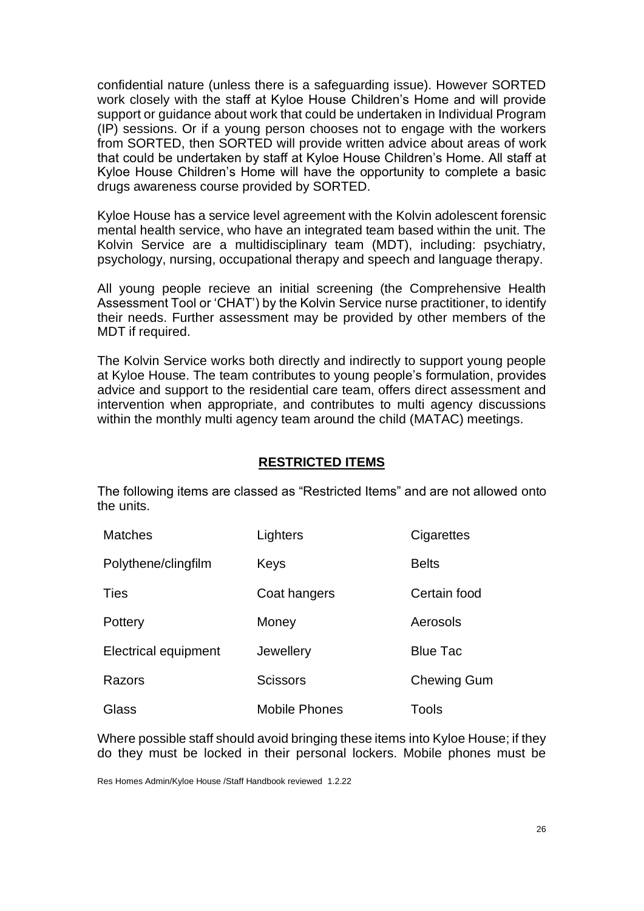confidential nature (unless there is a safeguarding issue). However SORTED work closely with the staff at Kyloe House Children's Home and will provide support or guidance about work that could be undertaken in Individual Program (IP) sessions. Or if a young person chooses not to engage with the workers from SORTED, then SORTED will provide written advice about areas of work that could be undertaken by staff at Kyloe House Children's Home. All staff at Kyloe House Children's Home will have the opportunity to complete a basic drugs awareness course provided by SORTED.

Kyloe House has a service level agreement with the Kolvin adolescent forensic mental health service, who have an integrated team based within the unit. The Kolvin Service are a multidisciplinary team (MDT), including: psychiatry, psychology, nursing, occupational therapy and speech and language therapy.

All young people recieve an initial screening (the Comprehensive Health Assessment Tool or 'CHAT') by the Kolvin Service nurse practitioner, to identify their needs. Further assessment may be provided by other members of the MDT if required.

The Kolvin Service works both directly and indirectly to support young people at Kyloe House. The team contributes to young people's formulation, provides advice and support to the residential care team, offers direct assessment and intervention when appropriate, and contributes to multi agency discussions within the monthly multi agency team around the child (MATAC) meetings.

## RESTRICTED ITEMS

The following items are classed as "Restricted Items" and are not allowed onto the units.

| | | |
|---|---|---|
| Matches | Lighters | Cigarettes |
| Polythene/clingfilm | Keys | Belts |
| Ties | Coat hangers | Certain food |
| Pottery | Money | Aerosols |
| Electrical equipment | Jewellery | Blue Tac |
| Razors | Scissors | Chewing Gum |
| Glass | Mobile Phones | Tools |

Where possible staff should avoid bringing these items into Kyloe House; if they do they must be locked in their personal lockers. Mobile phones must be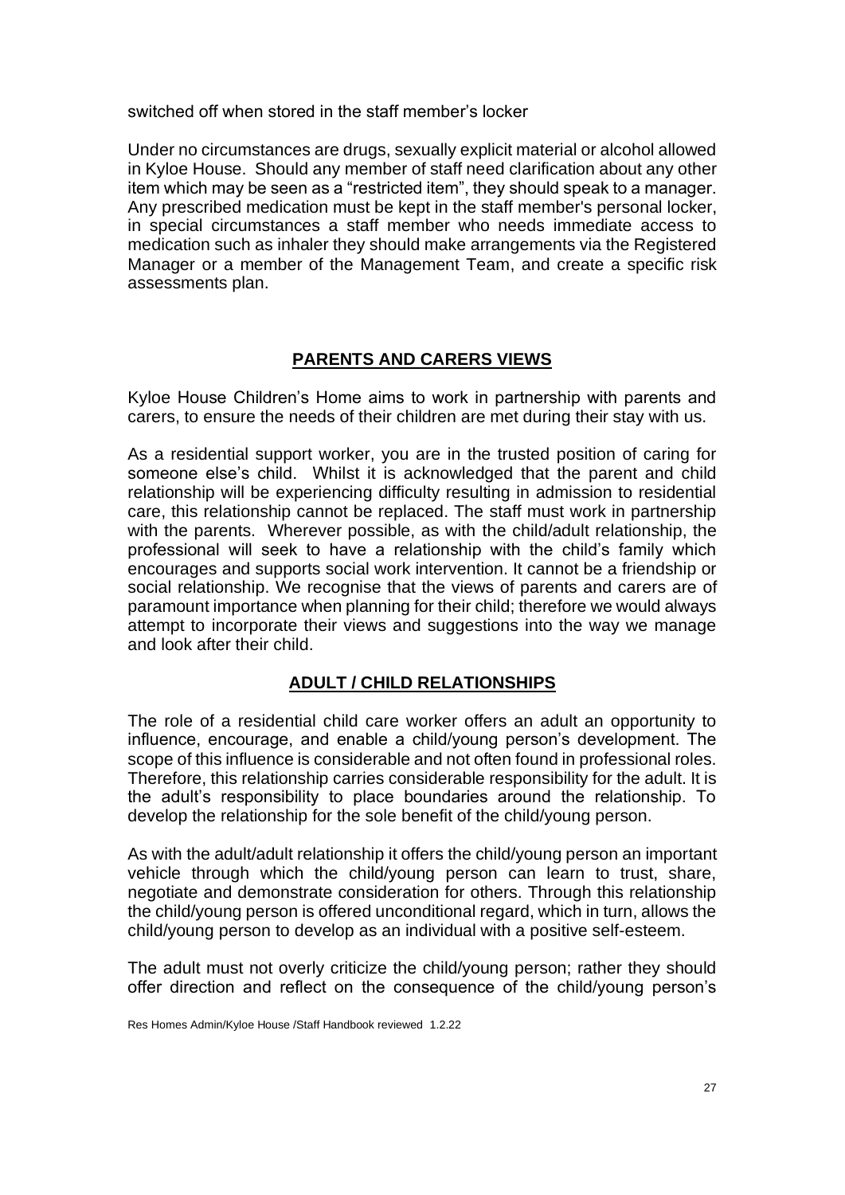switched off when stored in the staff member's locker

Under no circumstances are drugs, sexually explicit material or alcohol allowed in Kyloe House. Should any member of staff need clarification about any other item which may be seen as a "restricted item", they should speak to a manager. Any prescribed medication must be kept in the staff member's personal locker, in special circumstances a staff member who needs immediate access to medication such as inhaler they should make arrangements via the Registered Manager or a member of the Management Team, and create a specific risk assessments plan.

## PARENTS AND CARERS VIEWS

Kyloe House Children's Home aims to work in partnership with parents and carers, to ensure the needs of their children are met during their stay with us.

As a residential support worker, you are in the trusted position of caring for someone else's child. Whilst it is acknowledged that the parent and child relationship will be experiencing difficulty resulting in admission to residential care, this relationship cannot be replaced. The staff must work in partnership with the parents. Wherever possible, as with the child/adult relationship, the professional will seek to have a relationship with the child's family which encourages and supports social work intervention. It cannot be a friendship or social relationship. We recognise that the views of parents and carers are of paramount importance when planning for their child; therefore we would always attempt to incorporate their views and suggestions into the way we manage and look after their child.

## ADULT / CHILD RELATIONSHIPS

The role of a residential child care worker offers an adult an opportunity to influence, encourage, and enable a child/young person's development. The scope of this influence is considerable and not often found in professional roles. Therefore, this relationship carries considerable responsibility for the adult. It is the adult's responsibility to place boundaries around the relationship. To develop the relationship for the sole benefit of the child/young person.

As with the adult/adult relationship it offers the child/young person an important vehicle through which the child/young person can learn to trust, share, negotiate and demonstrate consideration for others. Through this relationship the child/young person is offered unconditional regard, which in turn, allows the child/young person to develop as an individual with a positive self-esteem.

The adult must not overly criticize the child/young person; rather they should offer direction and reflect on the consequence of the child/young person's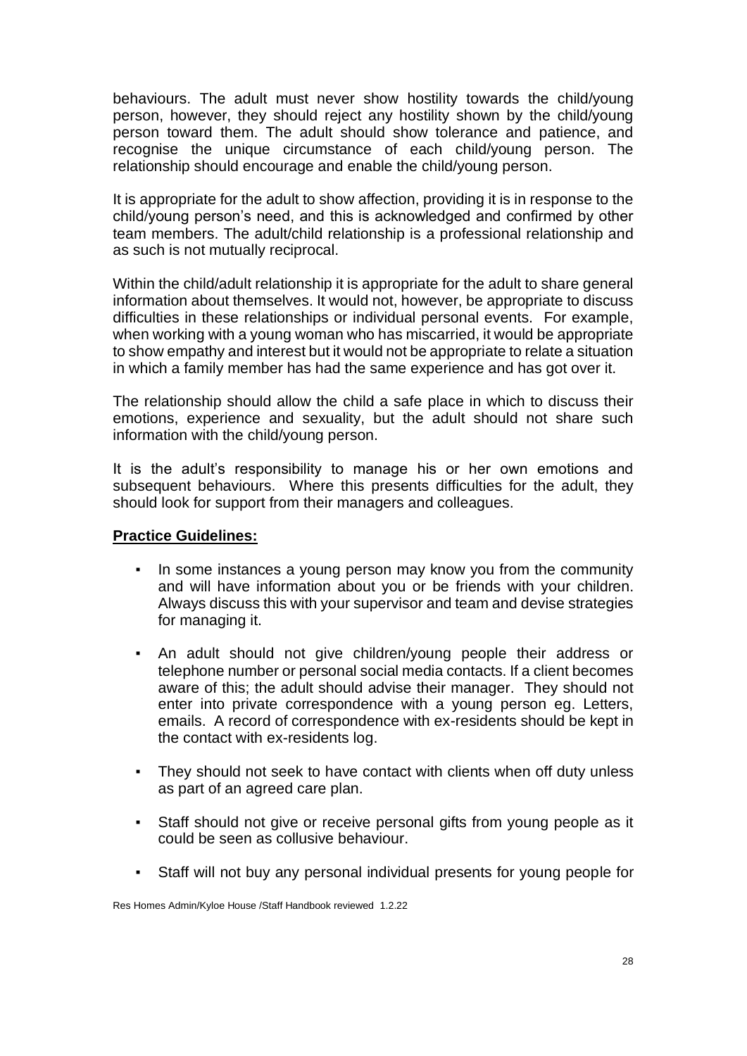behaviours. The adult must never show hostility towards the child/young person, however, they should reject any hostility shown by the child/young person toward them. The adult should show tolerance and patience, and recognise the unique circumstance of each child/young person. The relationship should encourage and enable the child/young person.

It is appropriate for the adult to show affection, providing it is in response to the child/young person's need, and this is acknowledged and confirmed by other team members. The adult/child relationship is a professional relationship and as such is not mutually reciprocal.

Within the child/adult relationship it is appropriate for the adult to share general information about themselves. It would not, however, be appropriate to discuss difficulties in these relationships or individual personal events. For example, when working with a young woman who has miscarried, it would be appropriate to show empathy and interest but it would not be appropriate to relate a situation in which a family member has had the same experience and has got over it.

The relationship should allow the child a safe place in which to discuss their emotions, experience and sexuality, but the adult should not share such information with the child/young person.

It is the adult's responsibility to manage his or her own emotions and subsequent behaviours. Where this presents difficulties for the adult, they should look for support from their managers and colleagues.

**Practice Guidelines:**

- In some instances a young person may know you from the community and will have information about you or be friends with your children. Always discuss this with your supervisor and team and devise strategies for managing it.
- An adult should not give children/young people their address or telephone number or personal social media contacts. If a client becomes aware of this; the adult should advise their manager. They should not enter into private correspondence with a young person eg. Letters, emails. A record of correspondence with ex-residents should be kept in the contact with ex-residents log.
- They should not seek to have contact with clients when off duty unless as part of an agreed care plan.
- Staff should not give or receive personal gifts from young people as it could be seen as collusive behaviour.
- Staff will not buy any personal individual presents for young people for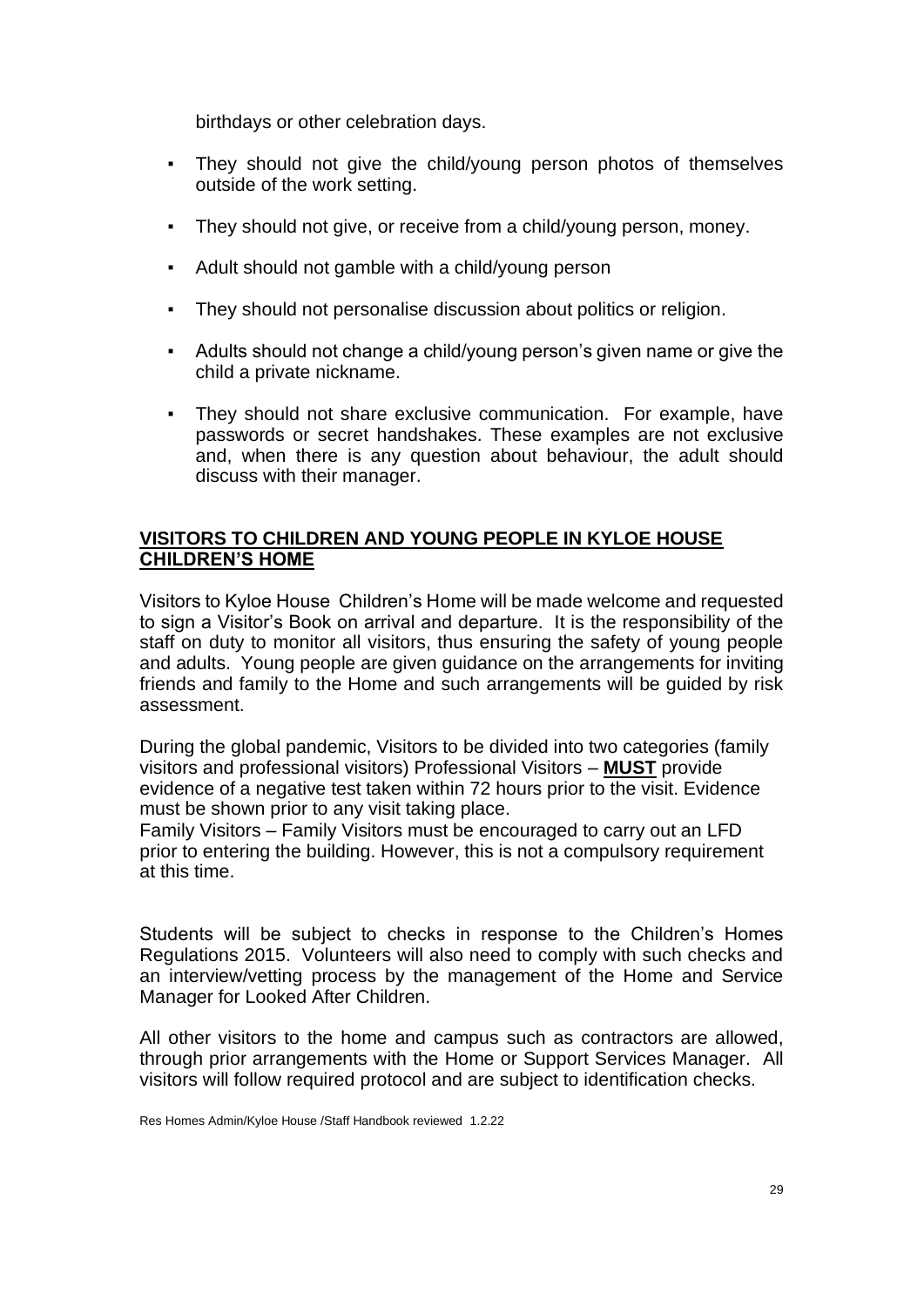birthdays or other celebration days.

- They should not give the child/young person photos of themselves outside of the work setting.
- They should not give, or receive from a child/young person, money.
- Adult should not gamble with a child/young person
- They should not personalise discussion about politics or religion.
- Adults should not change a child/young person's given name or give the child a private nickname.
- They should not share exclusive communication. For example, have passwords or secret handshakes. These examples are not exclusive and, when there is any question about behaviour, the adult should discuss with their manager.

## VISITORS TO CHILDREN AND YOUNG PEOPLE IN KYLOE HOUSE CHILDREN'S HOME

Visitors to Kyloe House Children's Home will be made welcome and requested to sign a Visitor's Book on arrival and departure. It is the responsibility of the staff on duty to monitor all visitors, thus ensuring the safety of young people and adults. Young people are given guidance on the arrangements for inviting friends and family to the Home and such arrangements will be guided by risk assessment.

During the global pandemic, Visitors to be divided into two categories (family visitors and professional visitors) Professional Visitors – **MUST** provide evidence of a negative test taken within 72 hours prior to the visit. Evidence must be shown prior to any visit taking place.
Family Visitors – Family Visitors must be encouraged to carry out an LFD prior to entering the building. However, this is not a compulsory requirement at this time.

Students will be subject to checks in response to the Children's Homes Regulations 2015. Volunteers will also need to comply with such checks and an interview/vetting process by the management of the Home and Service Manager for Looked After Children.

All other visitors to the home and campus such as contractors are allowed, through prior arrangements with the Home or Support Services Manager. All visitors will follow required protocol and are subject to identification checks.

Res Homes Admin/Kyloe House /Staff Handbook reviewed 1.2.22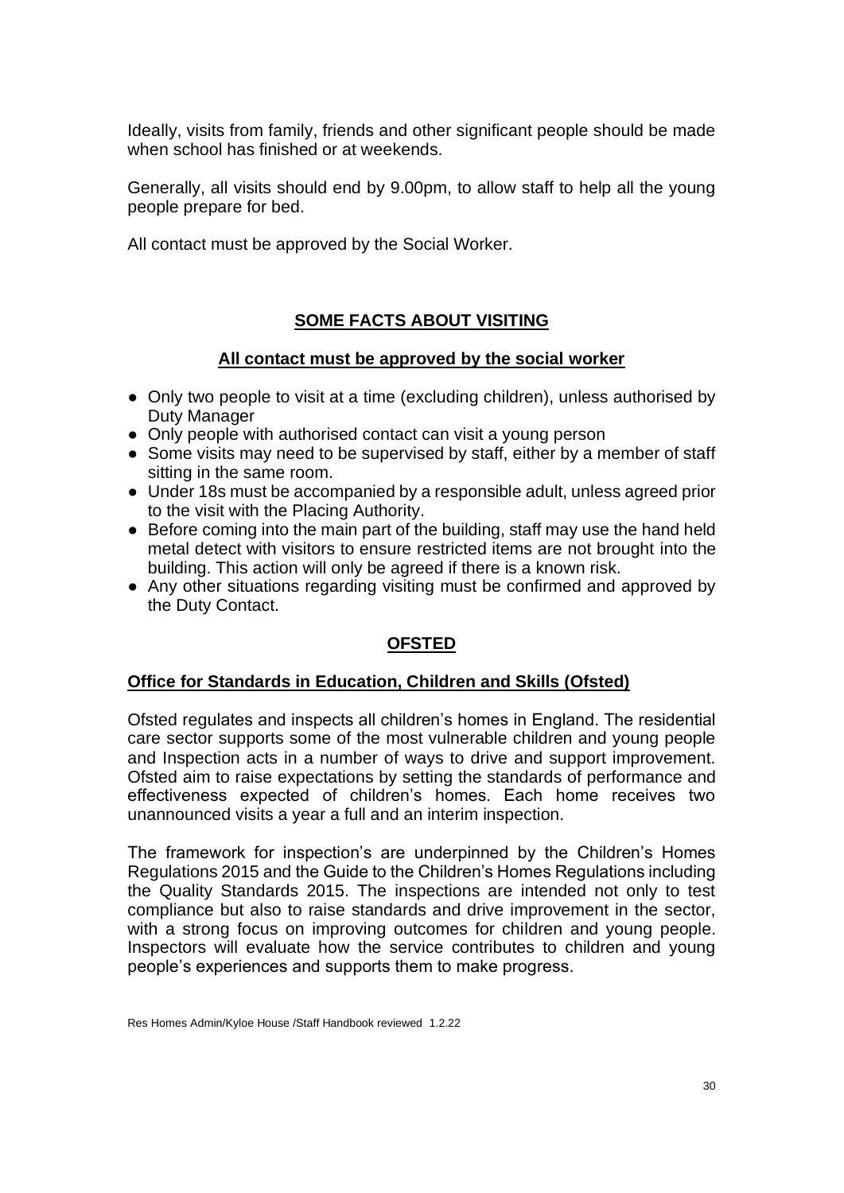Ideally, visits from family, friends and other significant people should be made when school has finished or at weekends.

Generally, all visits should end by 9.00pm, to allow staff to help all the young people prepare for bed.

All contact must be approved by the Social Worker.

## SOME FACTS ABOUT VISITING

### All contact must be approved by the social worker

- Only two people to visit at a time (excluding children), unless authorised by Duty Manager
- Only people with authorised contact can visit a young person
- Some visits may need to be supervised by staff, either by a member of staff sitting in the same room.
- Under 18s must be accompanied by a responsible adult, unless agreed prior to the visit with the Placing Authority.
- Before coming into the main part of the building, staff may use the hand held metal detect with visitors to ensure restricted items are not brought into the building. This action will only be agreed if there is a known risk.
- Any other situations regarding visiting must be confirmed and approved by the Duty Contact.

## OFSTED

### Office for Standards in Education, Children and Skills (Ofsted)

Ofsted regulates and inspects all children's homes in England. The residential care sector supports some of the most vulnerable children and young people and Inspection acts in a number of ways to drive and support improvement. Ofsted aim to raise expectations by setting the standards of performance and effectiveness expected of children's homes. Each home receives two unannounced visits a year a full and an interim inspection.

The framework for inspection's are underpinned by the Children's Homes Regulations 2015 and the Guide to the Children's Homes Regulations including the Quality Standards 2015. The inspections are intended not only to test compliance but also to raise standards and drive improvement in the sector, with a strong focus on improving outcomes for children and young people. Inspectors will evaluate how the service contributes to children and young people's experiences and supports them to make progress.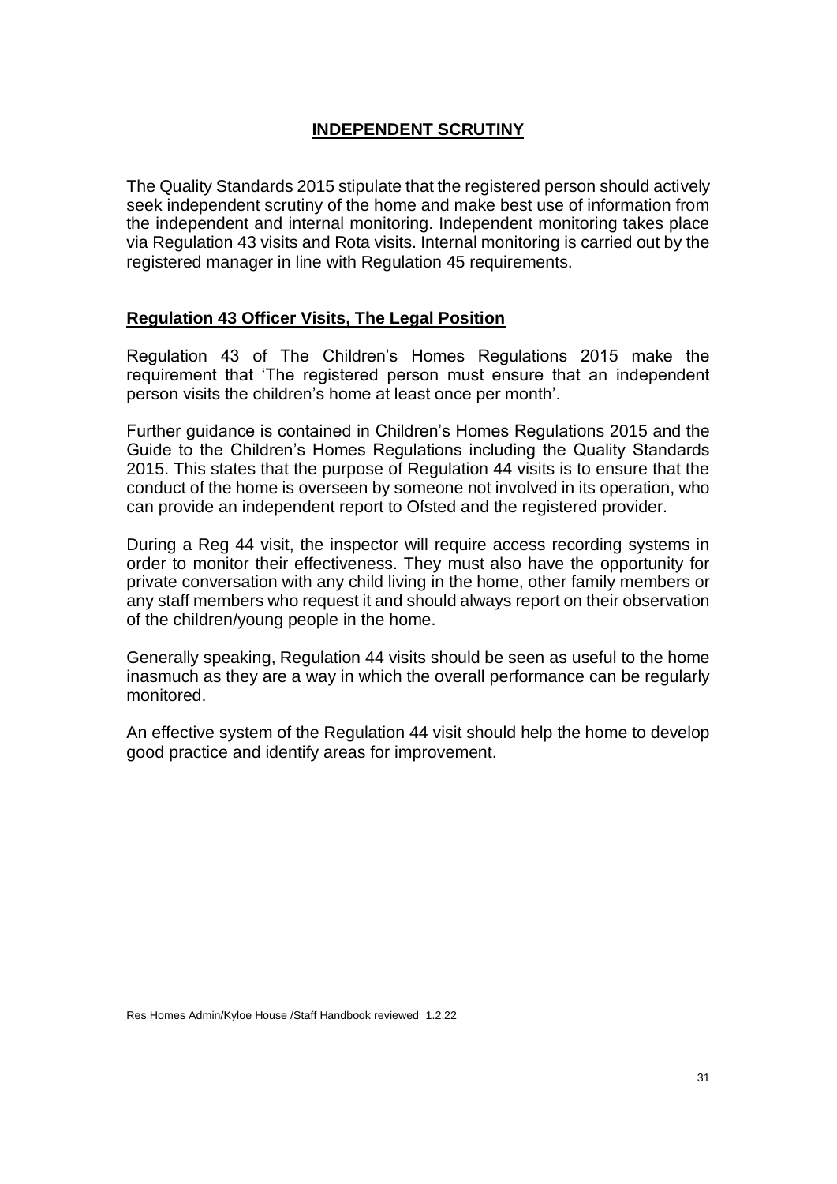## INDEPENDENT SCRUTINY

The Quality Standards 2015 stipulate that the registered person should actively seek independent scrutiny of the home and make best use of information from the independent and internal monitoring. Independent monitoring takes place via Regulation 43 visits and Rota visits. Internal monitoring is carried out by the registered manager in line with Regulation 45 requirements.

### Regulation 43 Officer Visits, The Legal Position

Regulation 43 of The Children's Homes Regulations 2015 make the requirement that 'The registered person must ensure that an independent person visits the children's home at least once per month'.

Further guidance is contained in Children's Homes Regulations 2015 and the Guide to the Children's Homes Regulations including the Quality Standards 2015. This states that the purpose of Regulation 44 visits is to ensure that the conduct of the home is overseen by someone not involved in its operation, who can provide an independent report to Ofsted and the registered provider.

During a Reg 44 visit, the inspector will require access recording systems in order to monitor their effectiveness. They must also have the opportunity for private conversation with any child living in the home, other family members or any staff members who request it and should always report on their observation of the children/young people in the home.

Generally speaking, Regulation 44 visits should be seen as useful to the home inasmuch as they are a way in which the overall performance can be regularly monitored.

An effective system of the Regulation 44 visit should help the home to develop good practice and identify areas for improvement.

Res Homes Admin/Kyloe House /Staff Handbook reviewed 1.2.22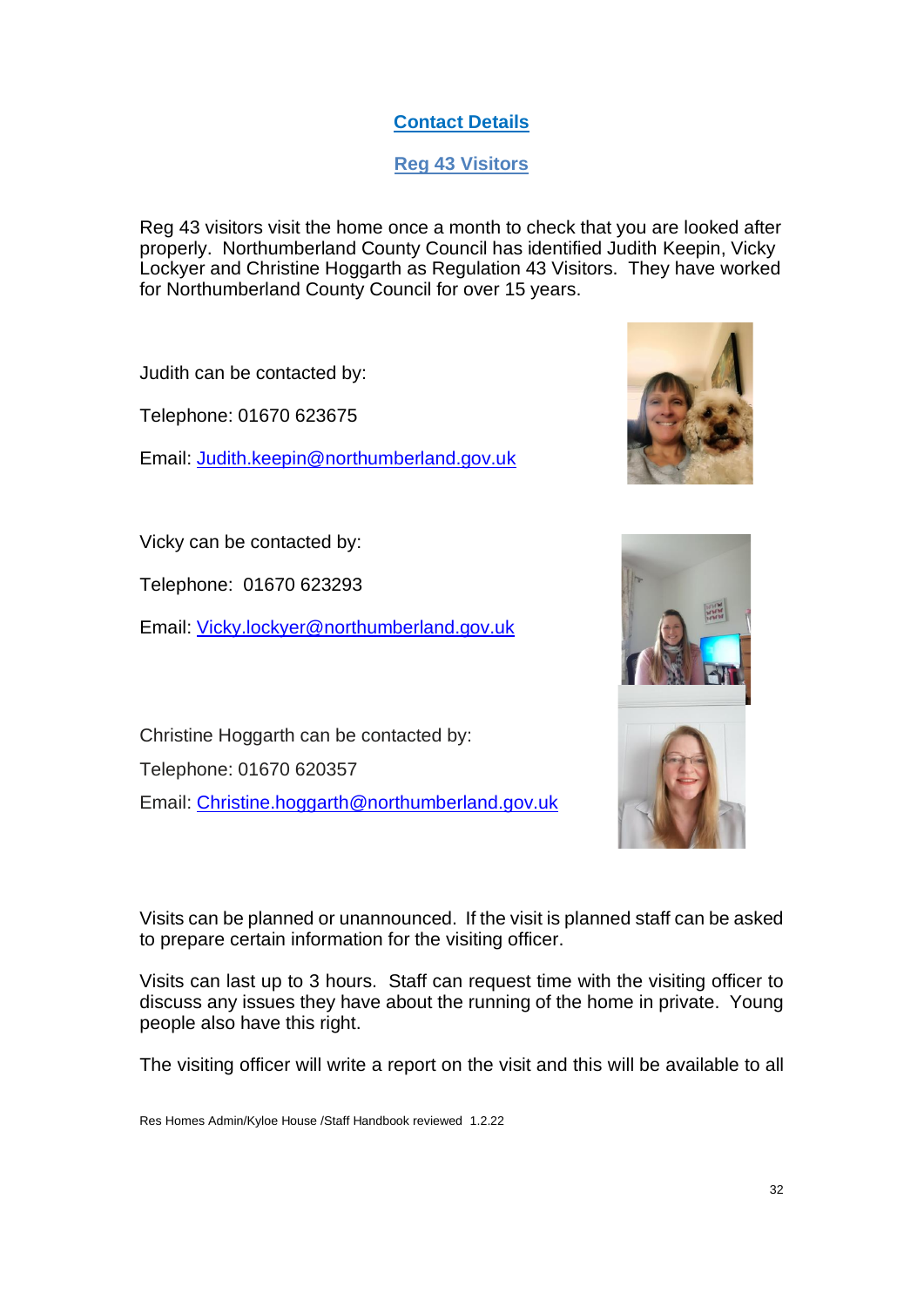## Contact Details

### Reg 43 Visitors

Reg 43 visitors visit the home once a month to check that you are looked after properly. Northumberland County Council has identified Judith Keepin, Vicky Lockyer and Christine Hoggarth as Regulation 43 Visitors. They have worked for Northumberland County Council for over 15 years.

Judith can be contacted by:

Telephone: 01670 623675

Email: Judith.keepin@northumberland.gov.uk

Vicky can be contacted by:

Telephone: 01670 623293

Email: Vicky.lockyer@northumberland.gov.uk

Christine Hoggarth can be contacted by:

Telephone: 01670 620357

Email: Christine.hoggarth@northumberland.gov.uk

Visits can be planned or unannounced. If the visit is planned staff can be asked to prepare certain information for the visiting officer.

Visits can last up to 3 hours. Staff can request time with the visiting officer to discuss any issues they have about the running of the home in private. Young people also have this right.

The visiting officer will write a report on the visit and this will be available to all

Res Homes Admin/Kyloe House /Staff Handbook reviewed 1.2.22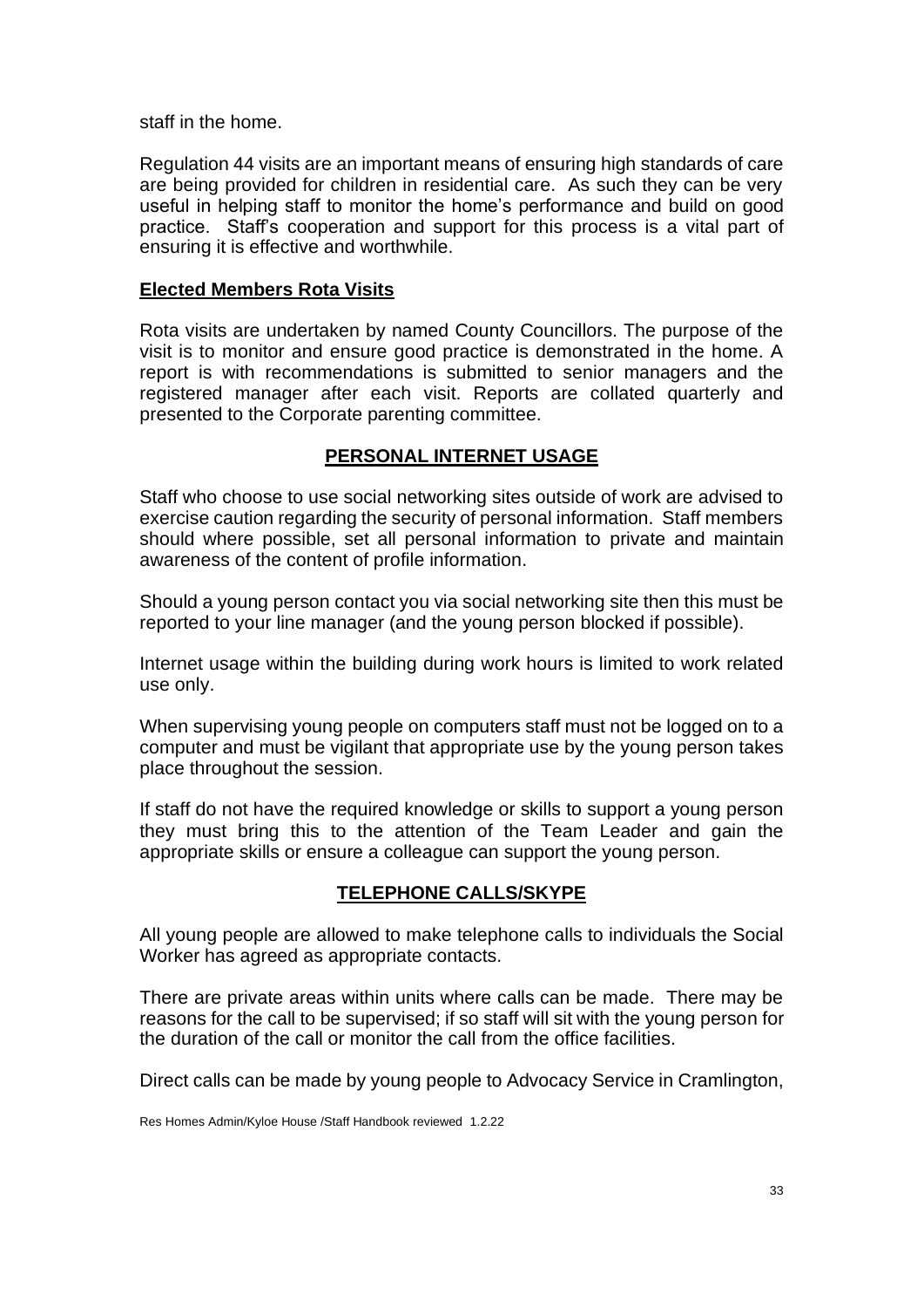staff in the home.

Regulation 44 visits are an important means of ensuring high standards of care are being provided for children in residential care. As such they can be very useful in helping staff to monitor the home's performance and build on good practice. Staff's cooperation and support for this process is a vital part of ensuring it is effective and worthwhile.

**Elected Members Rota Visits**

Rota visits are undertaken by named County Councillors. The purpose of the visit is to monitor and ensure good practice is demonstrated in the home. A report is with recommendations is submitted to senior managers and the registered manager after each visit. Reports are collated quarterly and presented to the Corporate parenting committee.

## PERSONAL INTERNET USAGE

Staff who choose to use social networking sites outside of work are advised to exercise caution regarding the security of personal information. Staff members should where possible, set all personal information to private and maintain awareness of the content of profile information.

Should a young person contact you via social networking site then this must be reported to your line manager (and the young person blocked if possible).

Internet usage within the building during work hours is limited to work related use only.

When supervising young people on computers staff must not be logged on to a computer and must be vigilant that appropriate use by the young person takes place throughout the session.

If staff do not have the required knowledge or skills to support a young person they must bring this to the attention of the Team Leader and gain the appropriate skills or ensure a colleague can support the young person.

## TELEPHONE CALLS/SKYPE

All young people are allowed to make telephone calls to individuals the Social Worker has agreed as appropriate contacts.

There are private areas within units where calls can be made. There may be reasons for the call to be supervised; if so staff will sit with the young person for the duration of the call or monitor the call from the office facilities.

Direct calls can be made by young people to Advocacy Service in Cramlington,

Res Homes Admin/Kyloe House /Staff Handbook reviewed 1.2.22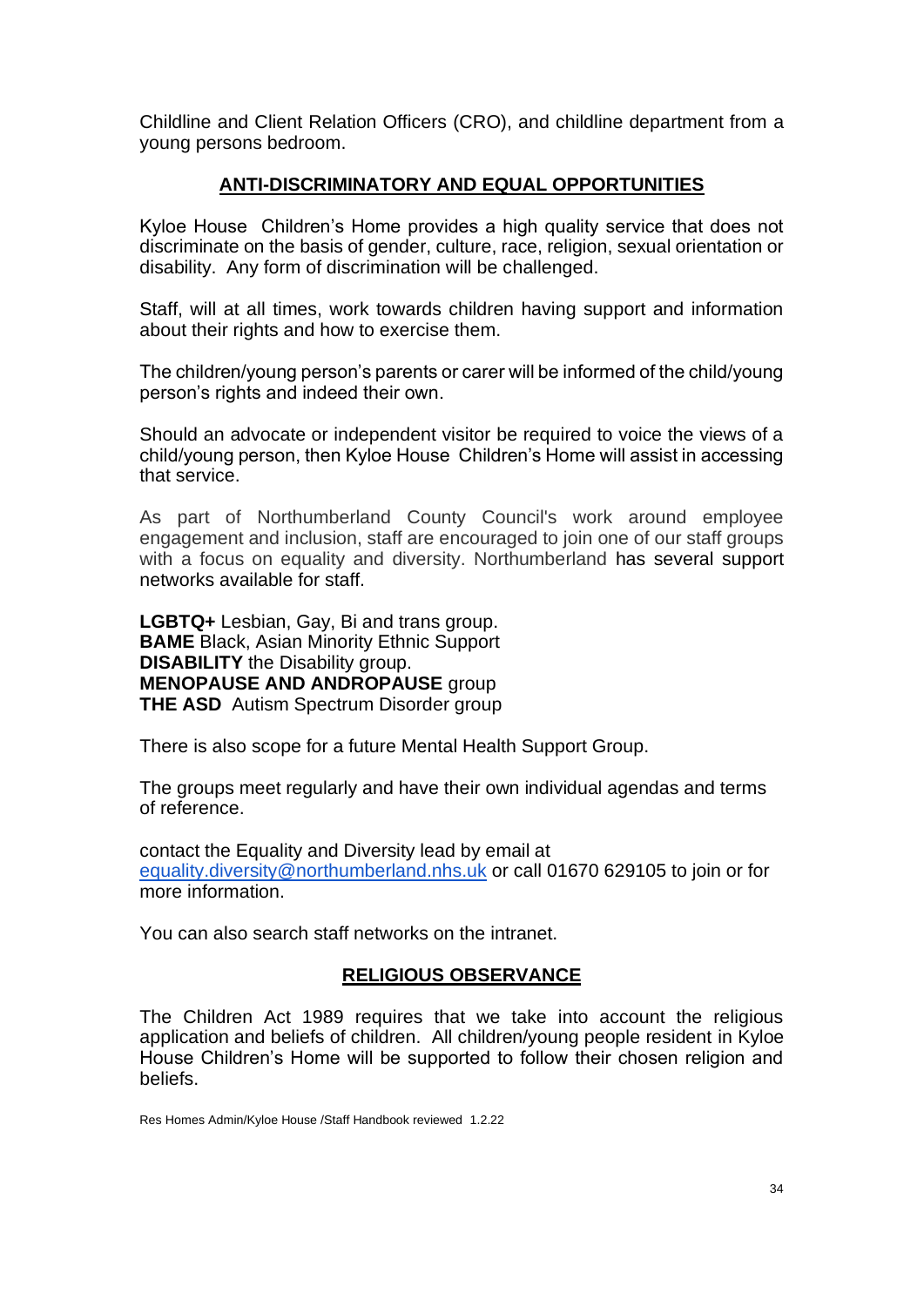Childline and Client Relation Officers (CRO), and childline department from a young persons bedroom.

## ANTI-DISCRIMINATORY AND EQUAL OPPORTUNITIES

Kyloe House Children's Home provides a high quality service that does not discriminate on the basis of gender, culture, race, religion, sexual orientation or disability. Any form of discrimination will be challenged.

Staff, will at all times, work towards children having support and information about their rights and how to exercise them.

The children/young person's parents or carer will be informed of the child/young person's rights and indeed their own.

Should an advocate or independent visitor be required to voice the views of a child/young person, then Kyloe House Children's Home will assist in accessing that service.

As part of Northumberland County Council's work around employee engagement and inclusion, staff are encouraged to join one of our staff groups with a focus on equality and diversity. Northumberland has several support networks available for staff.

**LGBTQ+** Lesbian, Gay, Bi and trans group.
**BAME** Black, Asian Minority Ethnic Support
**DISABILITY** the Disability group.
**MENOPAUSE AND ANDROPAUSE** group
**THE ASD** Autism Spectrum Disorder group

There is also scope for a future Mental Health Support Group.

The groups meet regularly and have their own individual agendas and terms of reference.

contact the Equality and Diversity lead by email at equality.diversity@northumberland.nhs.uk or call 01670 629105 to join or for more information.

You can also search staff networks on the intranet.

## RELIGIOUS OBSERVANCE

The Children Act 1989 requires that we take into account the religious application and beliefs of children. All children/young people resident in Kyloe House Children's Home will be supported to follow their chosen religion and beliefs.

Res Homes Admin/Kyloe House /Staff Handbook reviewed 1.2.22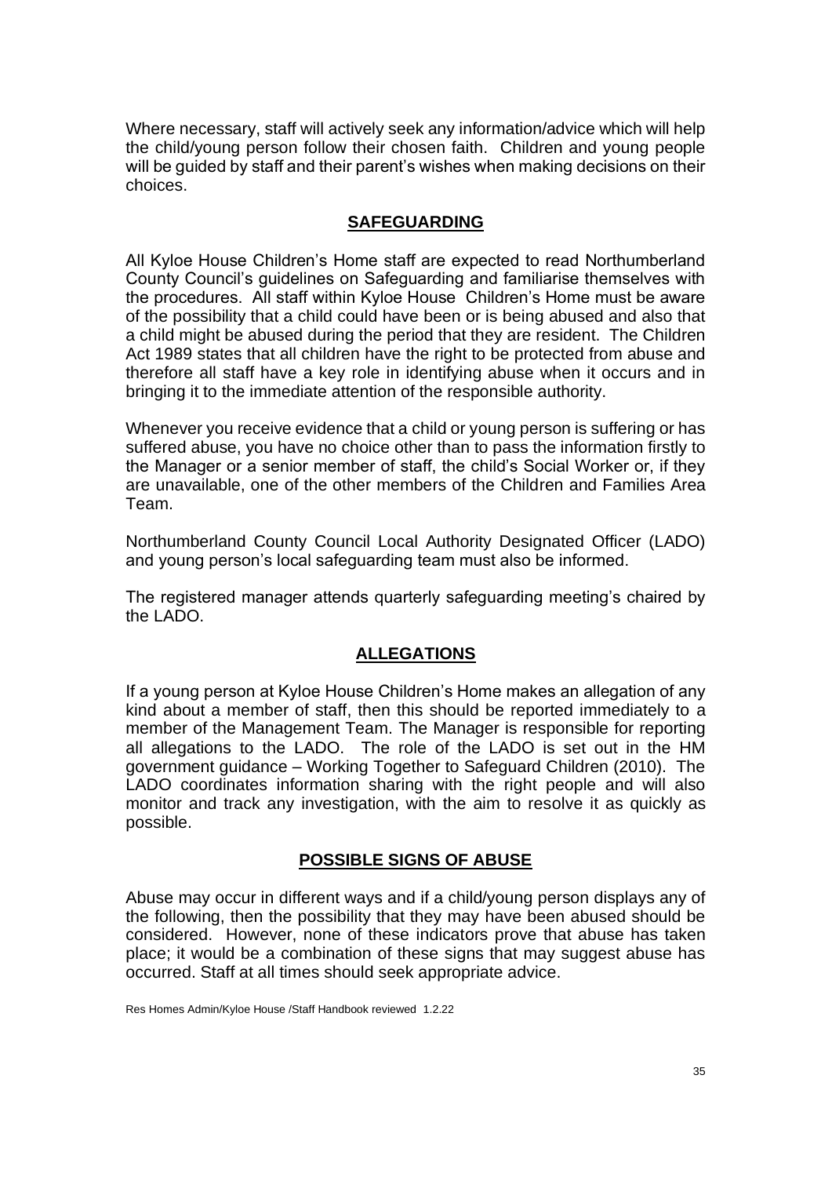Where necessary, staff will actively seek any information/advice which will help the child/young person follow their chosen faith. Children and young people will be guided by staff and their parent's wishes when making decisions on their choices.

## SAFEGUARDING

All Kyloe House Children's Home staff are expected to read Northumberland County Council's guidelines on Safeguarding and familiarise themselves with the procedures. All staff within Kyloe House Children's Home must be aware of the possibility that a child could have been or is being abused and also that a child might be abused during the period that they are resident. The Children Act 1989 states that all children have the right to be protected from abuse and therefore all staff have a key role in identifying abuse when it occurs and in bringing it to the immediate attention of the responsible authority.

Whenever you receive evidence that a child or young person is suffering or has suffered abuse, you have no choice other than to pass the information firstly to the Manager or a senior member of staff, the child's Social Worker or, if they are unavailable, one of the other members of the Children and Families Area Team.

Northumberland County Council Local Authority Designated Officer (LADO) and young person's local safeguarding team must also be informed.

The registered manager attends quarterly safeguarding meeting's chaired by the LADO.

## ALLEGATIONS

If a young person at Kyloe House Children's Home makes an allegation of any kind about a member of staff, then this should be reported immediately to a member of the Management Team. The Manager is responsible for reporting all allegations to the LADO. The role of the LADO is set out in the HM government guidance – Working Together to Safeguard Children (2010). The LADO coordinates information sharing with the right people and will also monitor and track any investigation, with the aim to resolve it as quickly as possible.

## POSSIBLE SIGNS OF ABUSE

Abuse may occur in different ways and if a child/young person displays any of the following, then the possibility that they may have been abused should be considered. However, none of these indicators prove that abuse has taken place; it would be a combination of these signs that may suggest abuse has occurred. Staff at all times should seek appropriate advice.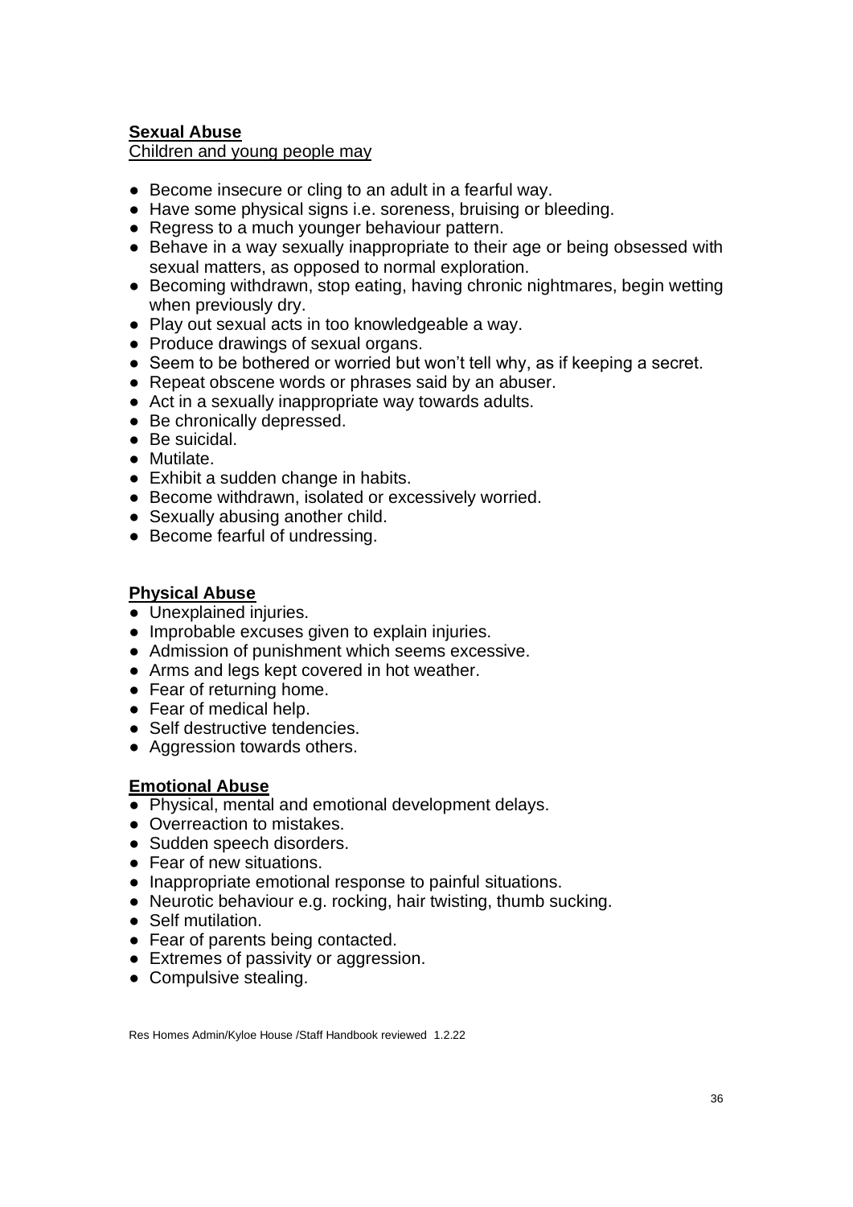**Sexual Abuse**

Children and young people may

- Become insecure or cling to an adult in a fearful way.
- Have some physical signs i.e. soreness, bruising or bleeding.
- Regress to a much younger behaviour pattern.
- Behave in a way sexually inappropriate to their age or being obsessed with sexual matters, as opposed to normal exploration.
- Becoming withdrawn, stop eating, having chronic nightmares, begin wetting when previously dry.
- Play out sexual acts in too knowledgeable a way.
- Produce drawings of sexual organs.
- Seem to be bothered or worried but won't tell why, as if keeping a secret.
- Repeat obscene words or phrases said by an abuser.
- Act in a sexually inappropriate way towards adults.
- Be chronically depressed.
- Be suicidal.
- Mutilate.
- Exhibit a sudden change in habits.
- Become withdrawn, isolated or excessively worried.
- Sexually abusing another child.
- Become fearful of undressing.

**Physical Abuse**

- Unexplained injuries.
- Improbable excuses given to explain injuries.
- Admission of punishment which seems excessive.
- Arms and legs kept covered in hot weather.
- Fear of returning home.
- Fear of medical help.
- Self destructive tendencies.
- Aggression towards others.

**Emotional Abuse**

- Physical, mental and emotional development delays.
- Overreaction to mistakes.
- Sudden speech disorders.
- Fear of new situations.
- Inappropriate emotional response to painful situations.
- Neurotic behaviour e.g. rocking, hair twisting, thumb sucking.
- Self mutilation.
- Fear of parents being contacted.
- Extremes of passivity or aggression.
- Compulsive stealing.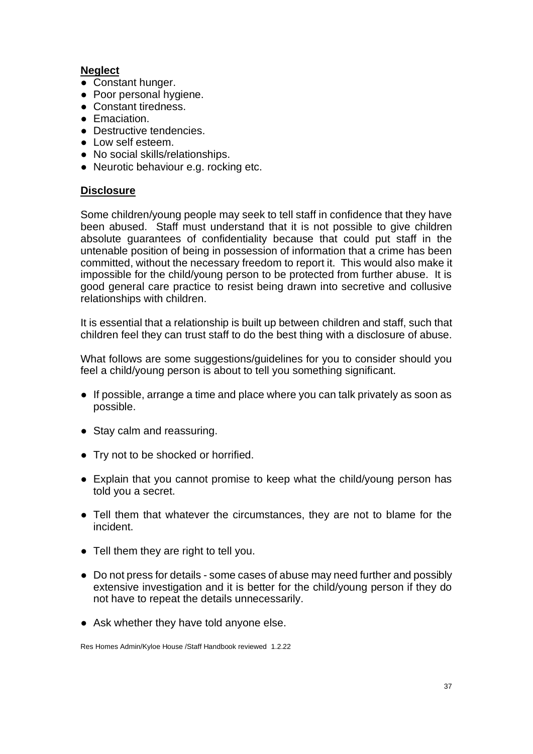**Neglect**

- Constant hunger.
- Poor personal hygiene.
- Constant tiredness.
- Emaciation.
- Destructive tendencies.
- Low self esteem.
- No social skills/relationships.
- Neurotic behaviour e.g. rocking etc.

**Disclosure**

Some children/young people may seek to tell staff in confidence that they have been abused. Staff must understand that it is not possible to give children absolute guarantees of confidentiality because that could put staff in the untenable position of being in possession of information that a crime has been committed, without the necessary freedom to report it. This would also make it impossible for the child/young person to be protected from further abuse. It is good general care practice to resist being drawn into secretive and collusive relationships with children.

It is essential that a relationship is built up between children and staff, such that children feel they can trust staff to do the best thing with a disclosure of abuse.

What follows are some suggestions/guidelines for you to consider should you feel a child/young person is about to tell you something significant.

- If possible, arrange a time and place where you can talk privately as soon as possible.
- Stay calm and reassuring.
- Try not to be shocked or horrified.
- Explain that you cannot promise to keep what the child/young person has told you a secret.
- Tell them that whatever the circumstances, they are not to blame for the incident.
- Tell them they are right to tell you.
- Do not press for details - some cases of abuse may need further and possibly extensive investigation and it is better for the child/young person if they do not have to repeat the details unnecessarily.
- Ask whether they have told anyone else.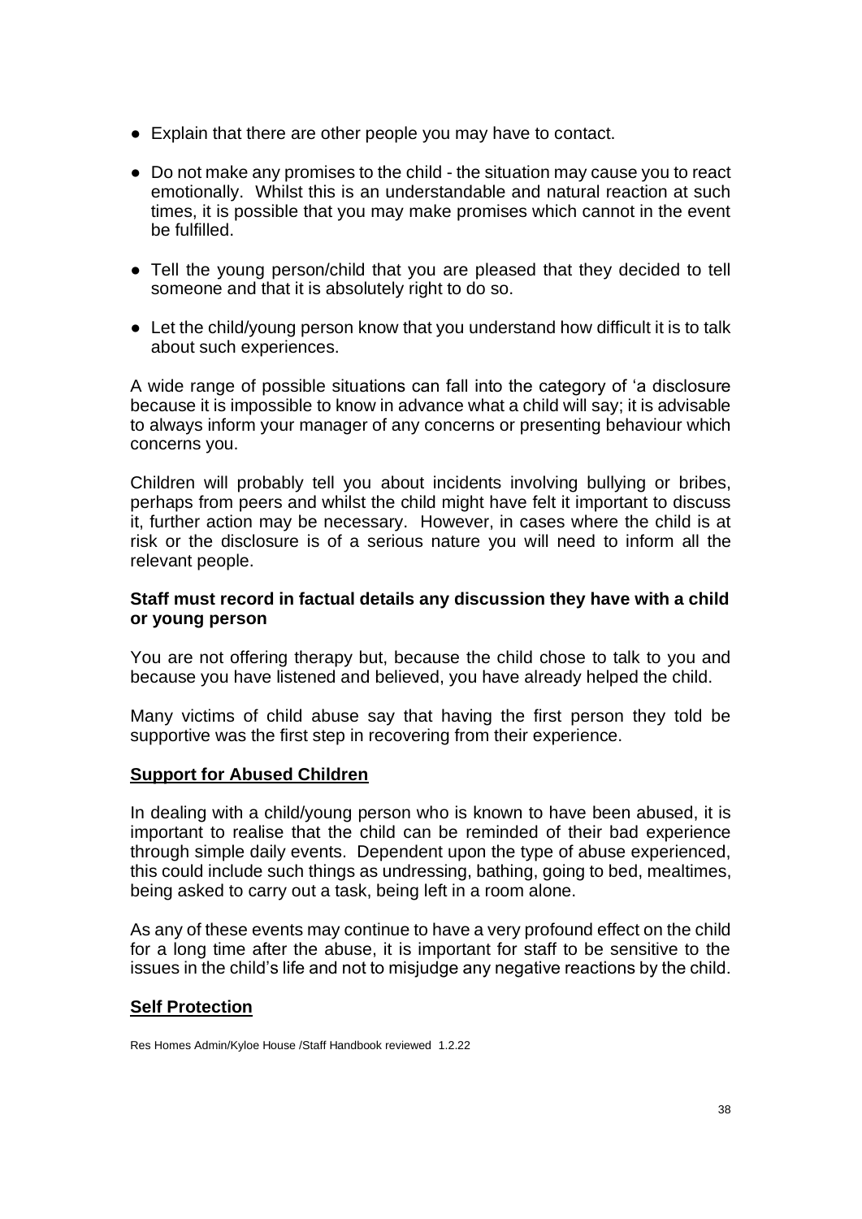- Explain that there are other people you may have to contact.
- Do not make any promises to the child - the situation may cause you to react emotionally. Whilst this is an understandable and natural reaction at such times, it is possible that you may make promises which cannot in the event be fulfilled.
- Tell the young person/child that you are pleased that they decided to tell someone and that it is absolutely right to do so.
- Let the child/young person know that you understand how difficult it is to talk about such experiences.

A wide range of possible situations can fall into the category of 'a disclosure because it is impossible to know in advance what a child will say; it is advisable to always inform your manager of any concerns or presenting behaviour which concerns you.

Children will probably tell you about incidents involving bullying or bribes, perhaps from peers and whilst the child might have felt it important to discuss it, further action may be necessary. However, in cases where the child is at risk or the disclosure is of a serious nature you will need to inform all the relevant people.

**Staff must record in factual details any discussion they have with a child or young person**

You are not offering therapy but, because the child chose to talk to you and because you have listened and believed, you have already helped the child.

Many victims of child abuse say that having the first person they told be supportive was the first step in recovering from their experience.

## Support for Abused Children

In dealing with a child/young person who is known to have been abused, it is important to realise that the child can be reminded of their bad experience through simple daily events. Dependent upon the type of abuse experienced, this could include such things as undressing, bathing, going to bed, mealtimes, being asked to carry out a task, being left in a room alone.

As any of these events may continue to have a very profound effect on the child for a long time after the abuse, it is important for staff to be sensitive to the issues in the child's life and not to misjudge any negative reactions by the child.

## Self Protection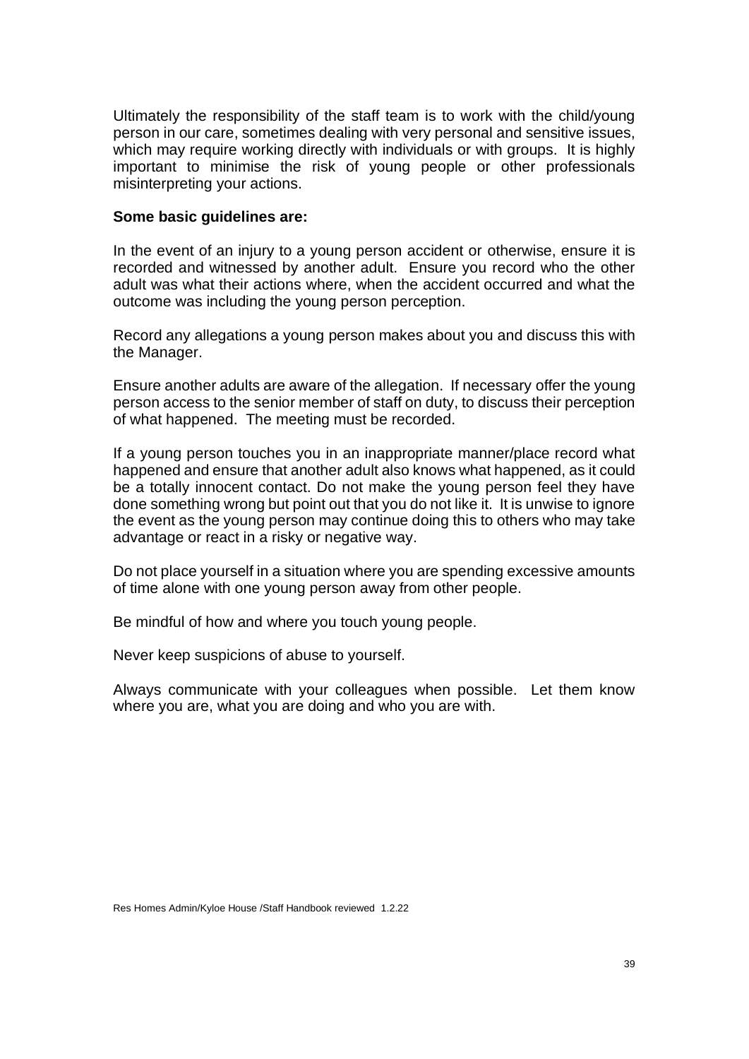Ultimately the responsibility of the staff team is to work with the child/young person in our care, sometimes dealing with very personal and sensitive issues, which may require working directly with individuals or with groups. It is highly important to minimise the risk of young people or other professionals misinterpreting your actions.

**Some basic guidelines are:**

In the event of an injury to a young person accident or otherwise, ensure it is recorded and witnessed by another adult. Ensure you record who the other adult was what their actions where, when the accident occurred and what the outcome was including the young person perception.

Record any allegations a young person makes about you and discuss this with the Manager.

Ensure another adults are aware of the allegation. If necessary offer the young person access to the senior member of staff on duty, to discuss their perception of what happened. The meeting must be recorded.

If a young person touches you in an inappropriate manner/place record what happened and ensure that another adult also knows what happened, as it could be a totally innocent contact. Do not make the young person feel they have done something wrong but point out that you do not like it. It is unwise to ignore the event as the young person may continue doing this to others who may take advantage or react in a risky or negative way.

Do not place yourself in a situation where you are spending excessive amounts of time alone with one young person away from other people.

Be mindful of how and where you touch young people.

Never keep suspicions of abuse to yourself.

Always communicate with your colleagues when possible. Let them know where you are, what you are doing and who you are with.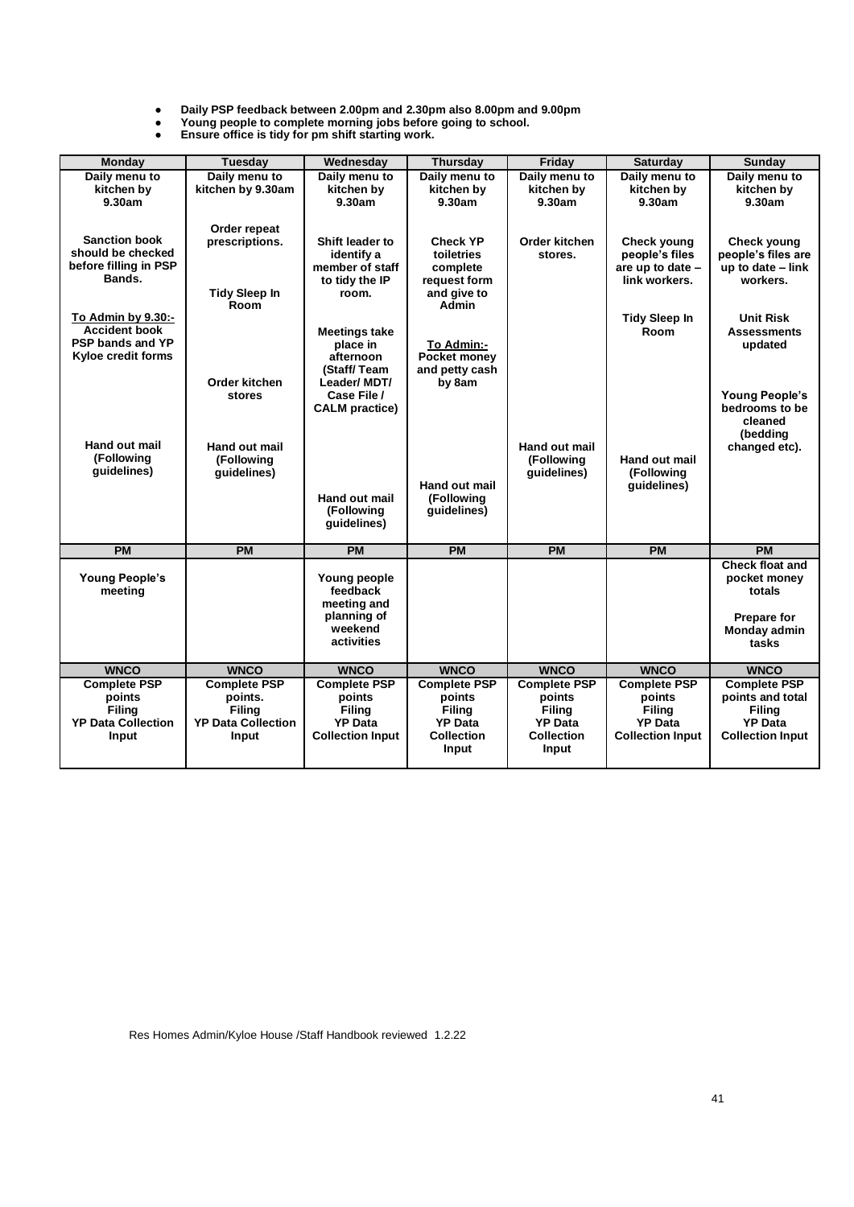- **Daily PSP feedback between 2.00pm and 2.30pm also 8.00pm and 9.00pm**
- **Young people to complete morning jobs before going to school.**
- **Ensure office is tidy for pm shift starting work.**

| Monday | Tuesday | Wednesday | Thursday | Friday | Saturday | Sunday |
|---|---|---|---|---|---|---|
| **Daily menu to kitchen by 9.30am**<br><br>**Sanction book should be checked before filling in PSP Bands.**<br><br>**To Admin by 9.30:-**<br>**Accident book PSP bands and YP Kyloe credit forms**<br><br>**Hand out mail (Following guidelines)** | **Daily menu to kitchen by 9.30am**<br><br>**Order repeat prescriptions.**<br><br>**Tidy Sleep In Room**<br><br>**Order kitchen stores**<br><br>**Hand out mail (Following guidelines)** | **Daily menu to kitchen by 9.30am**<br><br>**Shift leader to identify a member of staff to tidy the IP room.**<br><br>**Meetings take place in afternoon (Staff/ Team Leader/ MDT/ Case File / CALM practice)**<br><br>**Hand out mail (Following guidelines)** | **Daily menu to kitchen by 9.30am**<br><br>**Check YP toiletries complete request form and give to Admin**<br><br>**To Admin:-**<br>**Pocket money and petty cash by 8am**<br><br>**Hand out mail (Following guidelines)** | **Daily menu to kitchen by 9.30am**<br><br>**Order kitchen stores.**<br><br>**Hand out mail (Following guidelines)** | **Daily menu to kitchen by 9.30am**<br><br>**Check young people's files are up to date – link workers.**<br><br>**Tidy Sleep In Room**<br><br>**Hand out mail (Following guidelines)** | **Daily menu to kitchen by 9.30am**<br><br>**Check young people's files are up to date – link workers.**<br><br>**Unit Risk Assessments updated**<br><br>**Young People's bedrooms to be cleaned (bedding changed etc).** |
| **PM** | **PM** | **PM** | **PM** | **PM** | **PM** | **PM** |
| **Young People's meeting** | | **Young people feedback meeting and planning of weekend activities** | | | | **Check float and pocket money totals**<br><br>**Prepare for Monday admin tasks** |
| **WNCO** | **WNCO** | **WNCO** | **WNCO** | **WNCO** | **WNCO** | **WNCO** |
| **Complete PSP points**<br>**Filing**<br>**YP Data Collection Input** | **Complete PSP points.**<br>**Filing**<br>**YP Data Collection Input** | **Complete PSP points**<br>**Filing**<br>**YP Data Collection Input** | **Complete PSP points**<br>**Filing**<br>**YP Data Collection Input** | **Complete PSP points**<br>**Filing**<br>**YP Data Collection Input** | **Complete PSP points**<br>**Filing**<br>**YP Data Collection Input** | **Complete PSP points and total**<br>**Filing**<br>**YP Data Collection Input** |

Res Homes Admin/Kyloe House /Staff Handbook reviewed 1.2.22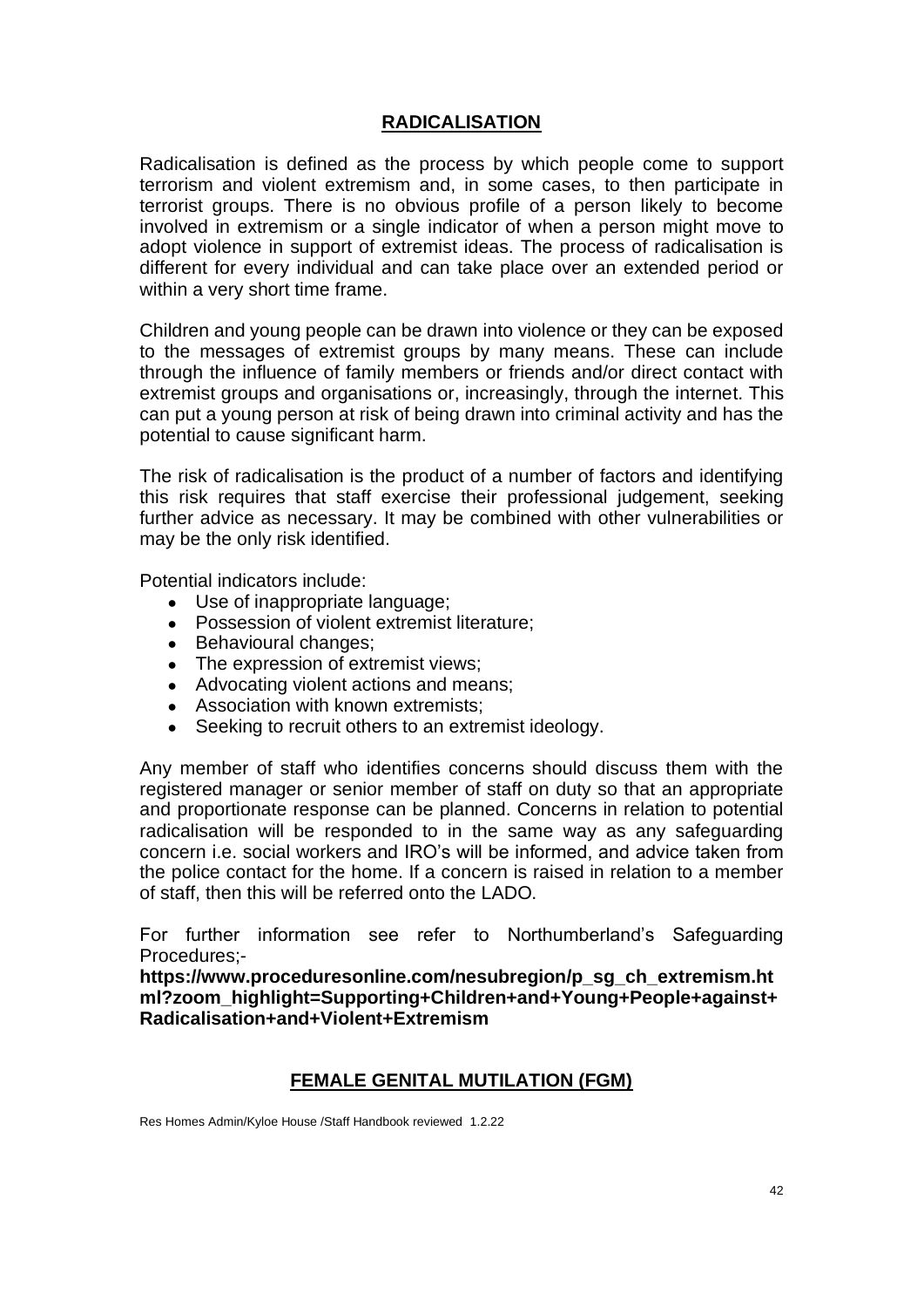## RADICALISATION

Radicalisation is defined as the process by which people come to support terrorism and violent extremism and, in some cases, to then participate in terrorist groups. There is no obvious profile of a person likely to become involved in extremism or a single indicator of when a person might move to adopt violence in support of extremist ideas. The process of radicalisation is different for every individual and can take place over an extended period or within a very short time frame.

Children and young people can be drawn into violence or they can be exposed to the messages of extremist groups by many means. These can include through the influence of family members or friends and/or direct contact with extremist groups and organisations or, increasingly, through the internet. This can put a young person at risk of being drawn into criminal activity and has the potential to cause significant harm.

The risk of radicalisation is the product of a number of factors and identifying this risk requires that staff exercise their professional judgement, seeking further advice as necessary. It may be combined with other vulnerabilities or may be the only risk identified.

Potential indicators include:

- Use of inappropriate language;
- Possession of violent extremist literature;
- Behavioural changes;
- The expression of extremist views;
- Advocating violent actions and means;
- Association with known extremists;
- Seeking to recruit others to an extremist ideology.

Any member of staff who identifies concerns should discuss them with the registered manager or senior member of staff on duty so that an appropriate and proportionate response can be planned. Concerns in relation to potential radicalisation will be responded to in the same way as any safeguarding concern i.e. social workers and IRO's will be informed, and advice taken from the police contact for the home. If a concern is raised in relation to a member of staff, then this will be referred onto the LADO.

For further information see refer to Northumberland's Safeguarding Procedures;-
**https://www.proceduresonline.com/nesubregion/p_sg_ch_extremism.html?zoom_highlight=Supporting+Children+and+Young+People+against+Radicalisation+and+Violent+Extremism**

## FEMALE GENITAL MUTILATION (FGM)

Res Homes Admin/Kyloe House /Staff Handbook reviewed 1.2.22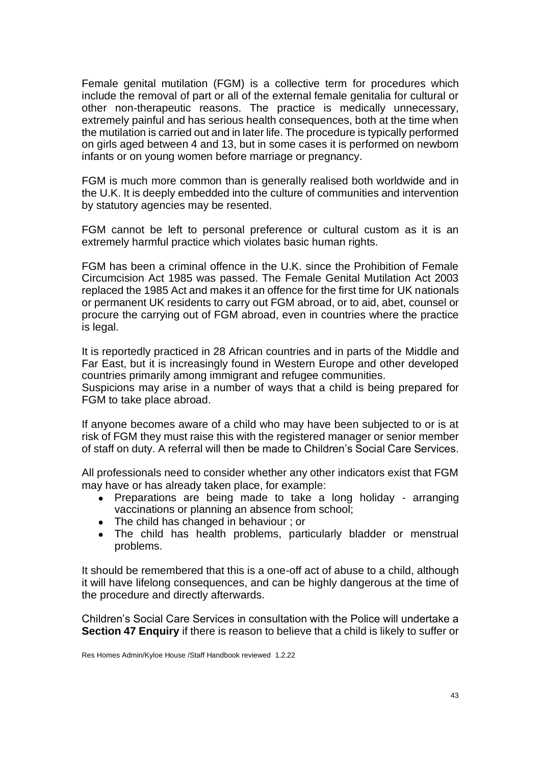Female genital mutilation (FGM) is a collective term for procedures which include the removal of part or all of the external female genitalia for cultural or other non-therapeutic reasons. The practice is medically unnecessary, extremely painful and has serious health consequences, both at the time when the mutilation is carried out and in later life. The procedure is typically performed on girls aged between 4 and 13, but in some cases it is performed on newborn infants or on young women before marriage or pregnancy.

FGM is much more common than is generally realised both worldwide and in the U.K. It is deeply embedded into the culture of communities and intervention by statutory agencies may be resented.

FGM cannot be left to personal preference or cultural custom as it is an extremely harmful practice which violates basic human rights.

FGM has been a criminal offence in the U.K. since the Prohibition of Female Circumcision Act 1985 was passed. The Female Genital Mutilation Act 2003 replaced the 1985 Act and makes it an offence for the first time for UK nationals or permanent UK residents to carry out FGM abroad, or to aid, abet, counsel or procure the carrying out of FGM abroad, even in countries where the practice is legal.

It is reportedly practiced in 28 African countries and in parts of the Middle and Far East, but it is increasingly found in Western Europe and other developed countries primarily among immigrant and refugee communities.
Suspicions may arise in a number of ways that a child is being prepared for FGM to take place abroad.

If anyone becomes aware of a child who may have been subjected to or is at risk of FGM they must raise this with the registered manager or senior member of staff on duty. A referral will then be made to Children's Social Care Services.

All professionals need to consider whether any other indicators exist that FGM may have or has already taken place, for example:

- Preparations are being made to take a long holiday - arranging vaccinations or planning an absence from school;
- The child has changed in behaviour ; or
- The child has health problems, particularly bladder or menstrual problems.

It should be remembered that this is a one-off act of abuse to a child, although it will have lifelong consequences, and can be highly dangerous at the time of the procedure and directly afterwards.

Children's Social Care Services in consultation with the Police will undertake a **Section 47 Enquiry** if there is reason to believe that a child is likely to suffer or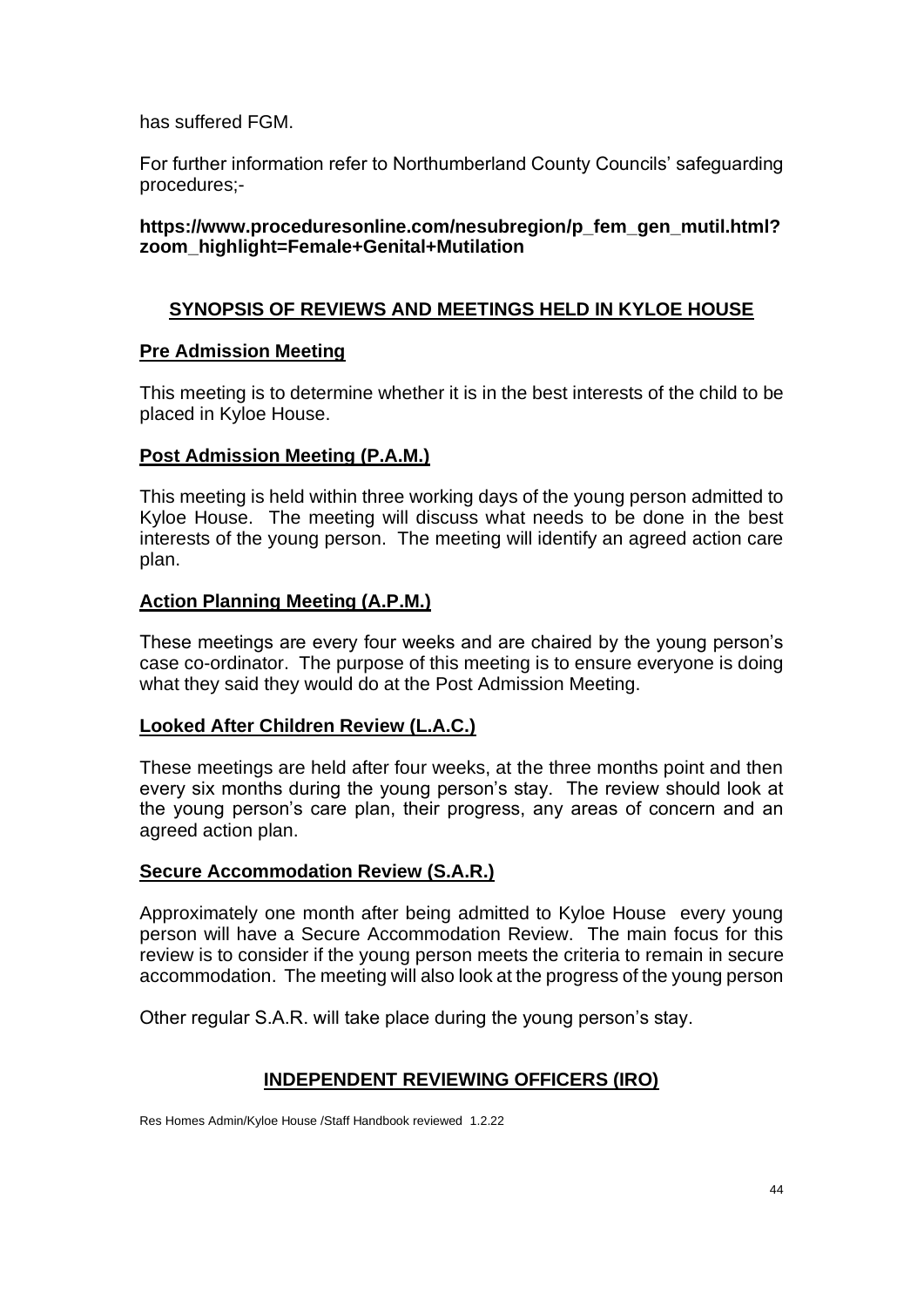has suffered FGM.

For further information refer to Northumberland County Councils' safeguarding procedures;-

**https://www.proceduresonline.com/nesubregion/p_fem_gen_mutil.html?zoom_highlight=Female+Genital+Mutilation**

## SYNOPSIS OF REVIEWS AND MEETINGS HELD IN KYLOE HOUSE

### Pre Admission Meeting

This meeting is to determine whether it is in the best interests of the child to be placed in Kyloe House.

### Post Admission Meeting (P.A.M.)

This meeting is held within three working days of the young person admitted to Kyloe House. The meeting will discuss what needs to be done in the best interests of the young person. The meeting will identify an agreed action care plan.

### Action Planning Meeting (A.P.M.)

These meetings are every four weeks and are chaired by the young person's case co-ordinator. The purpose of this meeting is to ensure everyone is doing what they said they would do at the Post Admission Meeting.

### Looked After Children Review (L.A.C.)

These meetings are held after four weeks, at the three months point and then every six months during the young person's stay. The review should look at the young person's care plan, their progress, any areas of concern and an agreed action plan.

### Secure Accommodation Review (S.A.R.)

Approximately one month after being admitted to Kyloe House every young person will have a Secure Accommodation Review. The main focus for this review is to consider if the young person meets the criteria to remain in secure accommodation. The meeting will also look at the progress of the young person

Other regular S.A.R. will take place during the young person's stay.

## INDEPENDENT REVIEWING OFFICERS (IRO)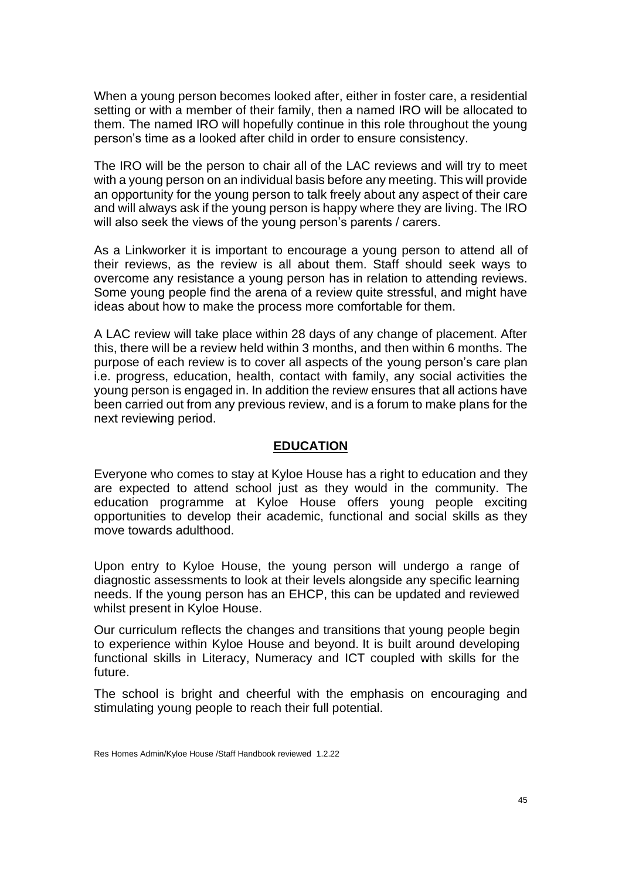When a young person becomes looked after, either in foster care, a residential setting or with a member of their family, then a named IRO will be allocated to them. The named IRO will hopefully continue in this role throughout the young person's time as a looked after child in order to ensure consistency.

The IRO will be the person to chair all of the LAC reviews and will try to meet with a young person on an individual basis before any meeting. This will provide an opportunity for the young person to talk freely about any aspect of their care and will always ask if the young person is happy where they are living. The IRO will also seek the views of the young person's parents / carers.

As a Linkworker it is important to encourage a young person to attend all of their reviews, as the review is all about them. Staff should seek ways to overcome any resistance a young person has in relation to attending reviews. Some young people find the arena of a review quite stressful, and might have ideas about how to make the process more comfortable for them.

A LAC review will take place within 28 days of any change of placement. After this, there will be a review held within 3 months, and then within 6 months. The purpose of each review is to cover all aspects of the young person's care plan i.e. progress, education, health, contact with family, any social activities the young person is engaged in. In addition the review ensures that all actions have been carried out from any previous review, and is a forum to make plans for the next reviewing period.

## EDUCATION

Everyone who comes to stay at Kyloe House has a right to education and they are expected to attend school just as they would in the community. The education programme at Kyloe House offers young people exciting opportunities to develop their academic, functional and social skills as they move towards adulthood.

Upon entry to Kyloe House, the young person will undergo a range of diagnostic assessments to look at their levels alongside any specific learning needs. If the young person has an EHCP, this can be updated and reviewed whilst present in Kyloe House.

Our curriculum reflects the changes and transitions that young people begin to experience within Kyloe House and beyond. It is built around developing functional skills in Literacy, Numeracy and ICT coupled with skills for the future.

The school is bright and cheerful with the emphasis on encouraging and stimulating young people to reach their full potential.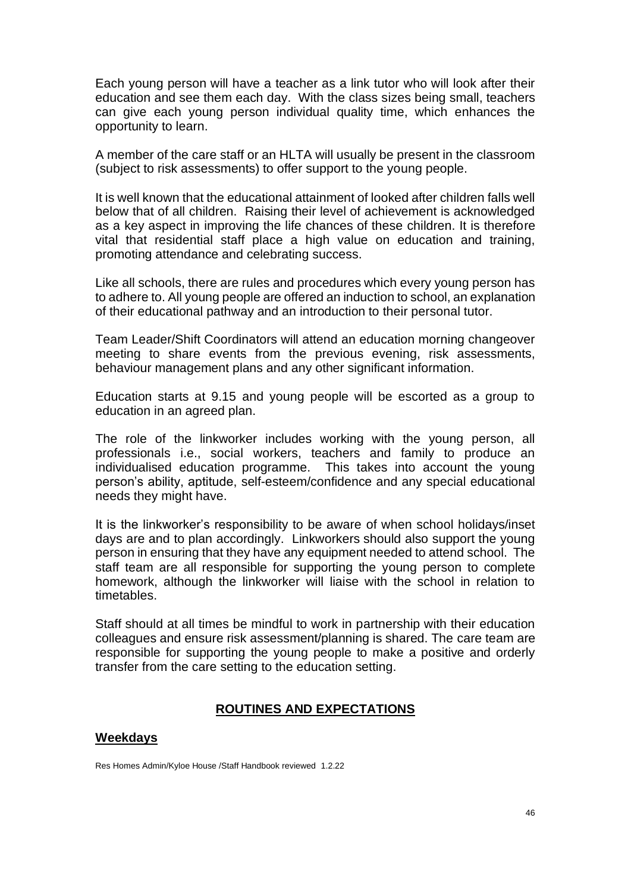Each young person will have a teacher as a link tutor who will look after their education and see them each day. With the class sizes being small, teachers can give each young person individual quality time, which enhances the opportunity to learn.

A member of the care staff or an HLTA will usually be present in the classroom (subject to risk assessments) to offer support to the young people.

It is well known that the educational attainment of looked after children falls well below that of all children. Raising their level of achievement is acknowledged as a key aspect in improving the life chances of these children. It is therefore vital that residential staff place a high value on education and training, promoting attendance and celebrating success.

Like all schools, there are rules and procedures which every young person has to adhere to. All young people are offered an induction to school, an explanation of their educational pathway and an introduction to their personal tutor.

Team Leader/Shift Coordinators will attend an education morning changeover meeting to share events from the previous evening, risk assessments, behaviour management plans and any other significant information.

Education starts at 9.15 and young people will be escorted as a group to education in an agreed plan.

The role of the linkworker includes working with the young person, all professionals i.e., social workers, teachers and family to produce an individualised education programme. This takes into account the young person's ability, aptitude, self-esteem/confidence and any special educational needs they might have.

It is the linkworker's responsibility to be aware of when school holidays/inset days are and to plan accordingly. Linkworkers should also support the young person in ensuring that they have any equipment needed to attend school. The staff team are all responsible for supporting the young person to complete homework, although the linkworker will liaise with the school in relation to timetables.

Staff should at all times be mindful to work in partnership with their education colleagues and ensure risk assessment/planning is shared. The care team are responsible for supporting the young people to make a positive and orderly transfer from the care setting to the education setting.

## ROUTINES AND EXPECTATIONS

### Weekdays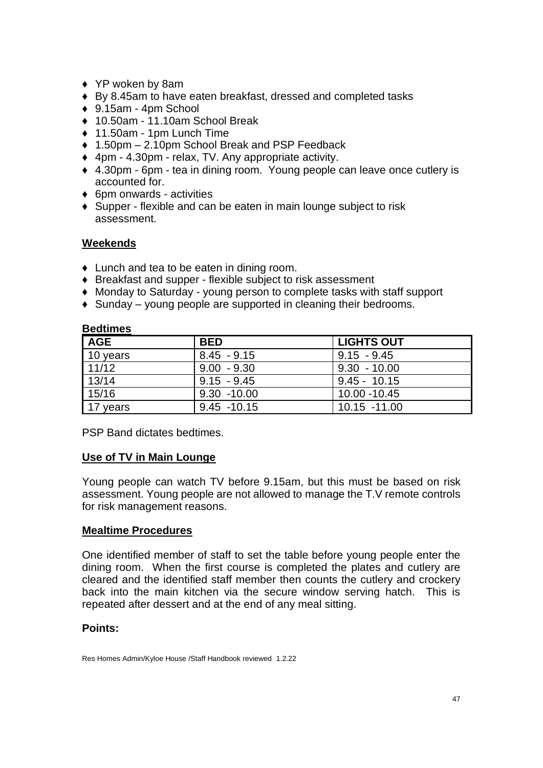- YP woken by 8am
- By 8.45am to have eaten breakfast, dressed and completed tasks
- 9.15am - 4pm School
- 10.50am - 11.10am School Break
- 11.50am - 1pm Lunch Time
- 1.50pm – 2.10pm School Break and PSP Feedback
- 4pm - 4.30pm - relax, TV. Any appropriate activity.
- 4.30pm - 6pm - tea in dining room. Young people can leave once cutlery is accounted for.
- 6pm onwards - activities
- Supper - flexible and can be eaten in main lounge subject to risk assessment.

## Weekends

- Lunch and tea to be eaten in dining room.
- Breakfast and supper - flexible subject to risk assessment
- Monday to Saturday - young person to complete tasks with staff support
- Sunday – young people are supported in cleaning their bedrooms.

## Bedtimes

| AGE | BED | LIGHTS OUT |
|---|---|---|
| 10 years | 8.45 - 9.15 | 9.15 - 9.45 |
| 11/12 | 9.00 - 9.30 | 9.30 - 10.00 |
| 13/14 | 9.15 - 9.45 | 9.45 - 10.15 |
| 15/16 | 9.30 -10.00 | 10.00 -10.45 |
| 17 years | 9.45 -10.15 | 10.15 -11.00 |

PSP Band dictates bedtimes.

## Use of TV in Main Lounge

Young people can watch TV before 9.15am, but this must be based on risk assessment. Young people are not allowed to manage the T.V remote controls for risk management reasons.

## Mealtime Procedures

One identified member of staff to set the table before young people enter the dining room. When the first course is completed the plates and cutlery are cleared and the identified staff member then counts the cutlery and crockery back into the main kitchen via the secure window serving hatch. This is repeated after dessert and at the end of any meal sitting.

**Points:**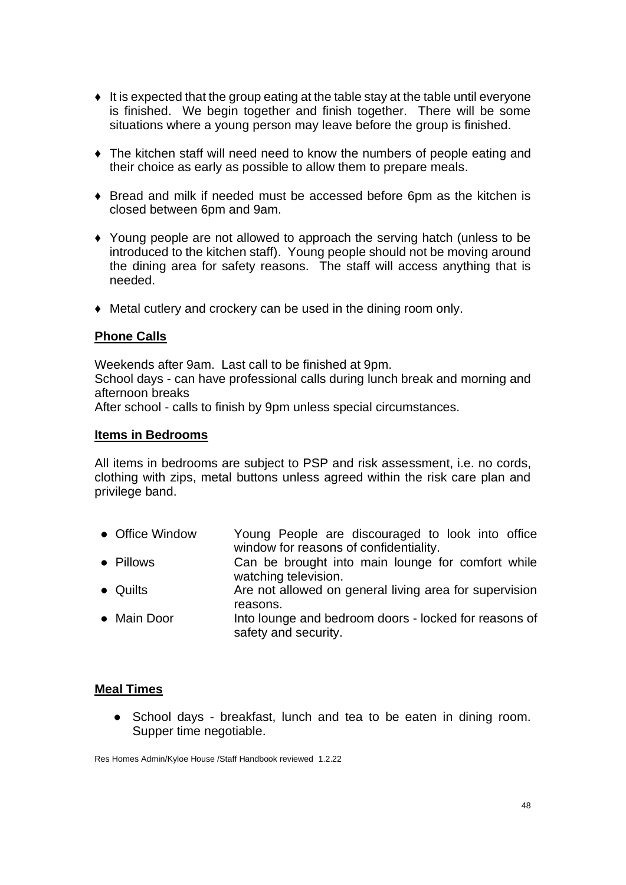- It is expected that the group eating at the table stay at the table until everyone is finished. We begin together and finish together. There will be some situations where a young person may leave before the group is finished.

- The kitchen staff will need need to know the numbers of people eating and their choice as early as possible to allow them to prepare meals.

- Bread and milk if needed must be accessed before 6pm as the kitchen is closed between 6pm and 9am.

- Young people are not allowed to approach the serving hatch (unless to be introduced to the kitchen staff). Young people should not be moving around the dining area for safety reasons. The staff will access anything that is needed.

- Metal cutlery and crockery can be used in the dining room only.

**Phone Calls**

Weekends after 9am. Last call to be finished at 9pm.
School days - can have professional calls during lunch break and morning and afternoon breaks
After school - calls to finish by 9pm unless special circumstances.

**Items in Bedrooms**

All items in bedrooms are subject to PSP and risk assessment, i.e. no cords, clothing with zips, metal buttons unless agreed within the risk care plan and privilege band.

- Office Window — Young People are discouraged to look into office window for reasons of confidentiality.
- Pillows — Can be brought into main lounge for comfort while watching television.
- Quilts — Are not allowed on general living area for supervision reasons.
- Main Door — Into lounge and bedroom doors - locked for reasons of safety and security.

**Meal Times**

- School days - breakfast, lunch and tea to be eaten in dining room. Supper time negotiable.

Res Homes Admin/Kyloe House /Staff Handbook reviewed 1.2.22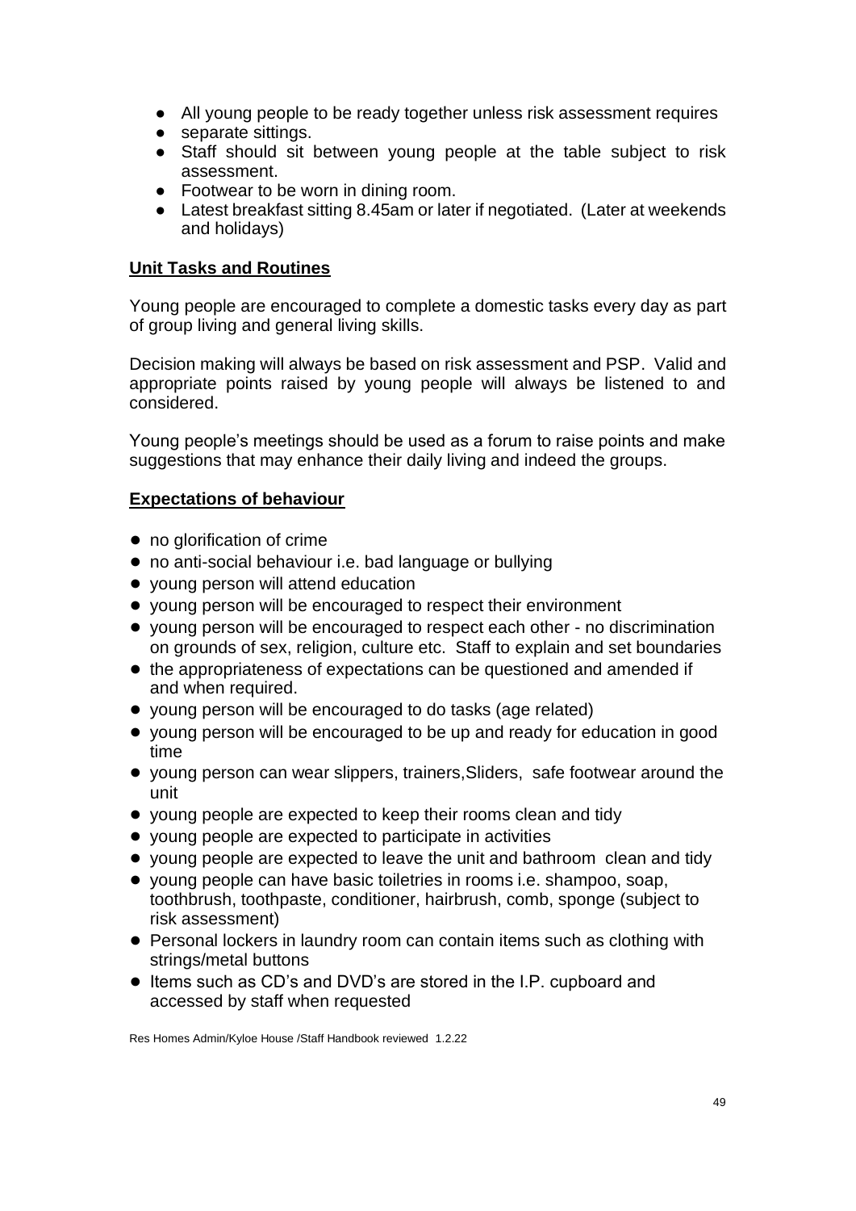- All young people to be ready together unless risk assessment requires
- separate sittings.
- Staff should sit between young people at the table subject to risk assessment.
- Footwear to be worn in dining room.
- Latest breakfast sitting 8.45am or later if negotiated. (Later at weekends and holidays)

## Unit Tasks and Routines

Young people are encouraged to complete a domestic tasks every day as part of group living and general living skills.

Decision making will always be based on risk assessment and PSP. Valid and appropriate points raised by young people will always be listened to and considered.

Young people's meetings should be used as a forum to raise points and make suggestions that may enhance their daily living and indeed the groups.

## Expectations of behaviour

- no glorification of crime
- no anti-social behaviour i.e. bad language or bullying
- young person will attend education
- young person will be encouraged to respect their environment
- young person will be encouraged to respect each other - no discrimination on grounds of sex, religion, culture etc. Staff to explain and set boundaries
- the appropriateness of expectations can be questioned and amended if and when required.
- young person will be encouraged to do tasks (age related)
- young person will be encouraged to be up and ready for education in good time
- young person can wear slippers, trainers,Sliders, safe footwear around the unit
- young people are expected to keep their rooms clean and tidy
- young people are expected to participate in activities
- young people are expected to leave the unit and bathroom clean and tidy
- young people can have basic toiletries in rooms i.e. shampoo, soap, toothbrush, toothpaste, conditioner, hairbrush, comb, sponge (subject to risk assessment)
- Personal lockers in laundry room can contain items such as clothing with strings/metal buttons
- Items such as CD's and DVD's are stored in the I.P. cupboard and accessed by staff when requested

Res Homes Admin/Kyloe House /Staff Handbook reviewed 1.2.22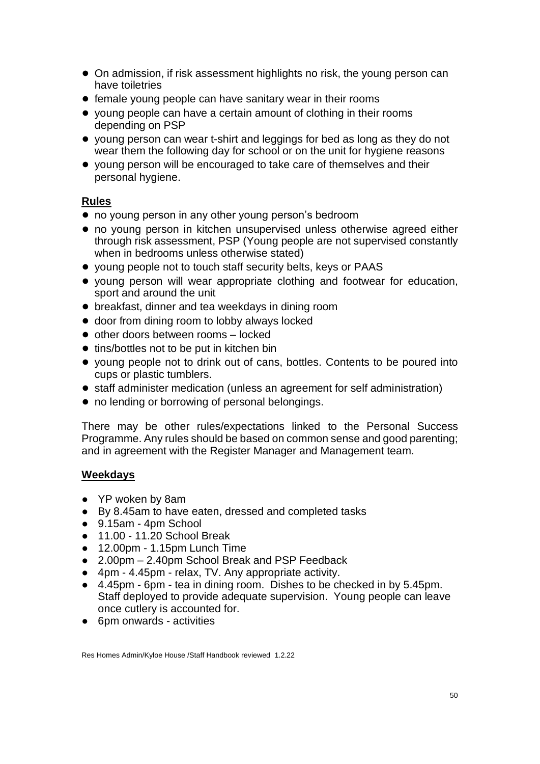- On admission, if risk assessment highlights no risk, the young person can have toiletries
- female young people can have sanitary wear in their rooms
- young people can have a certain amount of clothing in their rooms depending on PSP
- young person can wear t-shirt and leggings for bed as long as they do not wear them the following day for school or on the unit for hygiene reasons
- young person will be encouraged to take care of themselves and their personal hygiene.

**Rules**

- no young person in any other young person's bedroom
- no young person in kitchen unsupervised unless otherwise agreed either through risk assessment, PSP (Young people are not supervised constantly when in bedrooms unless otherwise stated)
- young people not to touch staff security belts, keys or PAAS
- young person will wear appropriate clothing and footwear for education, sport and around the unit
- breakfast, dinner and tea weekdays in dining room
- door from dining room to lobby always locked
- other doors between rooms – locked
- tins/bottles not to be put in kitchen bin
- young people not to drink out of cans, bottles. Contents to be poured into cups or plastic tumblers.
- staff administer medication (unless an agreement for self administration)
- no lending or borrowing of personal belongings.

There may be other rules/expectations linked to the Personal Success Programme. Any rules should be based on common sense and good parenting; and in agreement with the Register Manager and Management team.

**Weekdays**

- YP woken by 8am
- By 8.45am to have eaten, dressed and completed tasks
- 9.15am - 4pm School
- 11.00 - 11.20 School Break
- 12.00pm - 1.15pm Lunch Time
- 2.00pm – 2.40pm School Break and PSP Feedback
- 4pm - 4.45pm - relax, TV. Any appropriate activity.
- 4.45pm - 6pm - tea in dining room. Dishes to be checked in by 5.45pm. Staff deployed to provide adequate supervision. Young people can leave once cutlery is accounted for.
- 6pm onwards - activities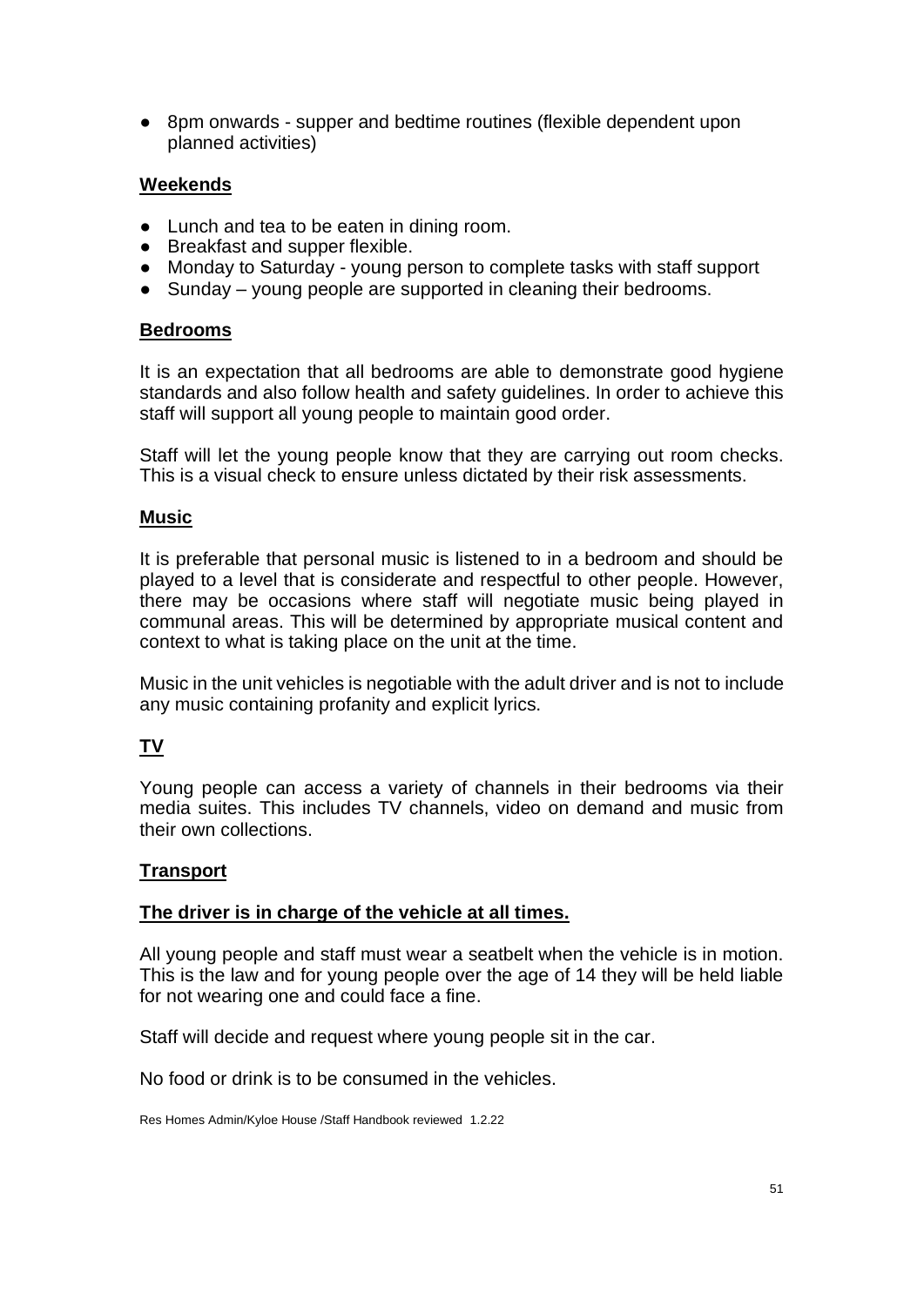- 8pm onwards - supper and bedtime routines (flexible dependent upon planned activities)

**Weekends**

- Lunch and tea to be eaten in dining room.
- Breakfast and supper flexible.
- Monday to Saturday - young person to complete tasks with staff support
- Sunday – young people are supported in cleaning their bedrooms.

**Bedrooms**

It is an expectation that all bedrooms are able to demonstrate good hygiene standards and also follow health and safety guidelines. In order to achieve this staff will support all young people to maintain good order.

Staff will let the young people know that they are carrying out room checks. This is a visual check to ensure unless dictated by their risk assessments.

**Music**

It is preferable that personal music is listened to in a bedroom and should be played to a level that is considerate and respectful to other people. However, there may be occasions where staff will negotiate music being played in communal areas. This will be determined by appropriate musical content and context to what is taking place on the unit at the time.

Music in the unit vehicles is negotiable with the adult driver and is not to include any music containing profanity and explicit lyrics.

## TV

Young people can access a variety of channels in their bedrooms via their media suites. This includes TV channels, video on demand and music from their own collections.

**Transport**

**The driver is in charge of the vehicle at all times.**

All young people and staff must wear a seatbelt when the vehicle is in motion. This is the law and for young people over the age of 14 they will be held liable for not wearing one and could face a fine.

Staff will decide and request where young people sit in the car.

No food or drink is to be consumed in the vehicles.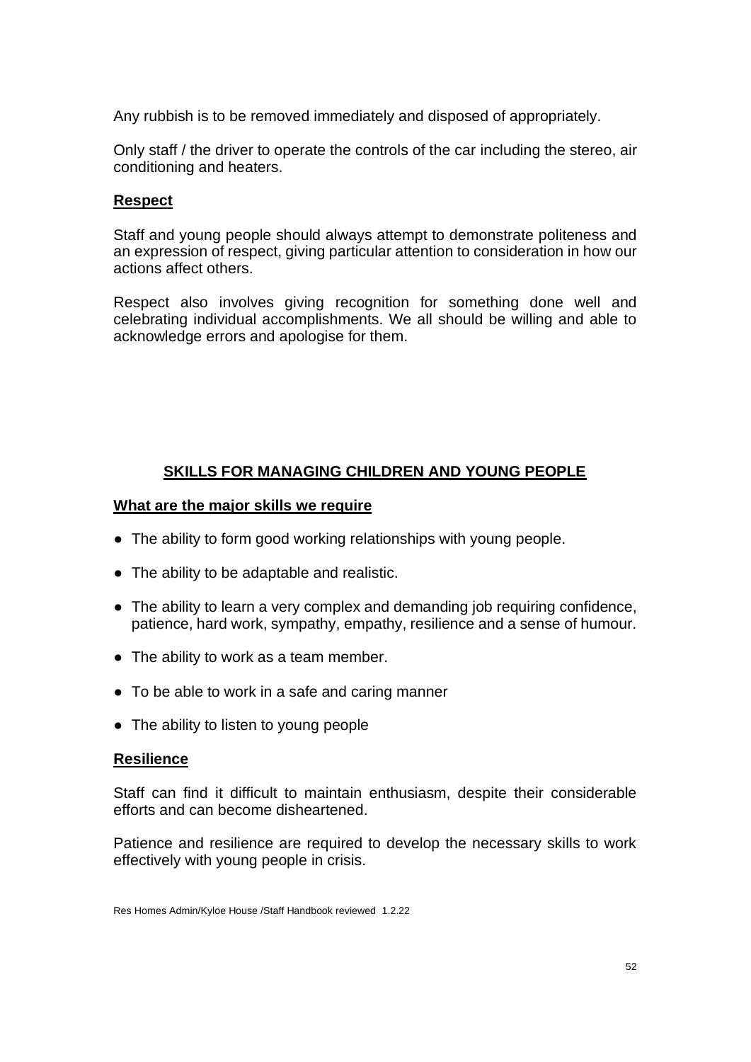Any rubbish is to be removed immediately and disposed of appropriately.

Only staff / the driver to operate the controls of the car including the stereo, air conditioning and heaters.

**Respect**

Staff and young people should always attempt to demonstrate politeness and an expression of respect, giving particular attention to consideration in how our actions affect others.

Respect also involves giving recognition for something done well and celebrating individual accomplishments. We all should be willing and able to acknowledge errors and apologise for them.

## SKILLS FOR MANAGING CHILDREN AND YOUNG PEOPLE

**What are the major skills we require**

- The ability to form good working relationships with young people.
- The ability to be adaptable and realistic.
- The ability to learn a very complex and demanding job requiring confidence, patience, hard work, sympathy, empathy, resilience and a sense of humour.
- The ability to work as a team member.
- To be able to work in a safe and caring manner
- The ability to listen to young people

**Resilience**

Staff can find it difficult to maintain enthusiasm, despite their considerable efforts and can become disheartened.

Patience and resilience are required to develop the necessary skills to work effectively with young people in crisis.

Res Homes Admin/Kyloe House /Staff Handbook reviewed 1.2.22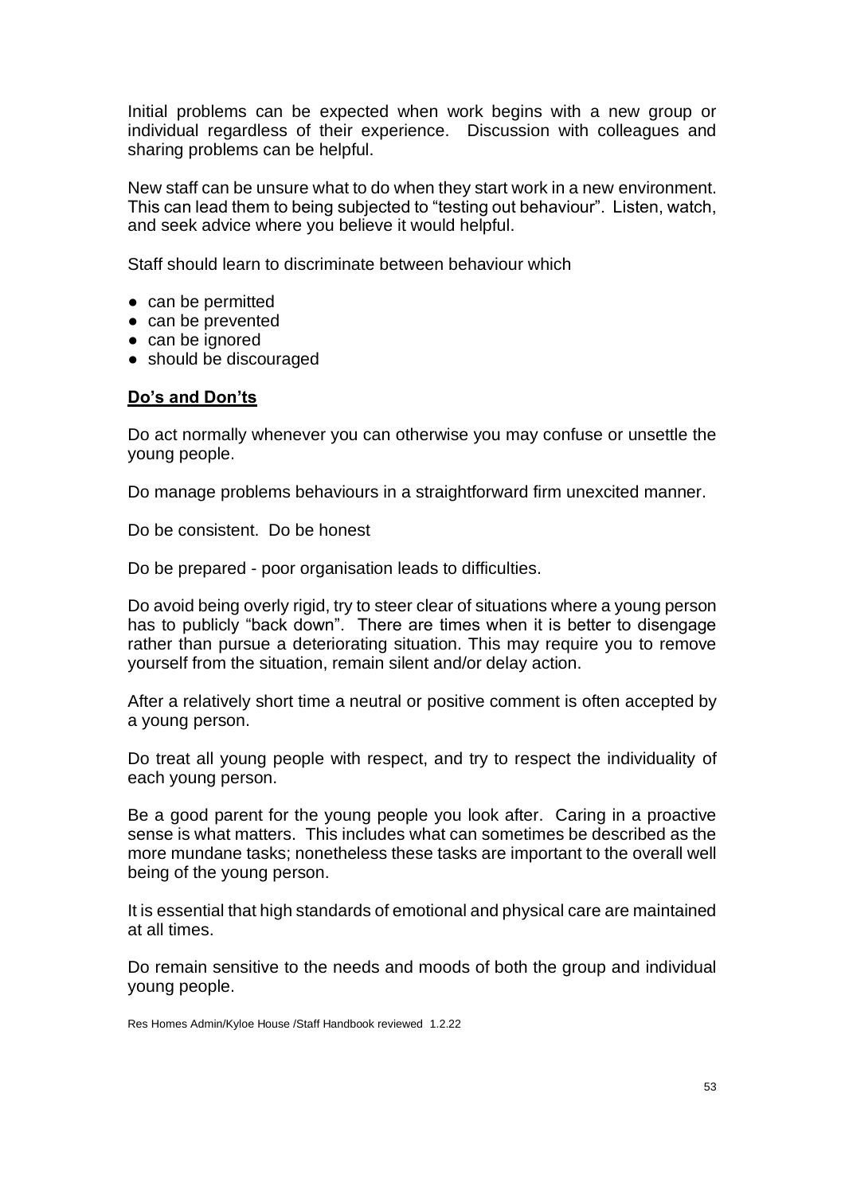Initial problems can be expected when work begins with a new group or individual regardless of their experience. Discussion with colleagues and sharing problems can be helpful.

New staff can be unsure what to do when they start work in a new environment. This can lead them to being subjected to "testing out behaviour". Listen, watch, and seek advice where you believe it would helpful.

Staff should learn to discriminate between behaviour which

- can be permitted
- can be prevented
- can be ignored
- should be discouraged

**Do's and Don'ts**

Do act normally whenever you can otherwise you may confuse or unsettle the young people.

Do manage problems behaviours in a straightforward firm unexcited manner.

Do be consistent. Do be honest

Do be prepared - poor organisation leads to difficulties.

Do avoid being overly rigid, try to steer clear of situations where a young person has to publicly "back down". There are times when it is better to disengage rather than pursue a deteriorating situation. This may require you to remove yourself from the situation, remain silent and/or delay action.

After a relatively short time a neutral or positive comment is often accepted by a young person.

Do treat all young people with respect, and try to respect the individuality of each young person.

Be a good parent for the young people you look after. Caring in a proactive sense is what matters. This includes what can sometimes be described as the more mundane tasks; nonetheless these tasks are important to the overall well being of the young person.

It is essential that high standards of emotional and physical care are maintained at all times.

Do remain sensitive to the needs and moods of both the group and individual young people.

Res Homes Admin/Kyloe House /Staff Handbook reviewed 1.2.22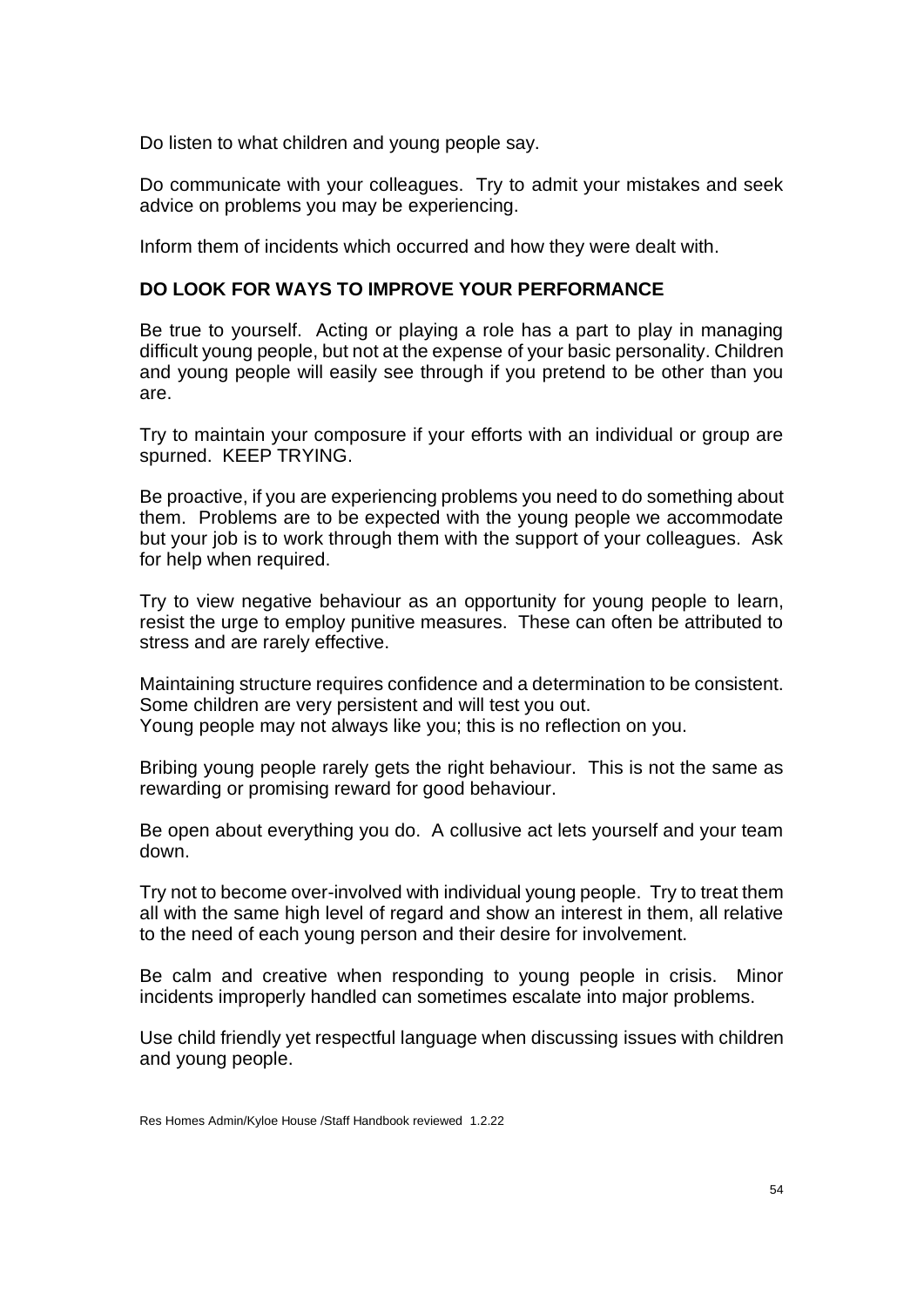Do listen to what children and young people say.

Do communicate with your colleagues. Try to admit your mistakes and seek advice on problems you may be experiencing.

Inform them of incidents which occurred and how they were dealt with.

**DO LOOK FOR WAYS TO IMPROVE YOUR PERFORMANCE**

Be true to yourself. Acting or playing a role has a part to play in managing difficult young people, but not at the expense of your basic personality. Children and young people will easily see through if you pretend to be other than you are.

Try to maintain your composure if your efforts with an individual or group are spurned. KEEP TRYING.

Be proactive, if you are experiencing problems you need to do something about them. Problems are to be expected with the young people we accommodate but your job is to work through them with the support of your colleagues. Ask for help when required.

Try to view negative behaviour as an opportunity for young people to learn, resist the urge to employ punitive measures. These can often be attributed to stress and are rarely effective.

Maintaining structure requires confidence and a determination to be consistent. Some children are very persistent and will test you out.
Young people may not always like you; this is no reflection on you.

Bribing young people rarely gets the right behaviour. This is not the same as rewarding or promising reward for good behaviour.

Be open about everything you do. A collusive act lets yourself and your team down.

Try not to become over-involved with individual young people. Try to treat them all with the same high level of regard and show an interest in them, all relative to the need of each young person and their desire for involvement.

Be calm and creative when responding to young people in crisis. Minor incidents improperly handled can sometimes escalate into major problems.

Use child friendly yet respectful language when discussing issues with children and young people.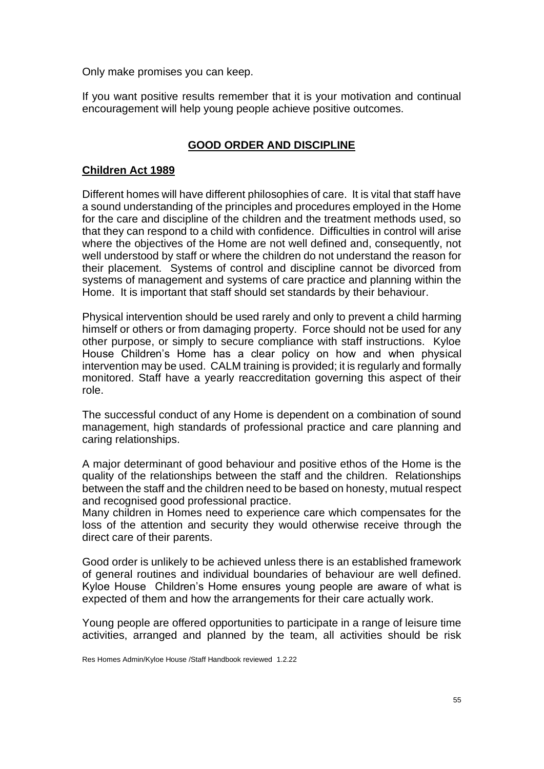Only make promises you can keep.

If you want positive results remember that it is your motivation and continual encouragement will help young people achieve positive outcomes.

## GOOD ORDER AND DISCIPLINE

### Children Act 1989

Different homes will have different philosophies of care. It is vital that staff have a sound understanding of the principles and procedures employed in the Home for the care and discipline of the children and the treatment methods used, so that they can respond to a child with confidence. Difficulties in control will arise where the objectives of the Home are not well defined and, consequently, not well understood by staff or where the children do not understand the reason for their placement. Systems of control and discipline cannot be divorced from systems of management and systems of care practice and planning within the Home. It is important that staff should set standards by their behaviour.

Physical intervention should be used rarely and only to prevent a child harming himself or others or from damaging property. Force should not be used for any other purpose, or simply to secure compliance with staff instructions. Kyloe House Children's Home has a clear policy on how and when physical intervention may be used. CALM training is provided; it is regularly and formally monitored. Staff have a yearly reaccreditation governing this aspect of their role.

The successful conduct of any Home is dependent on a combination of sound management, high standards of professional practice and care planning and caring relationships.

A major determinant of good behaviour and positive ethos of the Home is the quality of the relationships between the staff and the children. Relationships between the staff and the children need to be based on honesty, mutual respect and recognised good professional practice.

Many children in Homes need to experience care which compensates for the loss of the attention and security they would otherwise receive through the direct care of their parents.

Good order is unlikely to be achieved unless there is an established framework of general routines and individual boundaries of behaviour are well defined. Kyloe House Children's Home ensures young people are aware of what is expected of them and how the arrangements for their care actually work.

Young people are offered opportunities to participate in a range of leisure time activities, arranged and planned by the team, all activities should be risk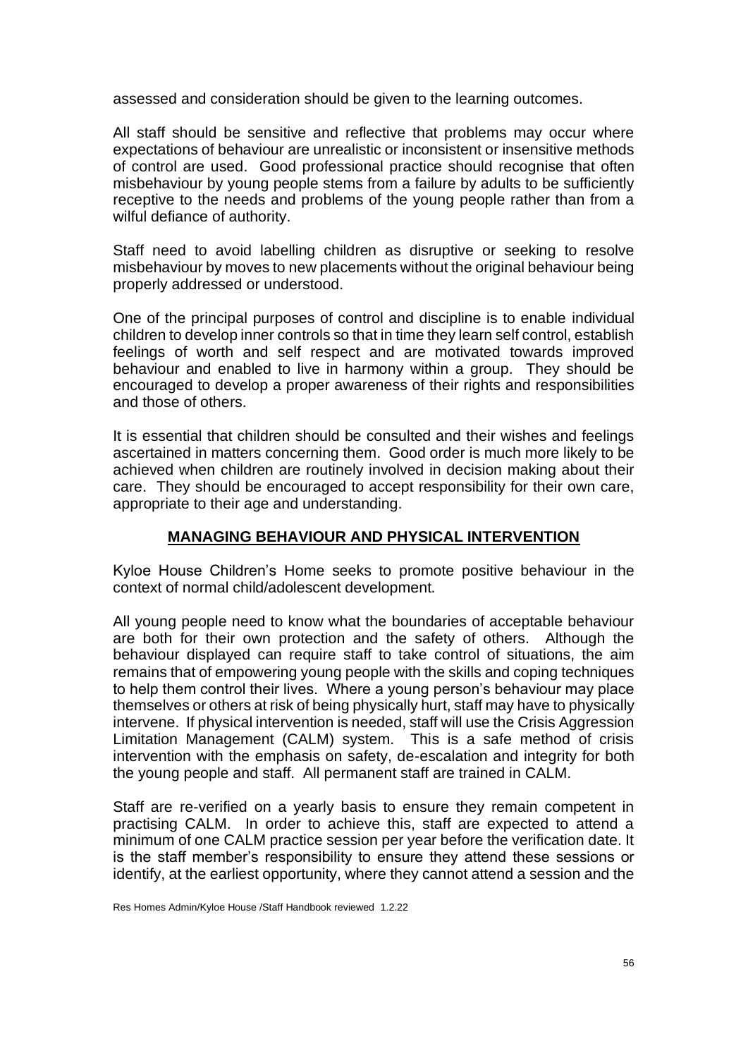assessed and consideration should be given to the learning outcomes.

All staff should be sensitive and reflective that problems may occur where expectations of behaviour are unrealistic or inconsistent or insensitive methods of control are used. Good professional practice should recognise that often misbehaviour by young people stems from a failure by adults to be sufficiently receptive to the needs and problems of the young people rather than from a wilful defiance of authority.

Staff need to avoid labelling children as disruptive or seeking to resolve misbehaviour by moves to new placements without the original behaviour being properly addressed or understood.

One of the principal purposes of control and discipline is to enable individual children to develop inner controls so that in time they learn self control, establish feelings of worth and self respect and are motivated towards improved behaviour and enabled to live in harmony within a group. They should be encouraged to develop a proper awareness of their rights and responsibilities and those of others.

It is essential that children should be consulted and their wishes and feelings ascertained in matters concerning them. Good order is much more likely to be achieved when children are routinely involved in decision making about their care. They should be encouraged to accept responsibility for their own care, appropriate to their age and understanding.

## MANAGING BEHAVIOUR AND PHYSICAL INTERVENTION

Kyloe House Children's Home seeks to promote positive behaviour in the context of normal child/adolescent development.

All young people need to know what the boundaries of acceptable behaviour are both for their own protection and the safety of others. Although the behaviour displayed can require staff to take control of situations, the aim remains that of empowering young people with the skills and coping techniques to help them control their lives. Where a young person's behaviour may place themselves or others at risk of being physically hurt, staff may have to physically intervene. If physical intervention is needed, staff will use the Crisis Aggression Limitation Management (CALM) system. This is a safe method of crisis intervention with the emphasis on safety, de-escalation and integrity for both the young people and staff. All permanent staff are trained in CALM.

Staff are re-verified on a yearly basis to ensure they remain competent in practising CALM. In order to achieve this, staff are expected to attend a minimum of one CALM practice session per year before the verification date. It is the staff member's responsibility to ensure they attend these sessions or identify, at the earliest opportunity, where they cannot attend a session and the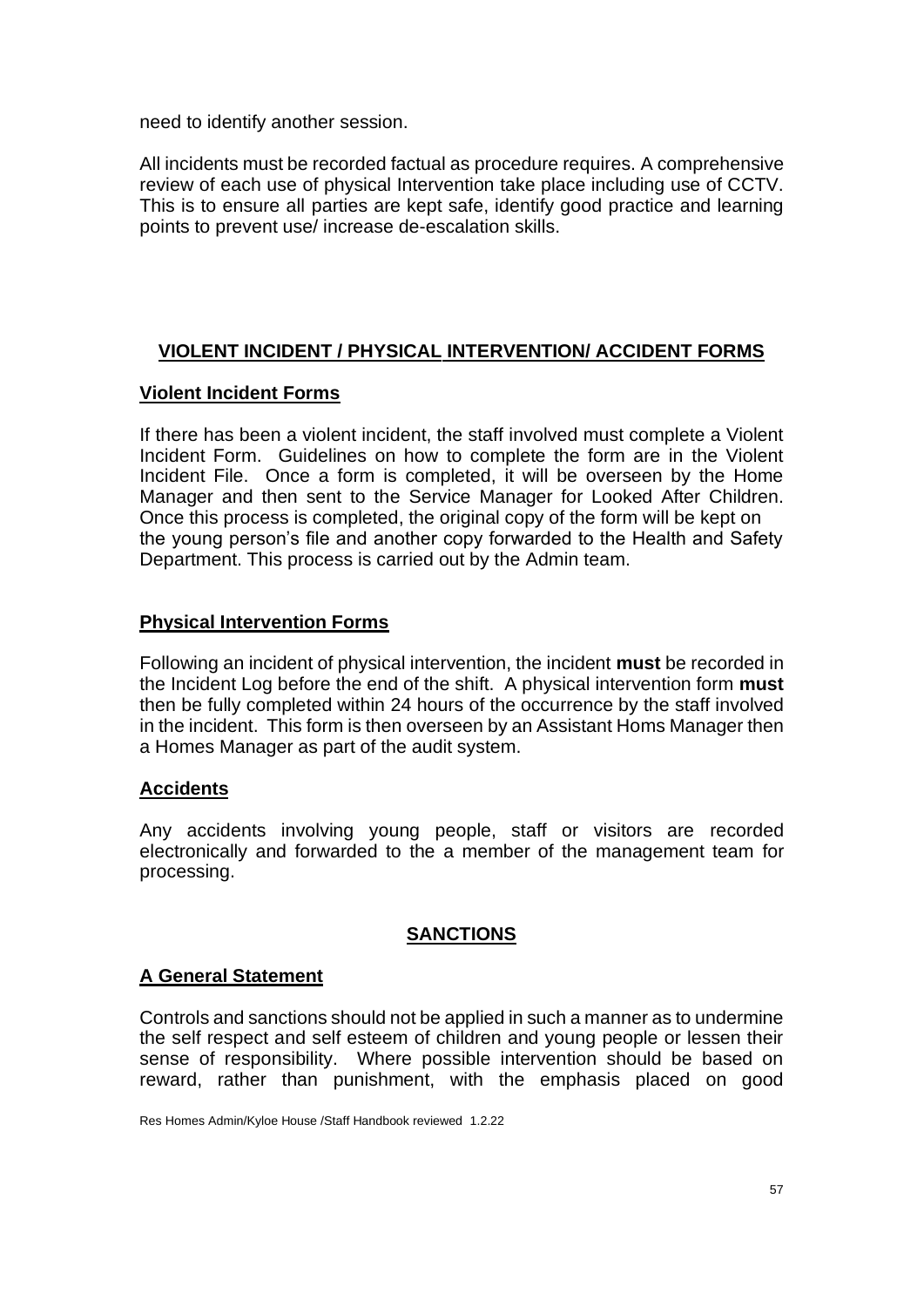need to identify another session.

All incidents must be recorded factual as procedure requires. A comprehensive review of each use of physical Intervention take place including use of CCTV. This is to ensure all parties are kept safe, identify good practice and learning points to prevent use/ increase de-escalation skills.

## VIOLENT INCIDENT / PHYSICAL INTERVENTION/ ACCIDENT FORMS

### Violent Incident Forms

If there has been a violent incident, the staff involved must complete a Violent Incident Form. Guidelines on how to complete the form are in the Violent Incident File. Once a form is completed, it will be overseen by the Home Manager and then sent to the Service Manager for Looked After Children. Once this process is completed, the original copy of the form will be kept on the young person's file and another copy forwarded to the Health and Safety Department. This process is carried out by the Admin team.

### Physical Intervention Forms

Following an incident of physical intervention, the incident **must** be recorded in the Incident Log before the end of the shift. A physical intervention form **must** then be fully completed within 24 hours of the occurrence by the staff involved in the incident. This form is then overseen by an Assistant Homs Manager then a Homes Manager as part of the audit system.

### Accidents

Any accidents involving young people, staff or visitors are recorded electronically and forwarded to the a member of the management team for processing.

## SANCTIONS

### A General Statement

Controls and sanctions should not be applied in such a manner as to undermine the self respect and self esteem of children and young people or lessen their sense of responsibility. Where possible intervention should be based on reward, rather than punishment, with the emphasis placed on good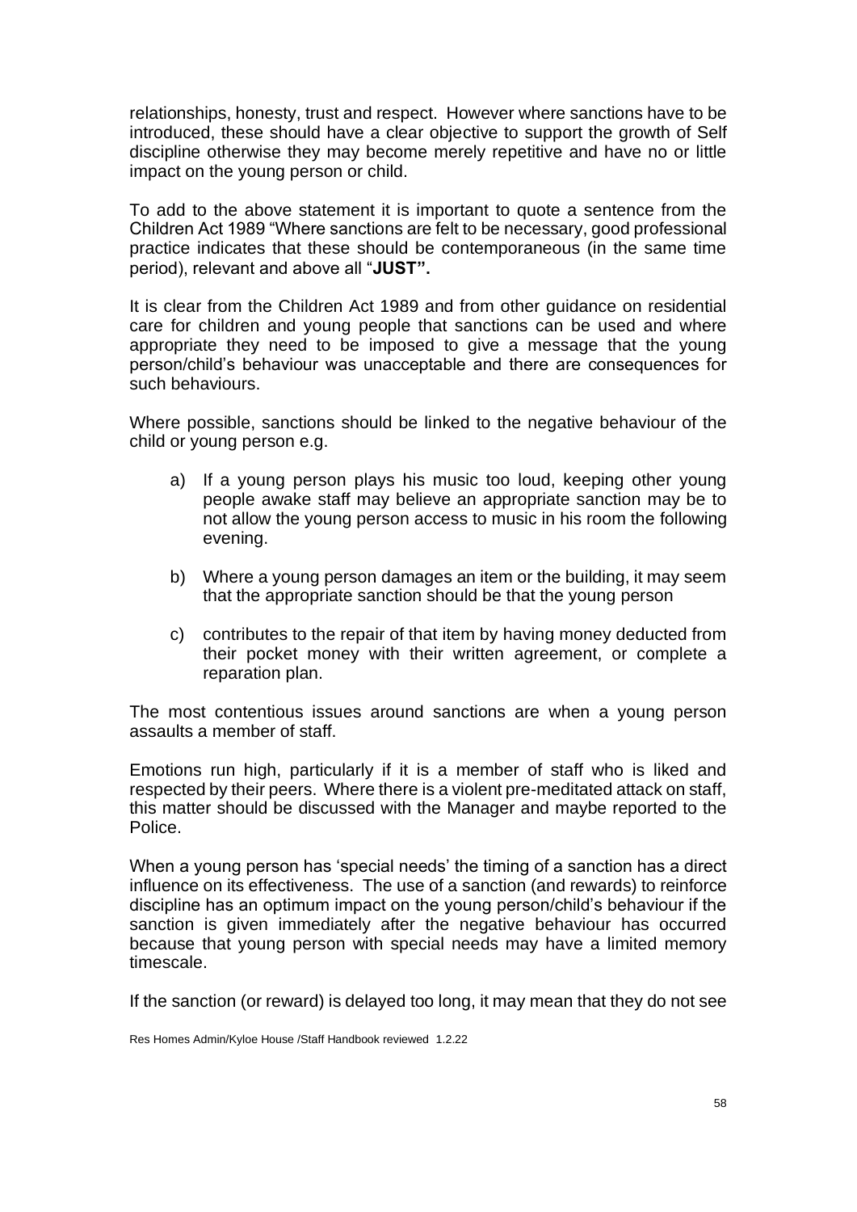relationships, honesty, trust and respect. However where sanctions have to be introduced, these should have a clear objective to support the growth of Self discipline otherwise they may become merely repetitive and have no or little impact on the young person or child.

To add to the above statement it is important to quote a sentence from the Children Act 1989 "Where sanctions are felt to be necessary, good professional practice indicates that these should be contemporaneous (in the same time period), relevant and above all "**JUST".**

It is clear from the Children Act 1989 and from other guidance on residential care for children and young people that sanctions can be used and where appropriate they need to be imposed to give a message that the young person/child's behaviour was unacceptable and there are consequences for such behaviours.

Where possible, sanctions should be linked to the negative behaviour of the child or young person e.g.

a) If a young person plays his music too loud, keeping other young people awake staff may believe an appropriate sanction may be to not allow the young person access to music in his room the following evening.

b) Where a young person damages an item or the building, it may seem that the appropriate sanction should be that the young person

c) contributes to the repair of that item by having money deducted from their pocket money with their written agreement, or complete a reparation plan.

The most contentious issues around sanctions are when a young person assaults a member of staff.

Emotions run high, particularly if it is a member of staff who is liked and respected by their peers. Where there is a violent pre-meditated attack on staff, this matter should be discussed with the Manager and maybe reported to the Police.

When a young person has 'special needs' the timing of a sanction has a direct influence on its effectiveness. The use of a sanction (and rewards) to reinforce discipline has an optimum impact on the young person/child's behaviour if the sanction is given immediately after the negative behaviour has occurred because that young person with special needs may have a limited memory timescale.

If the sanction (or reward) is delayed too long, it may mean that they do not see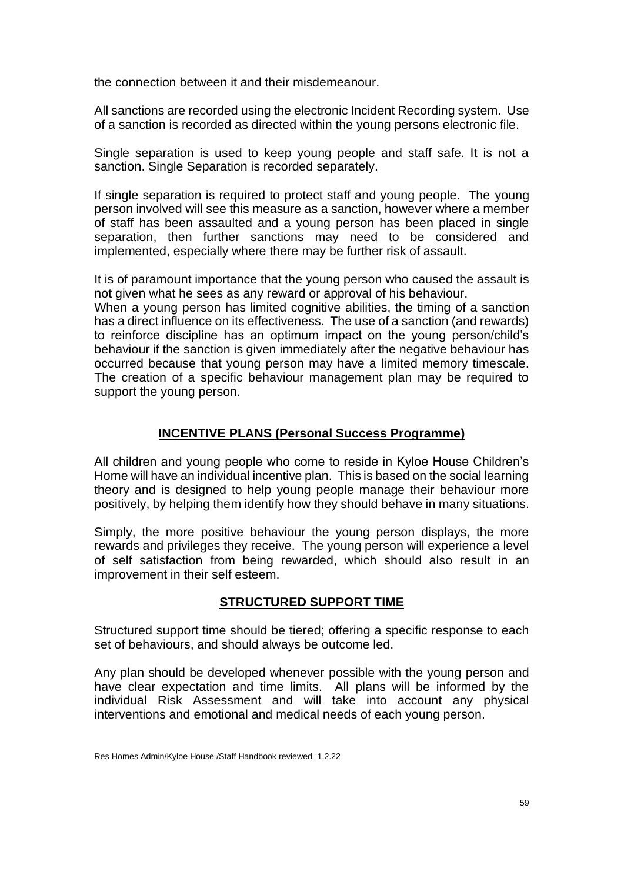the connection between it and their misdemeanour.

All sanctions are recorded using the electronic Incident Recording system. Use of a sanction is recorded as directed within the young persons electronic file.

Single separation is used to keep young people and staff safe. It is not a sanction. Single Separation is recorded separately.

If single separation is required to protect staff and young people. The young person involved will see this measure as a sanction, however where a member of staff has been assaulted and a young person has been placed in single separation, then further sanctions may need to be considered and implemented, especially where there may be further risk of assault.

It is of paramount importance that the young person who caused the assault is not given what he sees as any reward or approval of his behaviour.
When a young person has limited cognitive abilities, the timing of a sanction has a direct influence on its effectiveness. The use of a sanction (and rewards) to reinforce discipline has an optimum impact on the young person/child's behaviour if the sanction is given immediately after the negative behaviour has occurred because that young person may have a limited memory timescale. The creation of a specific behaviour management plan may be required to support the young person.

## INCENTIVE PLANS (Personal Success Programme)

All children and young people who come to reside in Kyloe House Children's Home will have an individual incentive plan. This is based on the social learning theory and is designed to help young people manage their behaviour more positively, by helping them identify how they should behave in many situations.

Simply, the more positive behaviour the young person displays, the more rewards and privileges they receive. The young person will experience a level of self satisfaction from being rewarded, which should also result in an improvement in their self esteem.

## STRUCTURED SUPPORT TIME

Structured support time should be tiered; offering a specific response to each set of behaviours, and should always be outcome led.

Any plan should be developed whenever possible with the young person and have clear expectation and time limits. All plans will be informed by the individual Risk Assessment and will take into account any physical interventions and emotional and medical needs of each young person.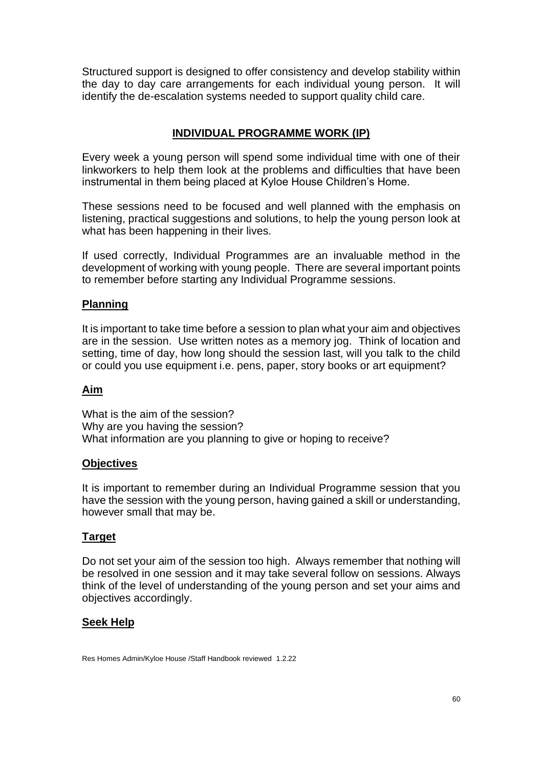Structured support is designed to offer consistency and develop stability within the day to day care arrangements for each individual young person. It will identify the de-escalation systems needed to support quality child care.

## INDIVIDUAL PROGRAMME WORK (IP)

Every week a young person will spend some individual time with one of their linkworkers to help them look at the problems and difficulties that have been instrumental in them being placed at Kyloe House Children's Home.

These sessions need to be focused and well planned with the emphasis on listening, practical suggestions and solutions, to help the young person look at what has been happening in their lives.

If used correctly, Individual Programmes are an invaluable method in the development of working with young people. There are several important points to remember before starting any Individual Programme sessions.

### Planning

It is important to take time before a session to plan what your aim and objectives are in the session. Use written notes as a memory jog. Think of location and setting, time of day, how long should the session last, will you talk to the child or could you use equipment i.e. pens, paper, story books or art equipment?

### Aim

What is the aim of the session?
Why are you having the session?
What information are you planning to give or hoping to receive?

### Objectives

It is important to remember during an Individual Programme session that you have the session with the young person, having gained a skill or understanding, however small that may be.

### Target

Do not set your aim of the session too high. Always remember that nothing will be resolved in one session and it may take several follow on sessions. Always think of the level of understanding of the young person and set your aims and objectives accordingly.

### Seek Help

Res Homes Admin/Kyloe House /Staff Handbook reviewed 1.2.22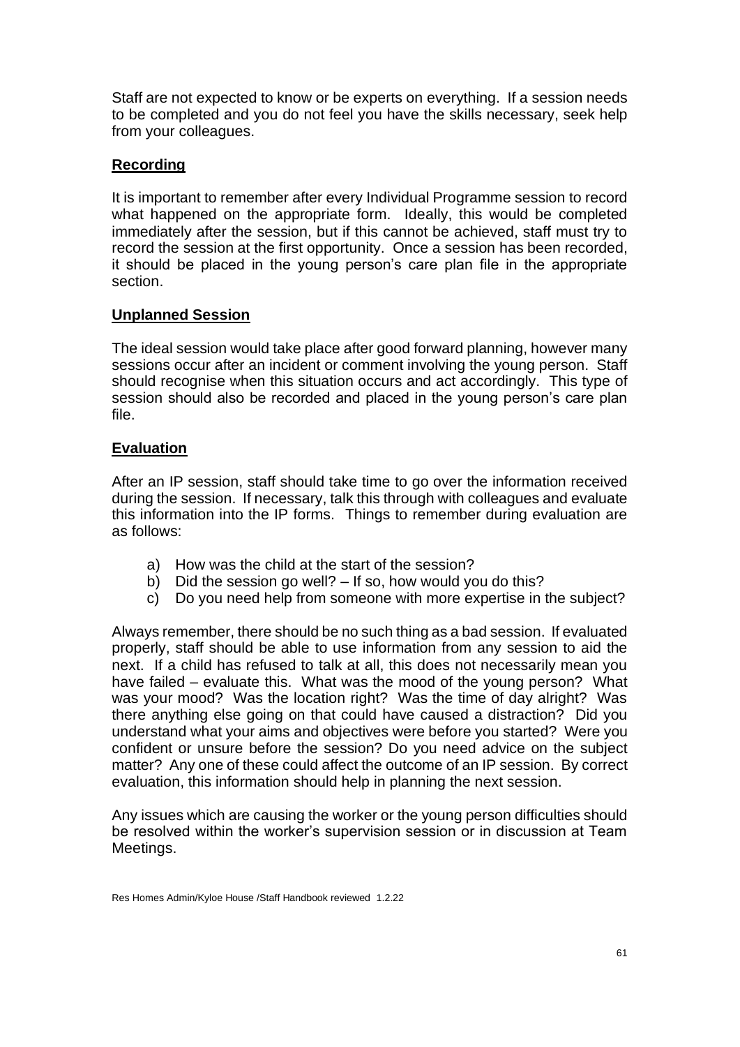Staff are not expected to know or be experts on everything. If a session needs to be completed and you do not feel you have the skills necessary, seek help from your colleagues.

## Recording

It is important to remember after every Individual Programme session to record what happened on the appropriate form. Ideally, this would be completed immediately after the session, but if this cannot be achieved, staff must try to record the session at the first opportunity. Once a session has been recorded, it should be placed in the young person's care plan file in the appropriate section.

## Unplanned Session

The ideal session would take place after good forward planning, however many sessions occur after an incident or comment involving the young person. Staff should recognise when this situation occurs and act accordingly. This type of session should also be recorded and placed in the young person's care plan file.

## Evaluation

After an IP session, staff should take time to go over the information received during the session. If necessary, talk this through with colleagues and evaluate this information into the IP forms. Things to remember during evaluation are as follows:

a) How was the child at the start of the session?
b) Did the session go well? – If so, how would you do this?
c) Do you need help from someone with more expertise in the subject?

Always remember, there should be no such thing as a bad session. If evaluated properly, staff should be able to use information from any session to aid the next. If a child has refused to talk at all, this does not necessarily mean you have failed – evaluate this. What was the mood of the young person? What was your mood? Was the location right? Was the time of day alright? Was there anything else going on that could have caused a distraction? Did you understand what your aims and objectives were before you started? Were you confident or unsure before the session? Do you need advice on the subject matter? Any one of these could affect the outcome of an IP session. By correct evaluation, this information should help in planning the next session.

Any issues which are causing the worker or the young person difficulties should be resolved within the worker's supervision session or in discussion at Team Meetings.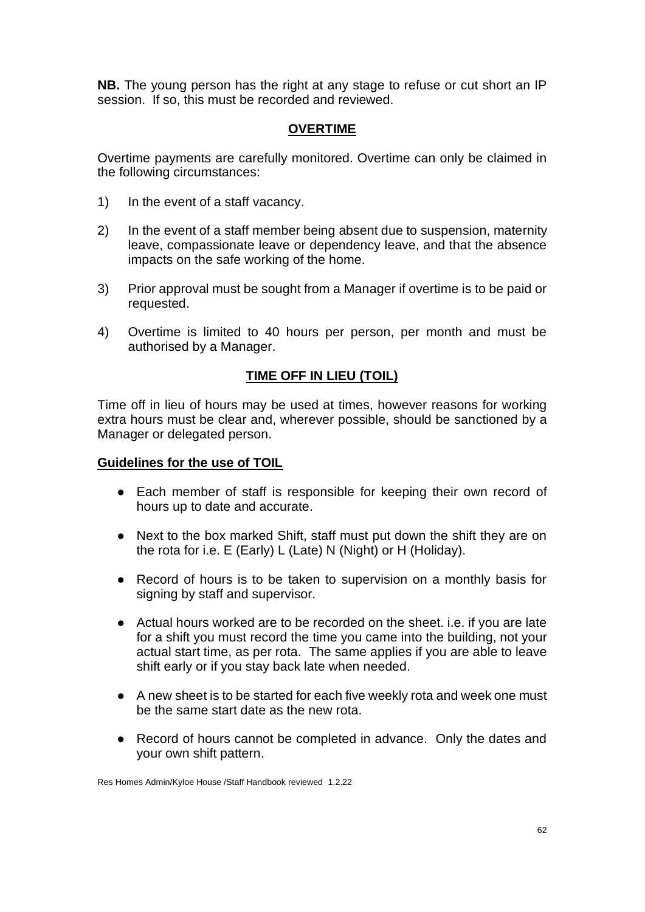**NB.** The young person has the right at any stage to refuse or cut short an IP session. If so, this must be recorded and reviewed.

## OVERTIME

Overtime payments are carefully monitored. Overtime can only be claimed in the following circumstances:

1) In the event of a staff vacancy.

2) In the event of a staff member being absent due to suspension, maternity leave, compassionate leave or dependency leave, and that the absence impacts on the safe working of the home.

3) Prior approval must be sought from a Manager if overtime is to be paid or requested.

4) Overtime is limited to 40 hours per person, per month and must be authorised by a Manager.

## TIME OFF IN LIEU (TOIL)

Time off in lieu of hours may be used at times, however reasons for working extra hours must be clear and, wherever possible, should be sanctioned by a Manager or delegated person.

### Guidelines for the use of TOIL

- Each member of staff is responsible for keeping their own record of hours up to date and accurate.

- Next to the box marked Shift, staff must put down the shift they are on the rota for i.e. E (Early) L (Late) N (Night) or H (Holiday).

- Record of hours is to be taken to supervision on a monthly basis for signing by staff and supervisor.

- Actual hours worked are to be recorded on the sheet. i.e. if you are late for a shift you must record the time you came into the building, not your actual start time, as per rota. The same applies if you are able to leave shift early or if you stay back late when needed.

- A new sheet is to be started for each five weekly rota and week one must be the same start date as the new rota.

- Record of hours cannot be completed in advance. Only the dates and your own shift pattern.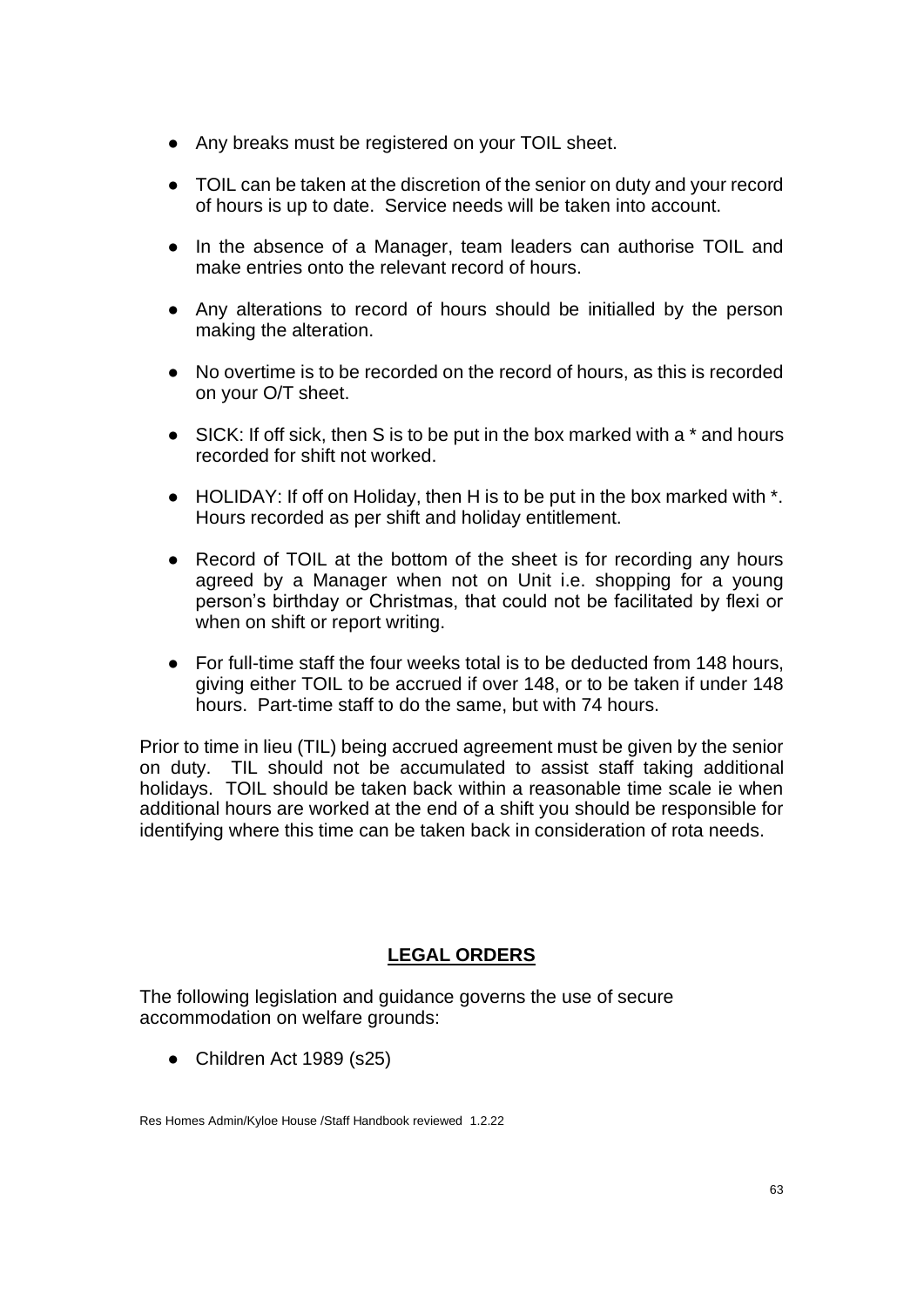- Any breaks must be registered on your TOIL sheet.
- TOIL can be taken at the discretion of the senior on duty and your record of hours is up to date. Service needs will be taken into account.
- In the absence of a Manager, team leaders can authorise TOIL and make entries onto the relevant record of hours.
- Any alterations to record of hours should be initialled by the person making the alteration.
- No overtime is to be recorded on the record of hours, as this is recorded on your O/T sheet.
- SICK: If off sick, then S is to be put in the box marked with a * and hours recorded for shift not worked.
- HOLIDAY: If off on Holiday, then H is to be put in the box marked with *. Hours recorded as per shift and holiday entitlement.
- Record of TOIL at the bottom of the sheet is for recording any hours agreed by a Manager when not on Unit i.e. shopping for a young person's birthday or Christmas, that could not be facilitated by flexi or when on shift or report writing.
- For full-time staff the four weeks total is to be deducted from 148 hours, giving either TOIL to be accrued if over 148, or to be taken if under 148 hours. Part-time staff to do the same, but with 74 hours.

Prior to time in lieu (TIL) being accrued agreement must be given by the senior on duty. TIL should not be accumulated to assist staff taking additional holidays. TOIL should be taken back within a reasonable time scale ie when additional hours are worked at the end of a shift you should be responsible for identifying where this time can be taken back in consideration of rota needs.

## LEGAL ORDERS

The following legislation and guidance governs the use of secure accommodation on welfare grounds:

- Children Act 1989 (s25)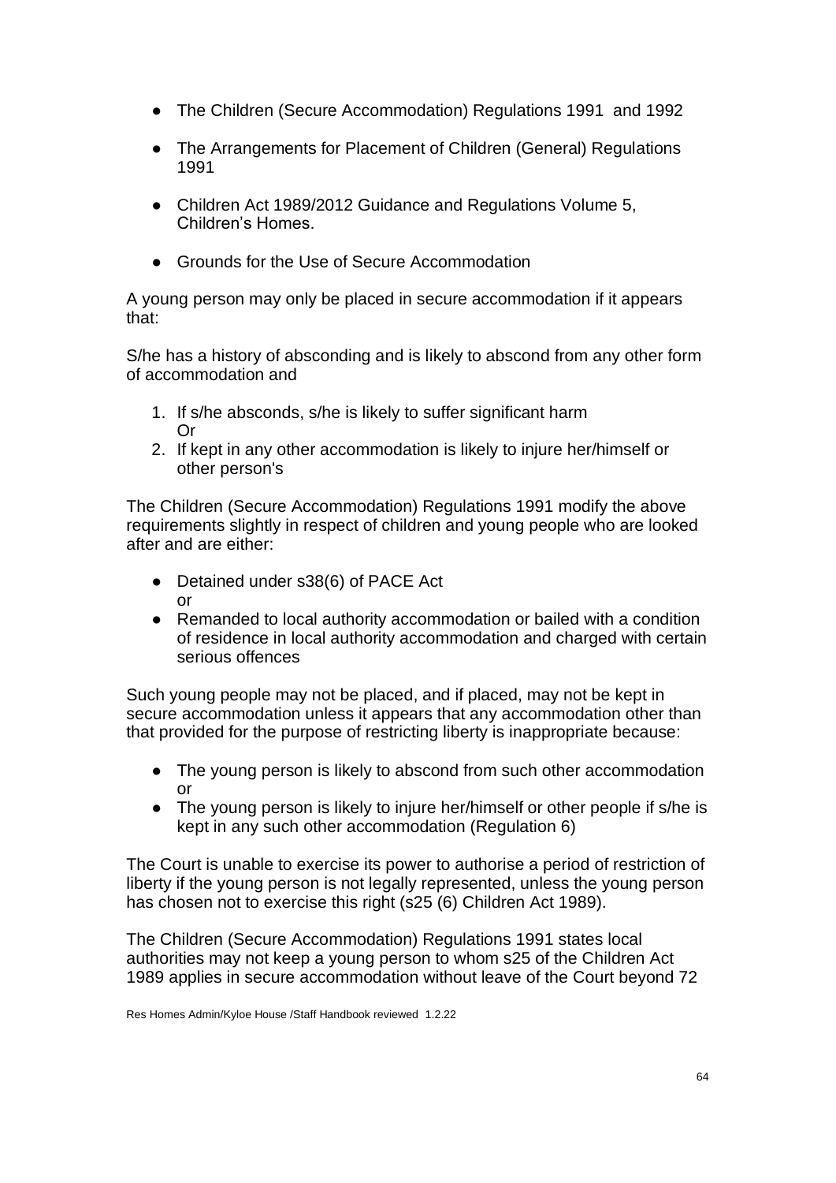- The Children (Secure Accommodation) Regulations 1991 and 1992
- The Arrangements for Placement of Children (General) Regulations 1991
- Children Act 1989/2012 Guidance and Regulations Volume 5, Children's Homes.
- Grounds for the Use of Secure Accommodation

A young person may only be placed in secure accommodation if it appears that:

S/he has a history of absconding and is likely to abscond from any other form of accommodation and

1. If s/he absconds, s/he is likely to suffer significant harm
   Or
2. If kept in any other accommodation is likely to injure her/himself or other person's

The Children (Secure Accommodation) Regulations 1991 modify the above requirements slightly in respect of children and young people who are looked after and are either:

- Detained under s38(6) of PACE Act
  or
- Remanded to local authority accommodation or bailed with a condition of residence in local authority accommodation and charged with certain serious offences

Such young people may not be placed, and if placed, may not be kept in secure accommodation unless it appears that any accommodation other than that provided for the purpose of restricting liberty is inappropriate because:

- The young person is likely to abscond from such other accommodation or
- The young person is likely to injure her/himself or other people if s/he is kept in any such other accommodation (Regulation 6)

The Court is unable to exercise its power to authorise a period of restriction of liberty if the young person is not legally represented, unless the young person has chosen not to exercise this right (s25 (6) Children Act 1989).

The Children (Secure Accommodation) Regulations 1991 states local authorities may not keep a young person to whom s25 of the Children Act 1989 applies in secure accommodation without leave of the Court beyond 72

Res Homes Admin/Kyloe House /Staff Handbook reviewed 1.2.22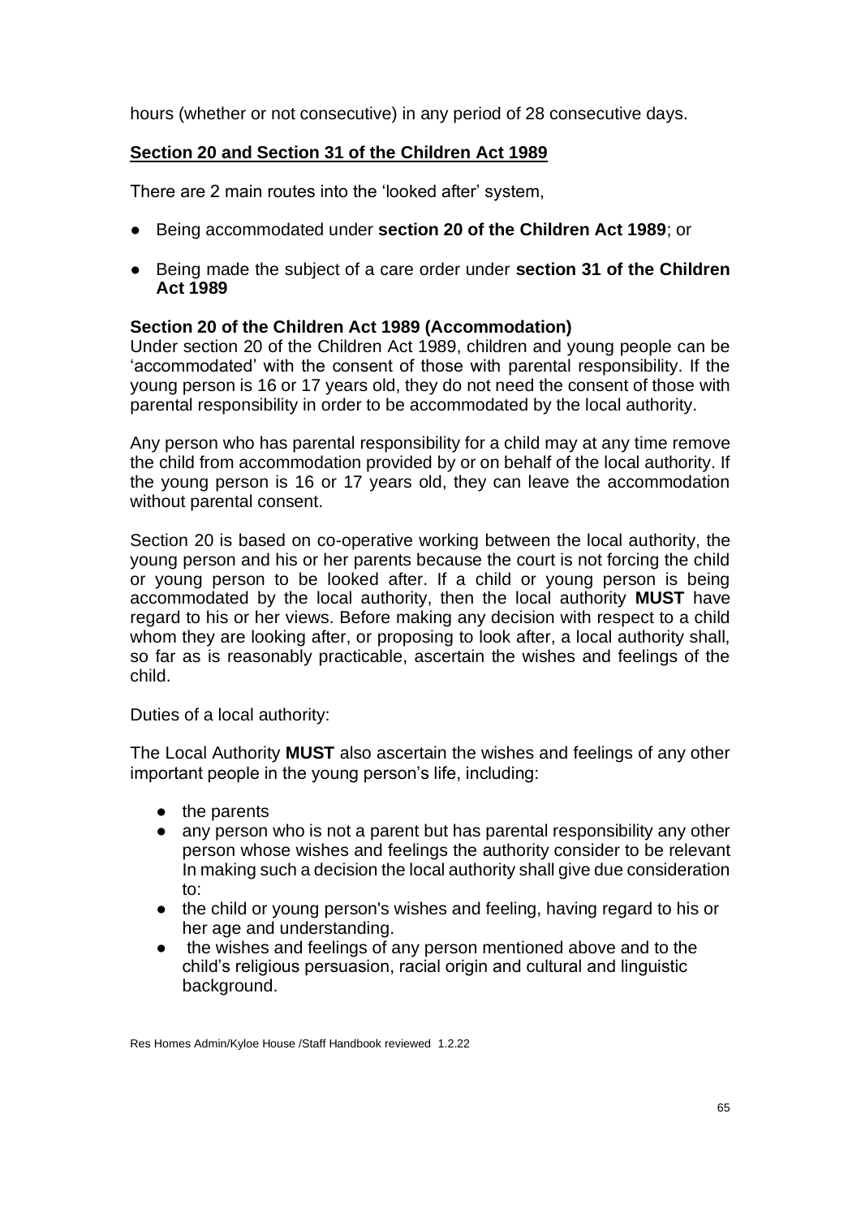hours (whether or not consecutive) in any period of 28 consecutive days.

## Section 20 and Section 31 of the Children Act 1989

There are 2 main routes into the 'looked after' system,

- Being accommodated under **section 20 of the Children Act 1989**; or
- Being made the subject of a care order under **section 31 of the Children Act 1989**

### Section 20 of the Children Act 1989 (Accommodation)

Under section 20 of the Children Act 1989, children and young people can be 'accommodated' with the consent of those with parental responsibility. If the young person is 16 or 17 years old, they do not need the consent of those with parental responsibility in order to be accommodated by the local authority.

Any person who has parental responsibility for a child may at any time remove the child from accommodation provided by or on behalf of the local authority. If the young person is 16 or 17 years old, they can leave the accommodation without parental consent.

Section 20 is based on co-operative working between the local authority, the young person and his or her parents because the court is not forcing the child or young person to be looked after. If a child or young person is being accommodated by the local authority, then the local authority **MUST** have regard to his or her views. Before making any decision with respect to a child whom they are looking after, or proposing to look after, a local authority shall, so far as is reasonably practicable, ascertain the wishes and feelings of the child.

Duties of a local authority:

The Local Authority **MUST** also ascertain the wishes and feelings of any other important people in the young person's life, including:

- the parents
- any person who is not a parent but has parental responsibility any other person whose wishes and feelings the authority consider to be relevant In making such a decision the local authority shall give due consideration to:
- the child or young person's wishes and feeling, having regard to his or her age and understanding.
- the wishes and feelings of any person mentioned above and to the child's religious persuasion, racial origin and cultural and linguistic background.

Res Homes Admin/Kyloe House /Staff Handbook reviewed 1.2.22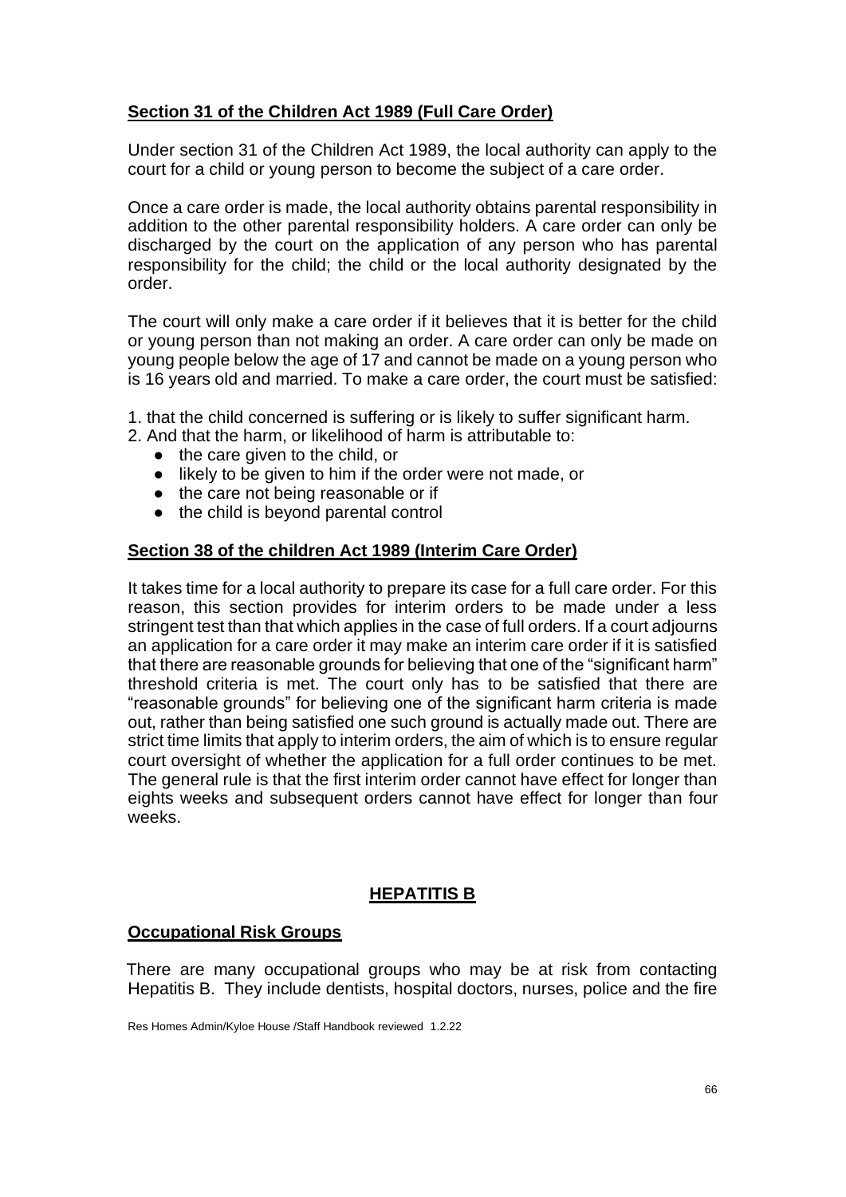**Section 31 of the Children Act 1989 (Full Care Order)**

Under section 31 of the Children Act 1989, the local authority can apply to the court for a child or young person to become the subject of a care order.

Once a care order is made, the local authority obtains parental responsibility in addition to the other parental responsibility holders. A care order can only be discharged by the court on the application of any person who has parental responsibility for the child; the child or the local authority designated by the order.

The court will only make a care order if it believes that it is better for the child or young person than not making an order. A care order can only be made on young people below the age of 17 and cannot be made on a young person who is 16 years old and married. To make a care order, the court must be satisfied:

1. that the child concerned is suffering or is likely to suffer significant harm.
2. And that the harm, or likelihood of harm is attributable to:
   - the care given to the child, or
   - likely to be given to him if the order were not made, or
   - the care not being reasonable or if
   - the child is beyond parental control

**Section 38 of the children Act 1989 (Interim Care Order)**

It takes time for a local authority to prepare its case for a full care order. For this reason, this section provides for interim orders to be made under a less stringent test than that which applies in the case of full orders. If a court adjourns an application for a care order it may make an interim care order if it is satisfied that there are reasonable grounds for believing that one of the "significant harm" threshold criteria is met. The court only has to be satisfied that there are "reasonable grounds" for believing one of the significant harm criteria is made out, rather than being satisfied one such ground is actually made out. There are strict time limits that apply to interim orders, the aim of which is to ensure regular court oversight of whether the application for a full order continues to be met. The general rule is that the first interim order cannot have effect for longer than eights weeks and subsequent orders cannot have effect for longer than four weeks.

## HEPATITIS B

**Occupational Risk Groups**

There are many occupational groups who may be at risk from contacting Hepatitis B. They include dentists, hospital doctors, nurses, police and the fire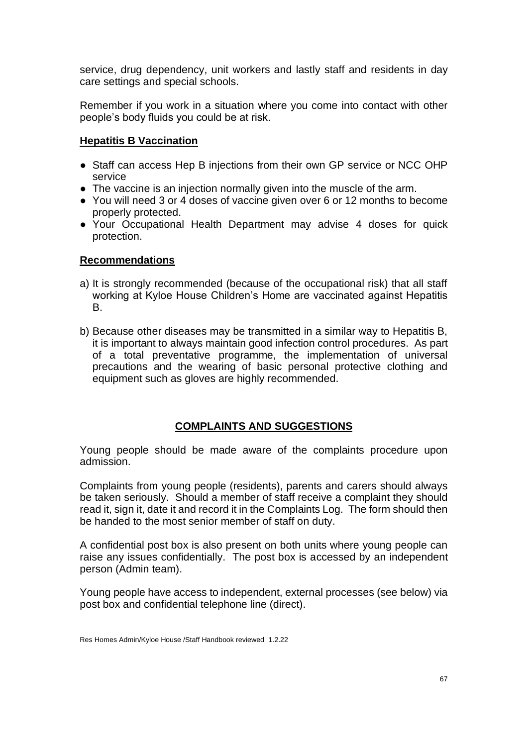service, drug dependency, unit workers and lastly staff and residents in day care settings and special schools.

Remember if you work in a situation where you come into contact with other people's body fluids you could be at risk.

**Hepatitis B Vaccination**

- Staff can access Hep B injections from their own GP service or NCC OHP service
- The vaccine is an injection normally given into the muscle of the arm.
- You will need 3 or 4 doses of vaccine given over 6 or 12 months to become properly protected.
- Your Occupational Health Department may advise 4 doses for quick protection.

**Recommendations**

a) It is strongly recommended (because of the occupational risk) that all staff working at Kyloe House Children's Home are vaccinated against Hepatitis B.

b) Because other diseases may be transmitted in a similar way to Hepatitis B, it is important to always maintain good infection control procedures. As part of a total preventative programme, the implementation of universal precautions and the wearing of basic personal protective clothing and equipment such as gloves are highly recommended.

## COMPLAINTS AND SUGGESTIONS

Young people should be made aware of the complaints procedure upon admission.

Complaints from young people (residents), parents and carers should always be taken seriously. Should a member of staff receive a complaint they should read it, sign it, date it and record it in the Complaints Log. The form should then be handed to the most senior member of staff on duty.

A confidential post box is also present on both units where young people can raise any issues confidentially. The post box is accessed by an independent person (Admin team).

Young people have access to independent, external processes (see below) via post box and confidential telephone line (direct).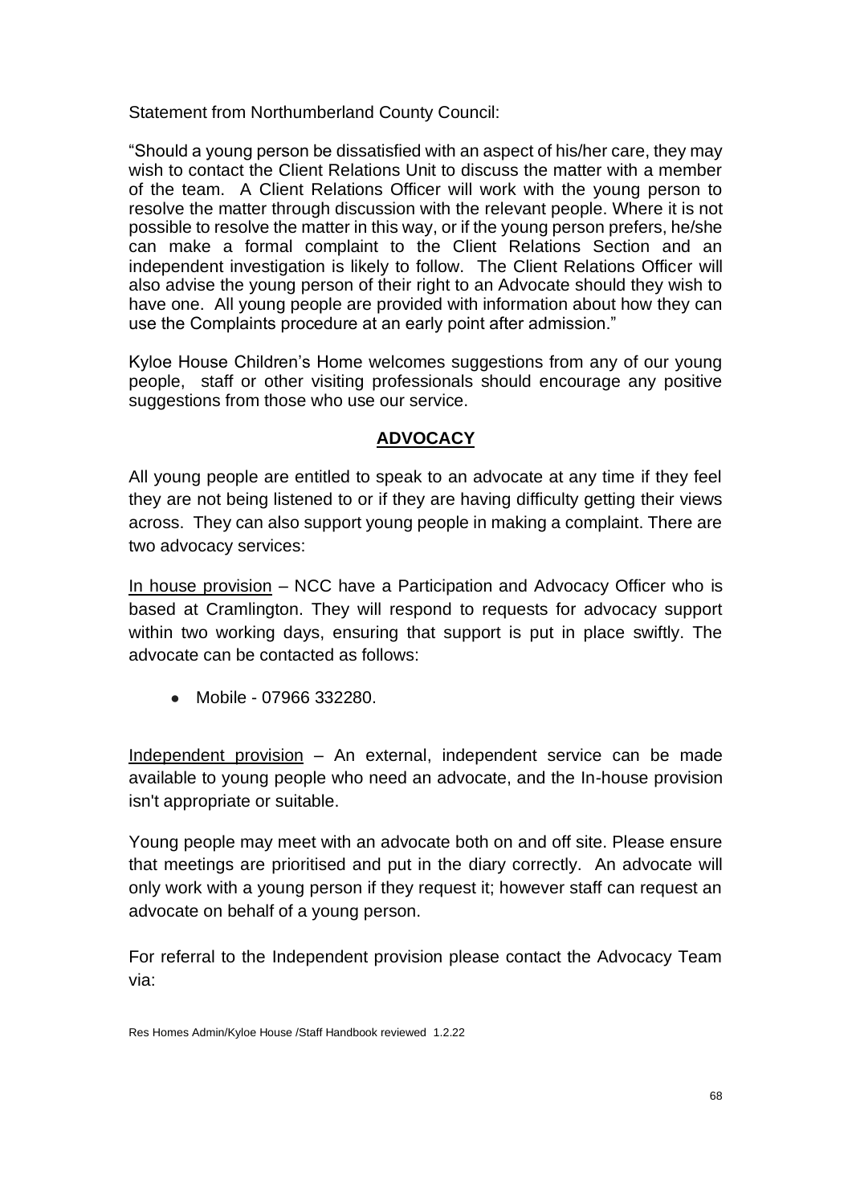Statement from Northumberland County Council:

"Should a young person be dissatisfied with an aspect of his/her care, they may wish to contact the Client Relations Unit to discuss the matter with a member of the team. A Client Relations Officer will work with the young person to resolve the matter through discussion with the relevant people. Where it is not possible to resolve the matter in this way, or if the young person prefers, he/she can make a formal complaint to the Client Relations Section and an independent investigation is likely to follow. The Client Relations Officer will also advise the young person of their right to an Advocate should they wish to have one. All young people are provided with information about how they can use the Complaints procedure at an early point after admission."

Kyloe House Children's Home welcomes suggestions from any of our young people, staff or other visiting professionals should encourage any positive suggestions from those who use our service.

## ADVOCACY

All young people are entitled to speak to an advocate at any time if they feel they are not being listened to or if they are having difficulty getting their views across. They can also support young people in making a complaint. There are two advocacy services:

In house provision – NCC have a Participation and Advocacy Officer who is based at Cramlington. They will respond to requests for advocacy support within two working days, ensuring that support is put in place swiftly. The advocate can be contacted as follows:

- Mobile - 07966 332280.

Independent provision – An external, independent service can be made available to young people who need an advocate, and the In-house provision isn't appropriate or suitable.

Young people may meet with an advocate both on and off site. Please ensure that meetings are prioritised and put in the diary correctly. An advocate will only work with a young person if they request it; however staff can request an advocate on behalf of a young person.

For referral to the Independent provision please contact the Advocacy Team via: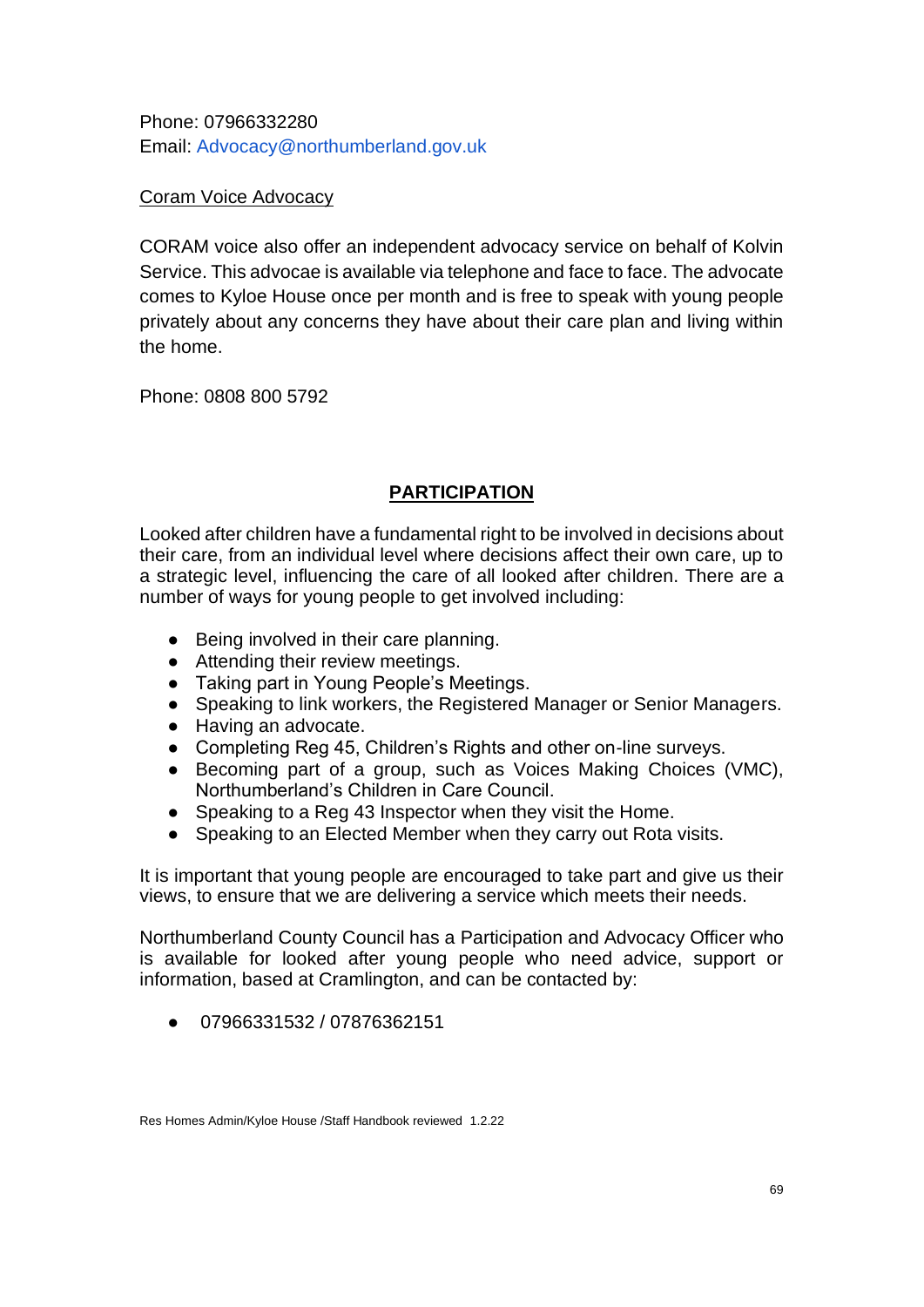Phone: 07966332280
Email: Advocacy@northumberland.gov.uk

Coram Voice Advocacy

CORAM voice also offer an independent advocacy service on behalf of Kolvin Service. This advocae is available via telephone and face to face. The advocate comes to Kyloe House once per month and is free to speak with young people privately about any concerns they have about their care plan and living within the home.

Phone: 0808 800 5792

## PARTICIPATION

Looked after children have a fundamental right to be involved in decisions about their care, from an individual level where decisions affect their own care, up to a strategic level, influencing the care of all looked after children. There are a number of ways for young people to get involved including:

- Being involved in their care planning.
- Attending their review meetings.
- Taking part in Young People's Meetings.
- Speaking to link workers, the Registered Manager or Senior Managers.
- Having an advocate.
- Completing Reg 45, Children's Rights and other on-line surveys.
- Becoming part of a group, such as Voices Making Choices (VMC), Northumberland's Children in Care Council.
- Speaking to a Reg 43 Inspector when they visit the Home.
- Speaking to an Elected Member when they carry out Rota visits.

It is important that young people are encouraged to take part and give us their views, to ensure that we are delivering a service which meets their needs.

Northumberland County Council has a Participation and Advocacy Officer who is available for looked after young people who need advice, support or information, based at Cramlington, and can be contacted by:

- 07966331532 / 07876362151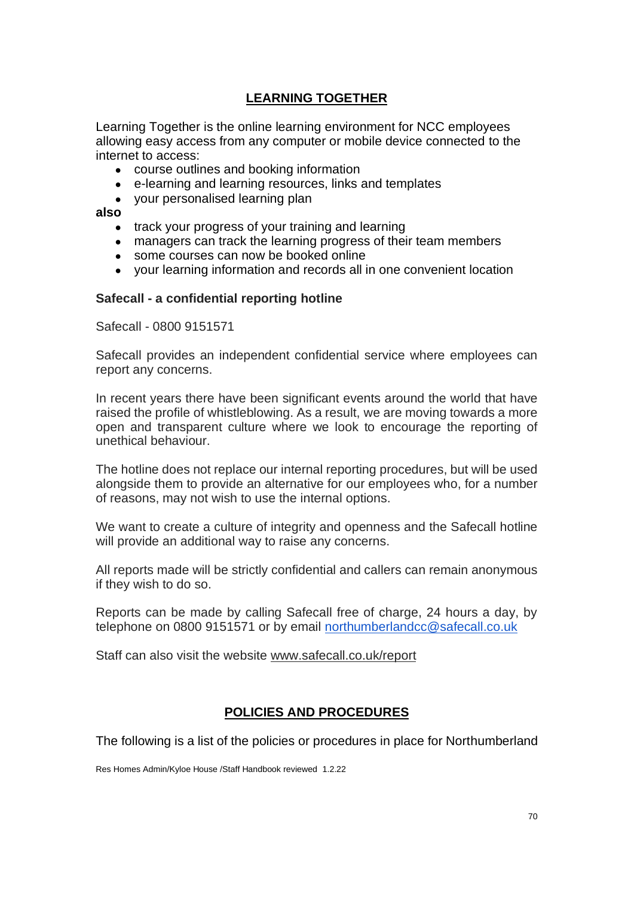## LEARNING TOGETHER

Learning Together is the online learning environment for NCC employees allowing easy access from any computer or mobile device connected to the internet to access:

- course outlines and booking information
- e-learning and learning resources, links and templates
- your personalised learning plan

**also**

- track your progress of your training and learning
- managers can track the learning progress of their team members
- some courses can now be booked online
- your learning information and records all in one convenient location

**Safecall - a confidential reporting hotline**

Safecall - 0800 9151571

Safecall provides an independent confidential service where employees can report any concerns.

In recent years there have been significant events around the world that have raised the profile of whistleblowing. As a result, we are moving towards a more open and transparent culture where we look to encourage the reporting of unethical behaviour.

The hotline does not replace our internal reporting procedures, but will be used alongside them to provide an alternative for our employees who, for a number of reasons, may not wish to use the internal options.

We want to create a culture of integrity and openness and the Safecall hotline will provide an additional way to raise any concerns.

All reports made will be strictly confidential and callers can remain anonymous if they wish to do so.

Reports can be made by calling Safecall free of charge, 24 hours a day, by telephone on 0800 9151571 or by email northumberlandcc@safecall.co.uk

Staff can also visit the website www.safecall.co.uk/report

## POLICIES AND PROCEDURES

The following is a list of the policies or procedures in place for Northumberland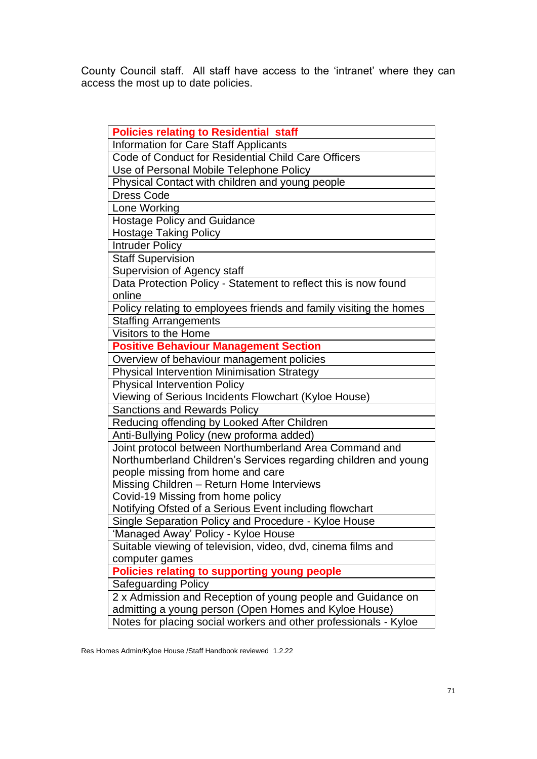County Council staff. All staff have access to the 'intranet' where they can access the most up to date policies.

| **Policies relating to Residential staff** |
|---|
| Information for Care Staff Applicants |
| Code of Conduct for Residential Child Care Officers<br>Use of Personal Mobile Telephone Policy |
| Physical Contact with children and young people |
| Dress Code |
| Lone Working |
| Hostage Policy and Guidance<br>Hostage Taking Policy |
| Intruder Policy |
| Staff Supervision<br>Supervision of Agency staff |
| Data Protection Policy - Statement to reflect this is now found online |
| Policy relating to employees friends and family visiting the homes |
| Staffing Arrangements |
| Visitors to the Home |
| **Positive Behaviour Management Section** |
| Overview of behaviour management policies |
| Physical Intervention Minimisation Strategy |
| Physical Intervention Policy<br>Viewing of Serious Incidents Flowchart (Kyloe House) |
| Sanctions and Rewards Policy |
| Reducing offending by Looked After Children |
| Anti-Bullying Policy (new proforma added) |
| Joint protocol between Northumberland Area Command and Northumberland Children's Services regarding children and young people missing from home and care<br>Missing Children – Return Home Interviews<br>Covid-19 Missing from home policy<br>Notifying Ofsted of a Serious Event including flowchart |
| Single Separation Policy and Procedure - Kyloe House |
| 'Managed Away' Policy - Kyloe House |
| Suitable viewing of television, video, dvd, cinema films and computer games |
| **Policies relating to supporting young people** |
| Safeguarding Policy |
| 2 x Admission and Reception of young people and Guidance on admitting a young person (Open Homes and Kyloe House) |
| Notes for placing social workers and other professionals - Kyloe |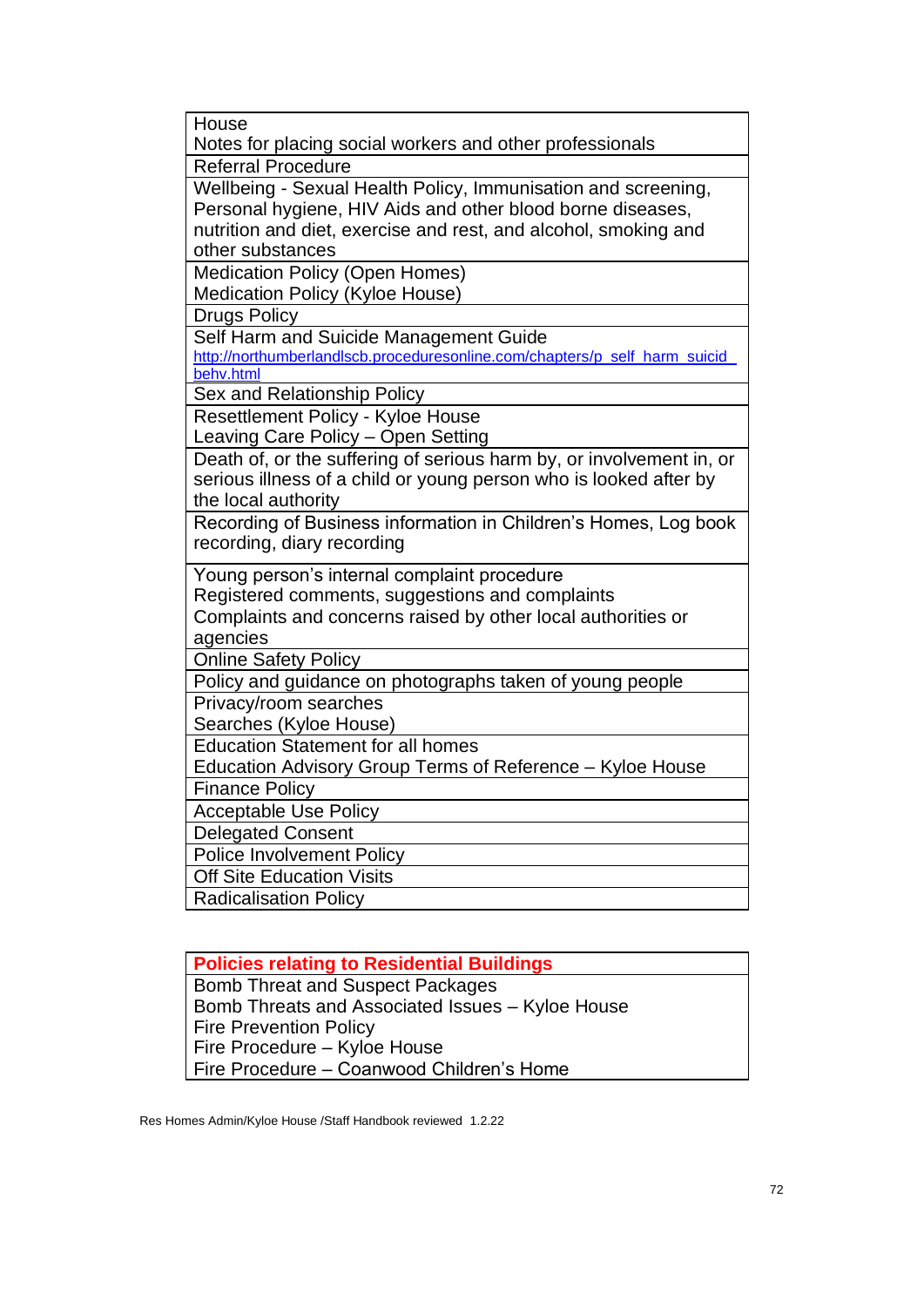| House<br>Notes for placing social workers and other professionals |
|---|
| Referral Procedure |
| Wellbeing - Sexual Health Policy, Immunisation and screening, Personal hygiene, HIV Aids and other blood borne diseases, nutrition and diet, exercise and rest, and alcohol, smoking and other substances |
| Medication Policy (Open Homes)<br>Medication Policy (Kyloe House) |
| Drugs Policy |
| Self Harm and Suicide Management Guide<br>http://northumberlandlscb.proceduresonline.com/chapters/p_self_harm_suicid_behv.html |
| Sex and Relationship Policy |
| Resettlement Policy - Kyloe House<br>Leaving Care Policy – Open Setting |
| Death of, or the suffering of serious harm by, or involvement in, or serious illness of a child or young person who is looked after by the local authority |
| Recording of Business information in Children's Homes, Log book recording, diary recording |
| Young person's internal complaint procedure<br>Registered comments, suggestions and complaints<br>Complaints and concerns raised by other local authorities or agencies |
| Online Safety Policy |
| Policy and guidance on photographs taken of young people |
| Privacy/room searches<br>Searches (Kyloe House) |
| Education Statement for all homes<br>Education Advisory Group Terms of Reference – Kyloe House |
| Finance Policy |
| Acceptable Use Policy |
| Delegated Consent |
| Police Involvement Policy |
| Off Site Education Visits |
| Radicalisation Policy |

| **Policies relating to Residential Buildings** |
|---|
| Bomb Threat and Suspect Packages<br>Bomb Threats and Associated Issues – Kyloe House<br>Fire Prevention Policy<br>Fire Procedure – Kyloe House<br>Fire Procedure – Coanwood Children's Home |

Res Homes Admin/Kyloe House /Staff Handbook reviewed 1.2.22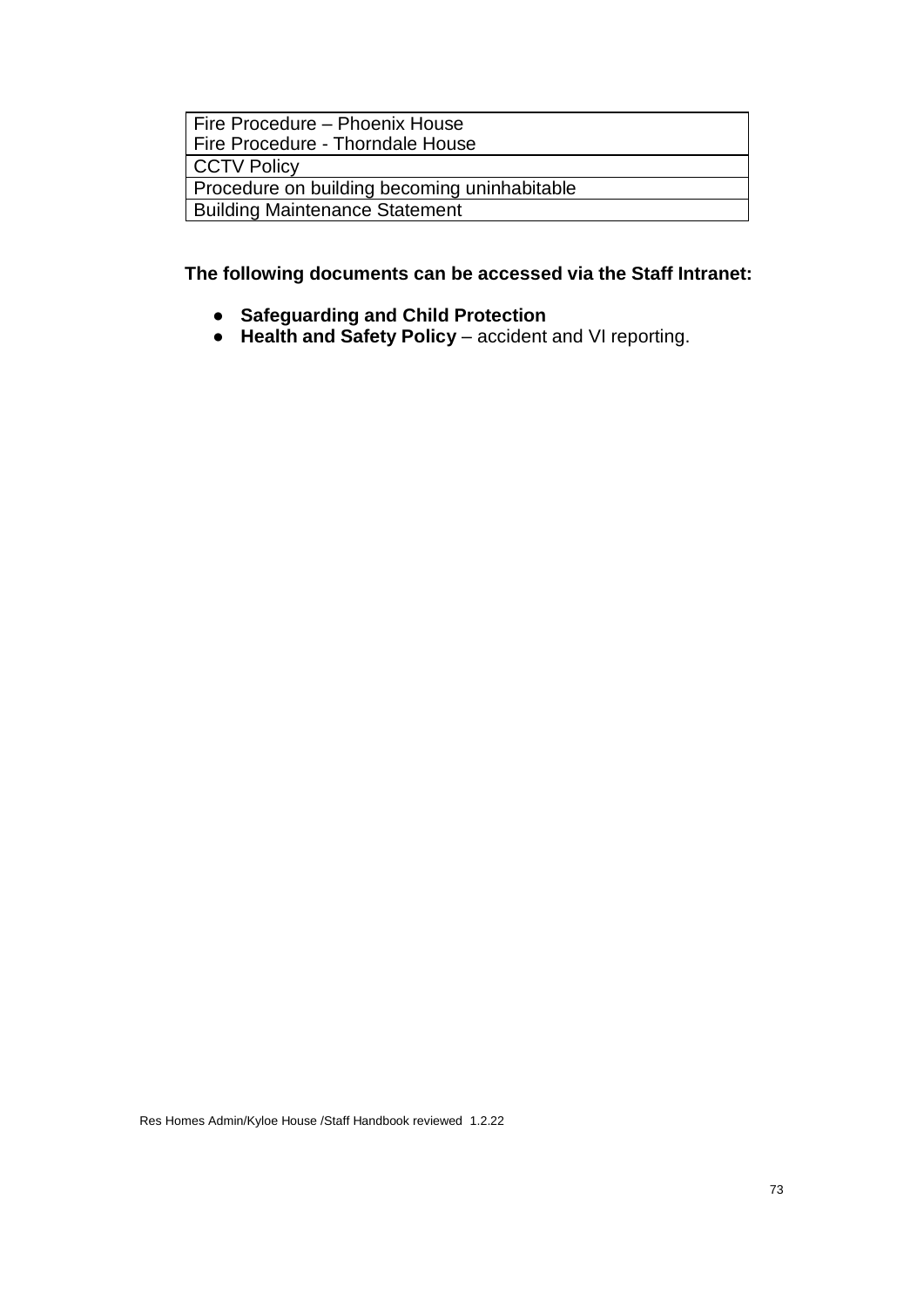| Fire Procedure – Phoenix House<br>Fire Procedure - Thorndale House |
| --- |
| CCTV Policy |
| Procedure on building becoming uninhabitable |
| Building Maintenance Statement |

**The following documents can be accessed via the Staff Intranet:**

- **Safeguarding and Child Protection**
- **Health and Safety Policy** – accident and VI reporting.

Res Homes Admin/Kyloe House /Staff Handbook reviewed 1.2.22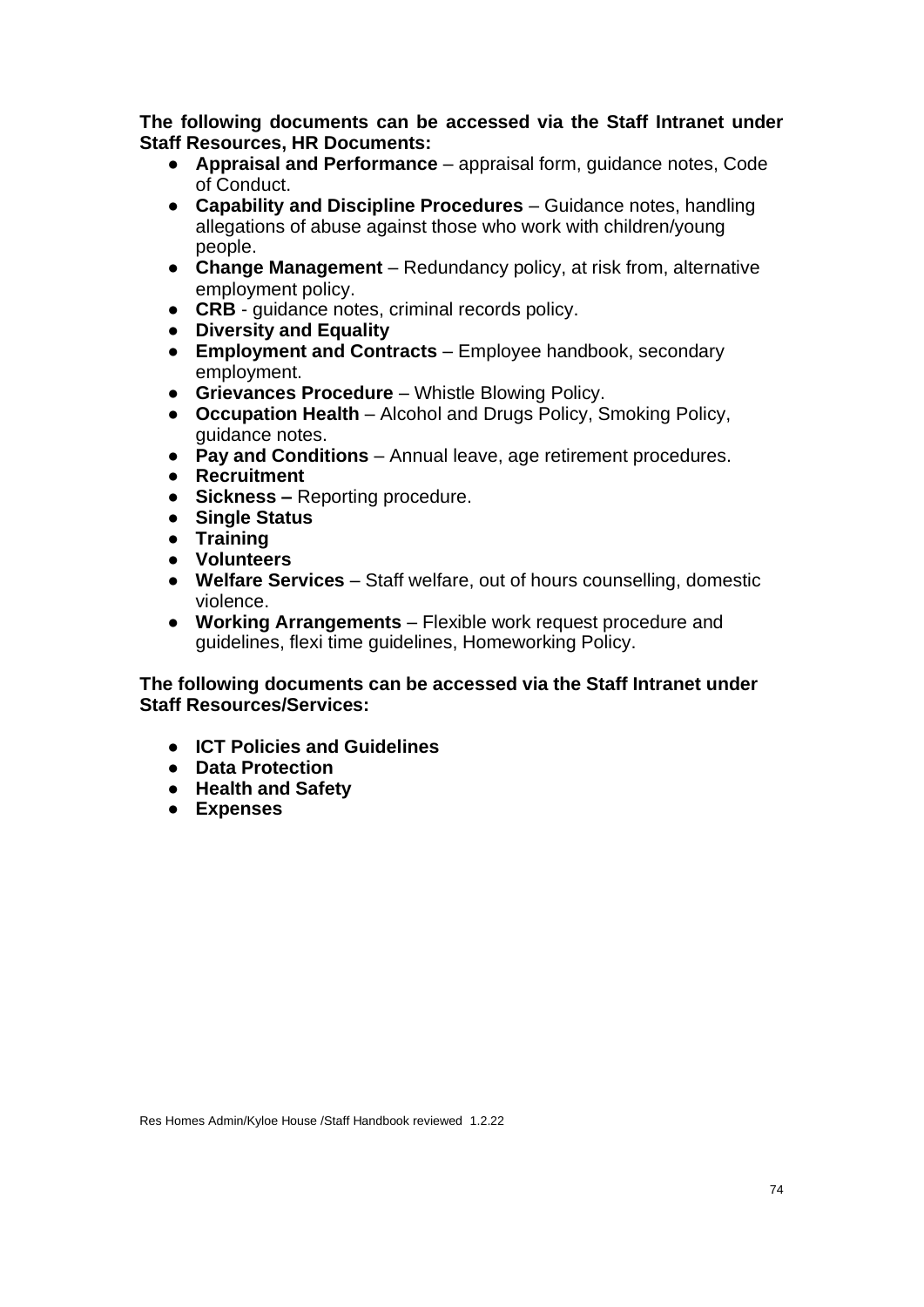**The following documents can be accessed via the Staff Intranet under Staff Resources, HR Documents:**

- **Appraisal and Performance** – appraisal form, guidance notes, Code of Conduct.
- **Capability and Discipline Procedures** – Guidance notes, handling allegations of abuse against those who work with children/young people.
- **Change Management** – Redundancy policy, at risk from, alternative employment policy.
- **CRB** - guidance notes, criminal records policy.
- **Diversity and Equality**
- **Employment and Contracts** – Employee handbook, secondary employment.
- **Grievances Procedure** – Whistle Blowing Policy.
- **Occupation Health** – Alcohol and Drugs Policy, Smoking Policy, guidance notes.
- **Pay and Conditions** – Annual leave, age retirement procedures.
- **Recruitment**
- **Sickness –** Reporting procedure.
- **Single Status**
- **Training**
- **Volunteers**
- **Welfare Services** – Staff welfare, out of hours counselling, domestic violence.
- **Working Arrangements** – Flexible work request procedure and guidelines, flexi time guidelines, Homeworking Policy.

**The following documents can be accessed via the Staff Intranet under Staff Resources/Services:**

- **ICT Policies and Guidelines**
- **Data Protection**
- **Health and Safety**
- **Expenses**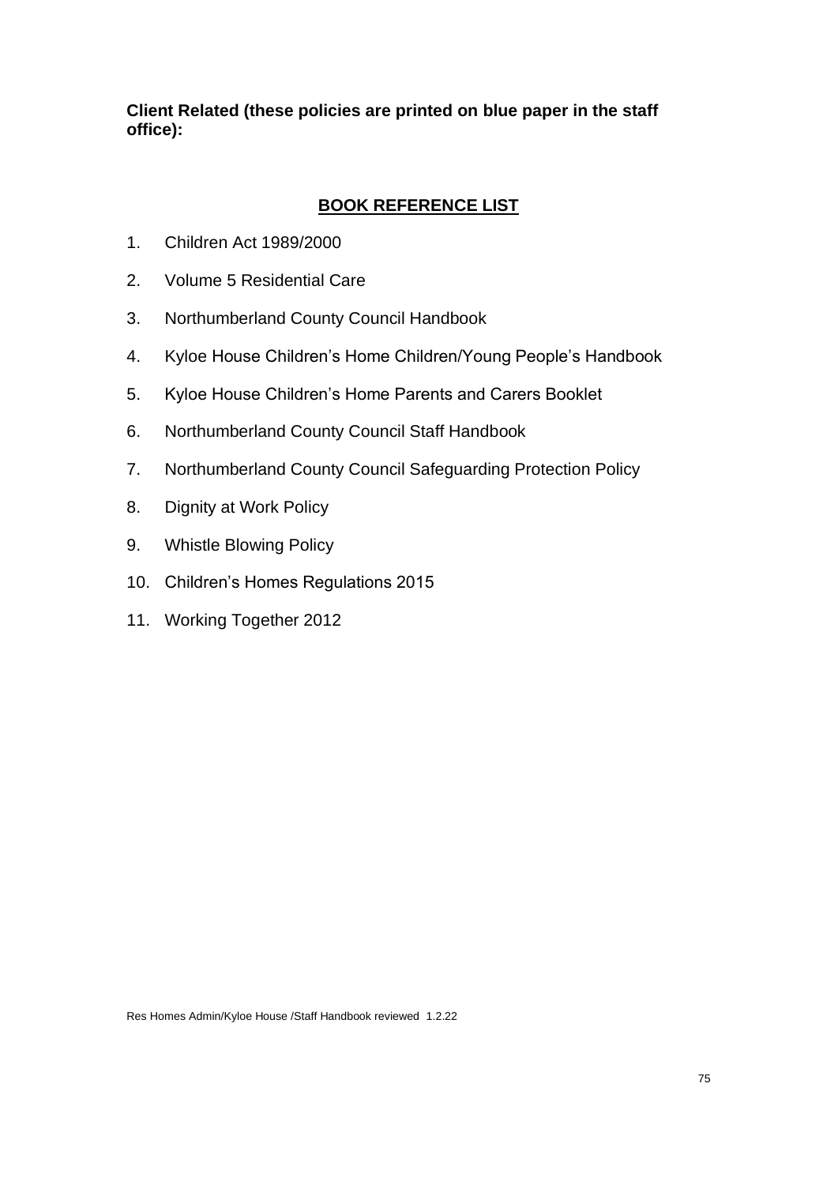**Client Related (these policies are printed on blue paper in the staff office):**

## BOOK REFERENCE LIST

1. Children Act 1989/2000
2. Volume 5 Residential Care
3. Northumberland County Council Handbook
4. Kyloe House Children's Home Children/Young People's Handbook
5. Kyloe House Children's Home Parents and Carers Booklet
6. Northumberland County Council Staff Handbook
7. Northumberland County Council Safeguarding Protection Policy
8. Dignity at Work Policy
9. Whistle Blowing Policy
10. Children's Homes Regulations 2015
11. Working Together 2012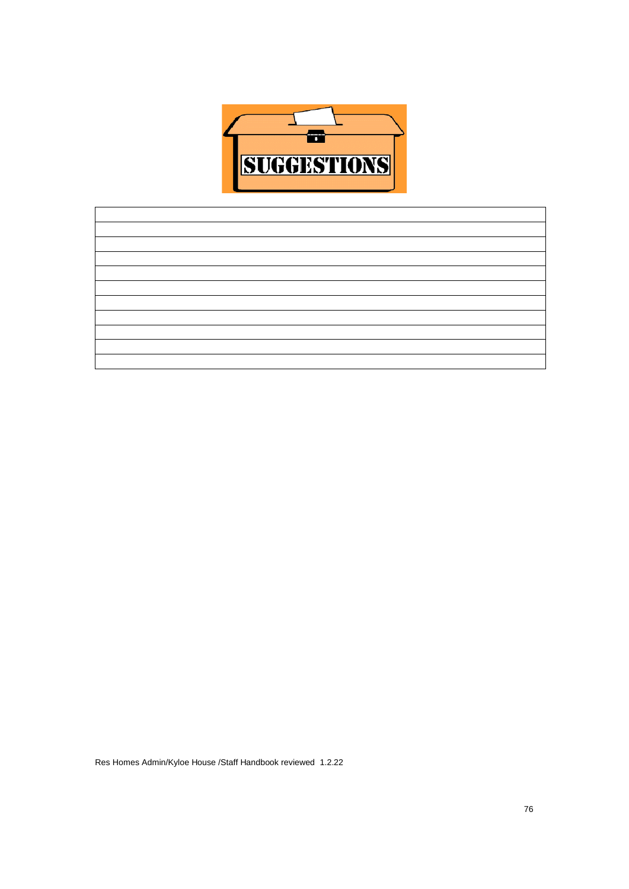SUGGESTIONS

| |
|---|
| |
| |
| |
| |
| |
| |
| |
| |
| |
| |